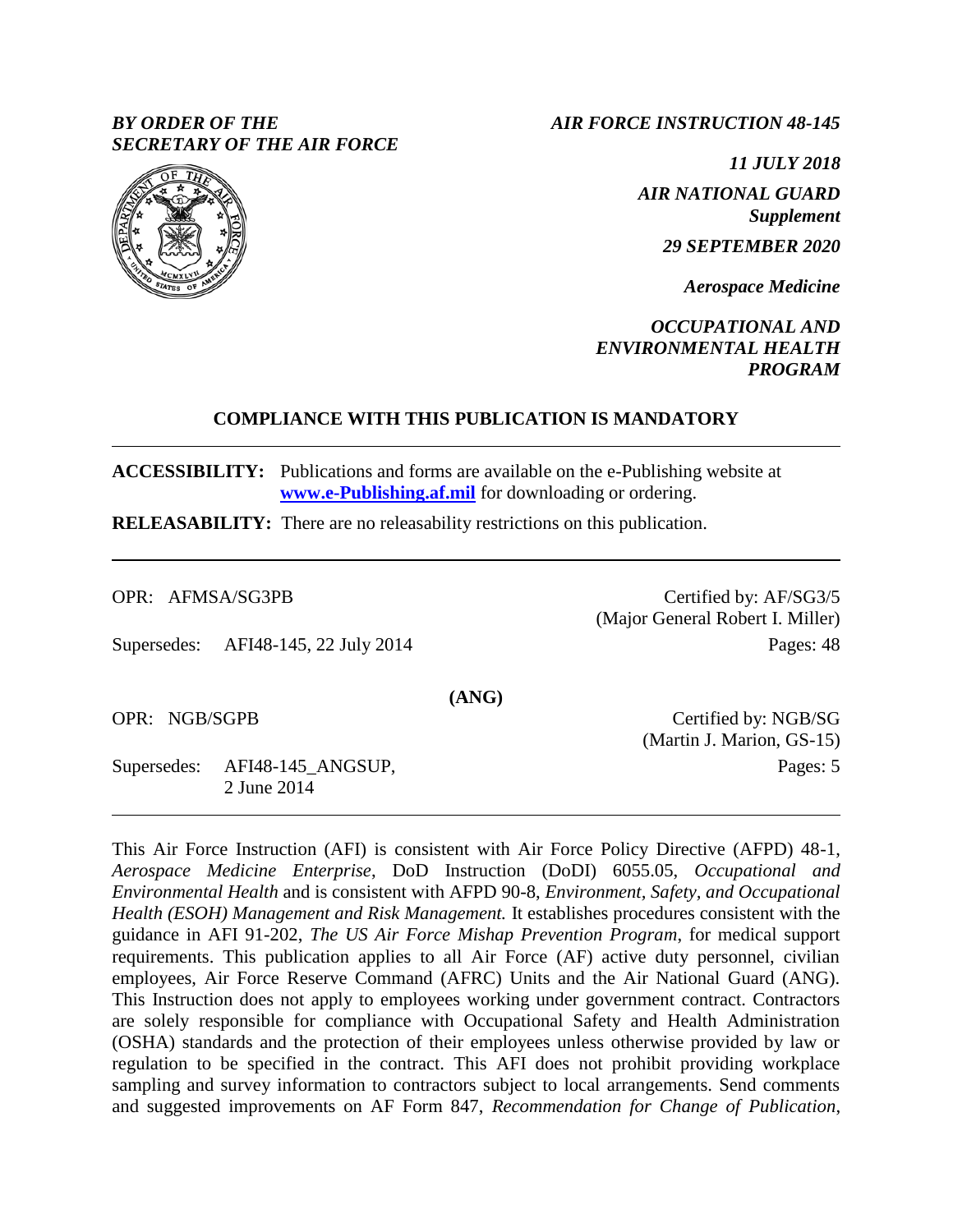*BY ORDER OF THE SECRETARY OF THE AIR FORCE*

*AIR FORCE INSTRUCTION 48-145*

*11 JULY 2018*

*AIR NATIONAL GUARD Supplement*

*29 SEPTEMBER 2020*

*Aerospace Medicine*

*OCCUPATIONAL AND ENVIRONMENTAL HEALTH PROGRAM*

**COMPLIANCE WITH THIS PUBLICATION IS MANDATORY**

---

**ACCESSIBILITY:** Publications and forms are available on the e-Publishing website at **www.e-Publishing.af.mil** for downloading or ordering.

**RELEASABILITY:** There are no releasability restrictions on this publication.

---

OPR: AFMSA/SG3PB

Certified by: AF/SG3/5 (Major General Robert I. Miller)

Supersedes: AFI48-145, 22 July 2014

Pages: 48

**(ANG)**

OPR: NGB/SGPB

Certified by: NGB/SG (Martin J. Marion, GS-15)

Supersedes: AFI48-145_ANGSUP, 2 June 2014

Pages: 5

---

This Air Force Instruction (AFI) is consistent with Air Force Policy Directive (AFPD) 48-1, *Aerospace Medicine Enterprise*, DoD Instruction (DoDI) 6055.05, *Occupational and Environmental Health* and is consistent with AFPD 90-8, *Environment, Safety, and Occupational Health (ESOH) Management and Risk Management.* It establishes procedures consistent with the guidance in AFI 91-202, *The US Air Force Mishap Prevention Program*, for medical support requirements. This publication applies to all Air Force (AF) active duty personnel, civilian employees, Air Force Reserve Command (AFRC) Units and the Air National Guard (ANG). This Instruction does not apply to employees working under government contract. Contractors are solely responsible for compliance with Occupational Safety and Health Administration (OSHA) standards and the protection of their employees unless otherwise provided by law or regulation to be specified in the contract. This AFI does not prohibit providing workplace sampling and survey information to contractors subject to local arrangements. Send comments and suggested improvements on AF Form 847, *Recommendation for Change of Publication*,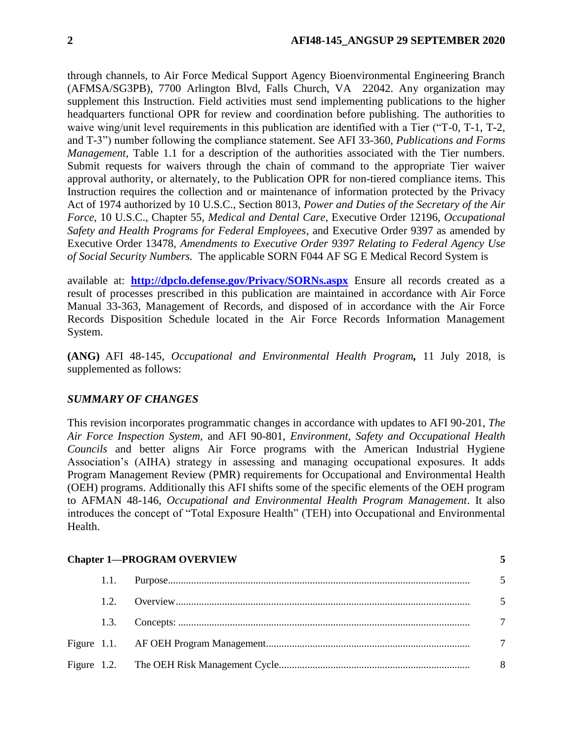through channels, to Air Force Medical Support Agency Bioenvironmental Engineering Branch (AFMSA/SG3PB), 7700 Arlington Blvd, Falls Church, VA 22042. Any organization may supplement this Instruction. Field activities must send implementing publications to the higher headquarters functional OPR for review and coordination before publishing. The authorities to waive wing/unit level requirements in this publication are identified with a Tier ("T-0, T-1, T-2, and T-3") number following the compliance statement. See AFI 33-360, *Publications and Forms Management*, Table 1.1 for a description of the authorities associated with the Tier numbers. Submit requests for waivers through the chain of command to the appropriate Tier waiver approval authority, or alternately, to the Publication OPR for non-tiered compliance items. This Instruction requires the collection and or maintenance of information protected by the Privacy Act of 1974 authorized by 10 U.S.C., Section 8013, *Power and Duties of the Secretary of the Air Force*, 10 U.S.C., Chapter 55, *Medical and Dental Care*, Executive Order 12196, *Occupational Safety and Health Programs for Federal Employees*, and Executive Order 9397 as amended by Executive Order 13478, *Amendments to Executive Order 9397 Relating to Federal Agency Use of Social Security Numbers.* The applicable SORN F044 AF SG E Medical Record System is

available at: **http://dpclo.defense.gov/Privacy/SORNs.aspx** Ensure all records created as a result of processes prescribed in this publication are maintained in accordance with Air Force Manual 33-363, Management of Records, and disposed of in accordance with the Air Force Records Disposition Schedule located in the Air Force Records Information Management System.

**(ANG)** AFI 48-145, *Occupational and Environmental Health Program***,** 11 July 2018, is supplemented as follows:

## *SUMMARY OF CHANGES*

This revision incorporates programmatic changes in accordance with updates to AFI 90-201, *The Air Force Inspection System,* and AFI 90-801, *Environment, Safety and Occupational Health Councils* and better aligns Air Force programs with the American Industrial Hygiene Association's (AIHA) strategy in assessing and managing occupational exposures. It adds Program Management Review (PMR) requirements for Occupational and Environmental Health (OEH) programs. Additionally this AFI shifts some of the specific elements of the OEH program to AFMAN 48-146, *Occupational and Environmental Health Program Management*. It also introduces the concept of "Total Exposure Health" (TEH) into Occupational and Environmental Health.

| | | |
|---|---|---|
| **Chapter 1—PROGRAM OVERVIEW** | | **5** |
| 1.1. | Purpose | 5 |
| 1.2. | Overview | 5 |
| 1.3. | Concepts: | 7 |
| Figure 1.1. | AF OEH Program Management | 7 |
| Figure 1.2. | The OEH Risk Management Cycle | 8 |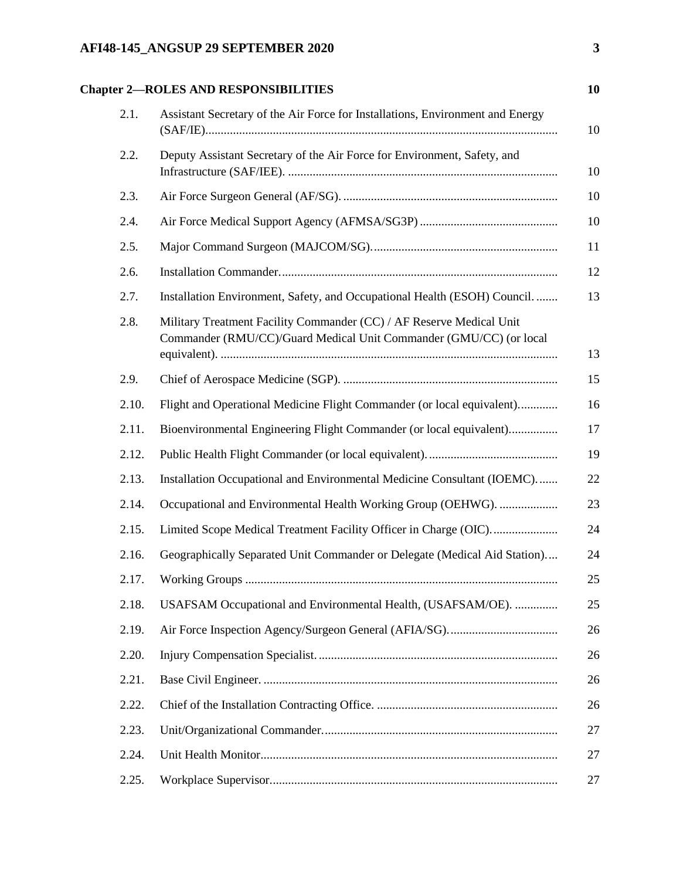| Chapter 2—ROLES AND RESPONSIBILITIES | | 10 |
|---|---|---|
| 2.1. | Assistant Secretary of the Air Force for Installations, Environment and Energy (SAF/IE) | 10 |
| 2.2. | Deputy Assistant Secretary of the Air Force for Environment, Safety, and Infrastructure (SAF/IEE). | 10 |
| 2.3. | Air Force Surgeon General (AF/SG). | 10 |
| 2.4. | Air Force Medical Support Agency (AFMSA/SG3P) | 10 |
| 2.5. | Major Command Surgeon (MAJCOM/SG). | 11 |
| 2.6. | Installation Commander. | 12 |
| 2.7. | Installation Environment, Safety, and Occupational Health (ESOH) Council. | 13 |
| 2.8. | Military Treatment Facility Commander (CC) / AF Reserve Medical Unit Commander (RMU/CC)/Guard Medical Unit Commander (GMU/CC) (or local equivalent). | 13 |
| 2.9. | Chief of Aerospace Medicine (SGP). | 15 |
| 2.10. | Flight and Operational Medicine Flight Commander (or local equivalent). | 16 |
| 2.11. | Bioenvironmental Engineering Flight Commander (or local equivalent) | 17 |
| 2.12. | Public Health Flight Commander (or local equivalent). | 19 |
| 2.13. | Installation Occupational and Environmental Medicine Consultant (IOEMC). | 22 |
| 2.14. | Occupational and Environmental Health Working Group (OEHWG). | 23 |
| 2.15. | Limited Scope Medical Treatment Facility Officer in Charge (OIC). | 24 |
| 2.16. | Geographically Separated Unit Commander or Delegate (Medical Aid Station). | 24 |
| 2.17. | Working Groups | 25 |
| 2.18. | USAFSAM Occupational and Environmental Health, (USAFSAM/OE). | 25 |
| 2.19. | Air Force Inspection Agency/Surgeon General (AFIA/SG). | 26 |
| 2.20. | Injury Compensation Specialist. | 26 |
| 2.21. | Base Civil Engineer. | 26 |
| 2.22. | Chief of the Installation Contracting Office. | 26 |
| 2.23. | Unit/Organizational Commander. | 27 |
| 2.24. | Unit Health Monitor | 27 |
| 2.25. | Workplace Supervisor | 27 |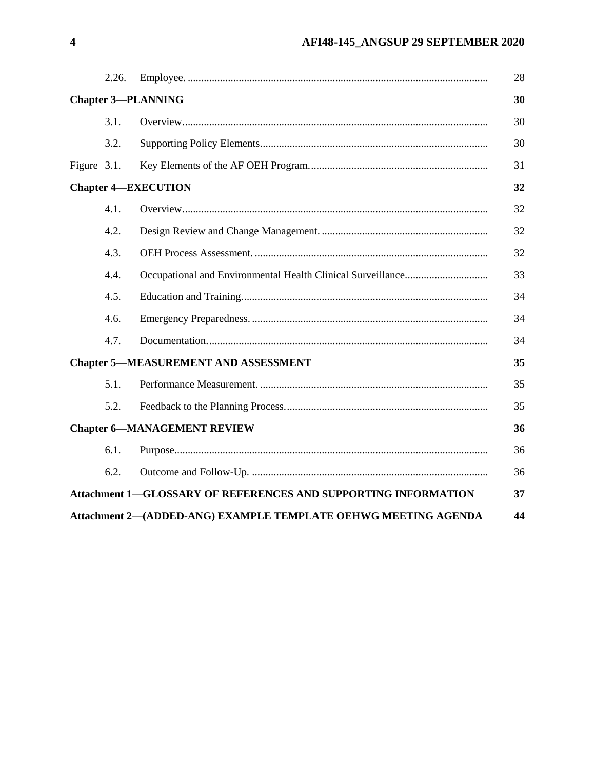| | | |
|---|---|---|
| 2.26. | Employee. | 28 |
| **Chapter 3—PLANNING** | | **30** |
| 3.1. | Overview. | 30 |
| 3.2. | Supporting Policy Elements. | 30 |
| Figure 3.1. | Key Elements of the AF OEH Program. | 31 |
| **Chapter 4—EXECUTION** | | **32** |
| 4.1. | Overview. | 32 |
| 4.2. | Design Review and Change Management. | 32 |
| 4.3. | OEH Process Assessment. | 32 |
| 4.4. | Occupational and Environmental Health Clinical Surveillance. | 33 |
| 4.5. | Education and Training. | 34 |
| 4.6. | Emergency Preparedness. | 34 |
| 4.7. | Documentation. | 34 |
| **Chapter 5—MEASUREMENT AND ASSESSMENT** | | **35** |
| 5.1. | Performance Measurement. | 35 |
| 5.2. | Feedback to the Planning Process. | 35 |
| **Chapter 6—MANAGEMENT REVIEW** | | **36** |
| 6.1. | Purpose. | 36 |
| 6.2. | Outcome and Follow-Up. | 36 |
| **Attachment 1—GLOSSARY OF REFERENCES AND SUPPORTING INFORMATION** | | **37** |
| **Attachment 2—(ADDED-ANG) EXAMPLE TEMPLATE OEHWG MEETING AGENDA** | | **44** |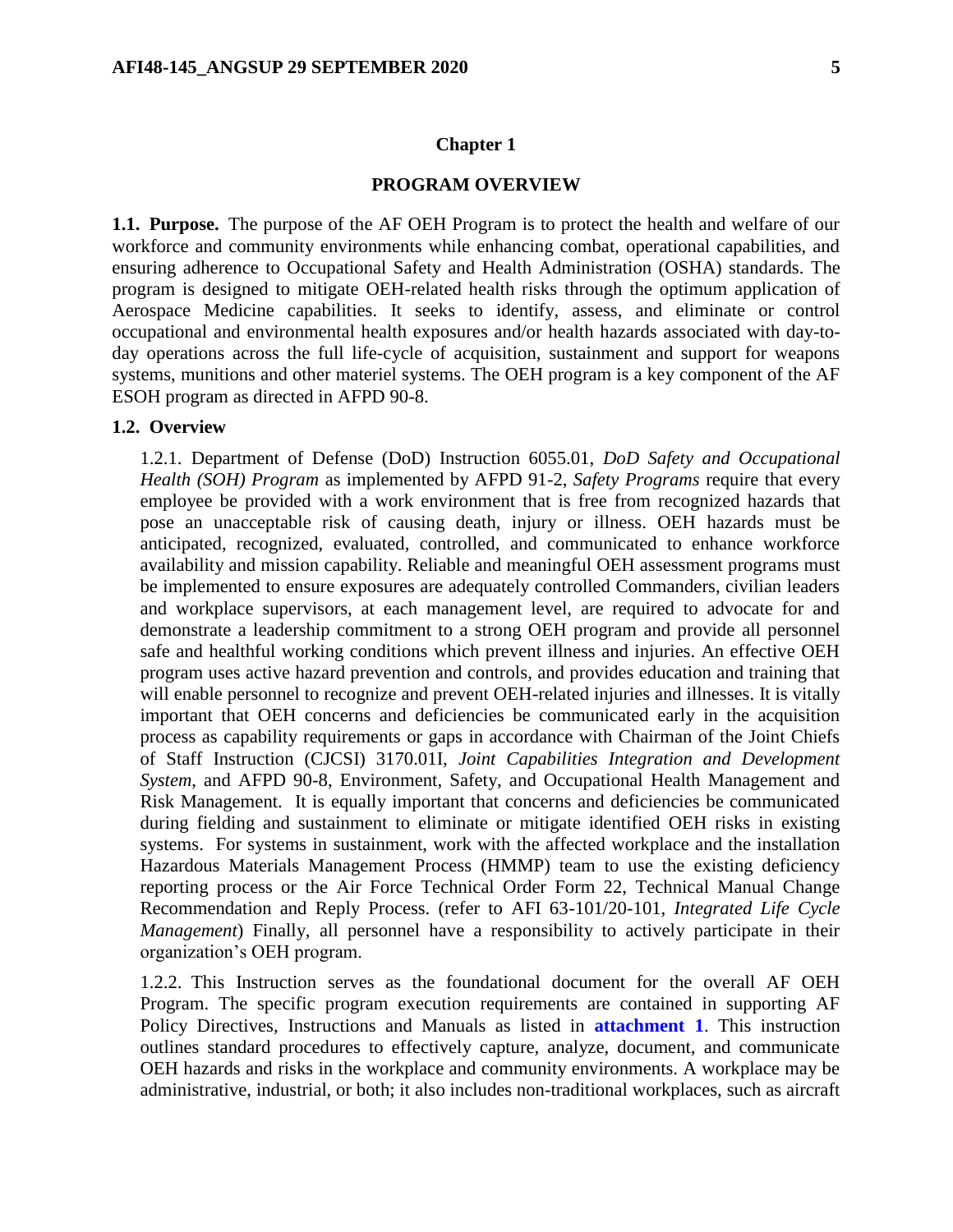## Chapter 1

## PROGRAM OVERVIEW

**1.1. Purpose.** The purpose of the AF OEH Program is to protect the health and welfare of our workforce and community environments while enhancing combat, operational capabilities, and ensuring adherence to Occupational Safety and Health Administration (OSHA) standards. The program is designed to mitigate OEH-related health risks through the optimum application of Aerospace Medicine capabilities. It seeks to identify, assess, and eliminate or control occupational and environmental health exposures and/or health hazards associated with day-to-day operations across the full life-cycle of acquisition, sustainment and support for weapons systems, munitions and other materiel systems. The OEH program is a key component of the AF ESOH program as directed in AFPD 90-8.

**1.2. Overview**

1.2.1. Department of Defense (DoD) Instruction 6055.01, *DoD Safety and Occupational Health (SOH) Program* as implemented by AFPD 91-2, *Safety Programs* require that every employee be provided with a work environment that is free from recognized hazards that pose an unacceptable risk of causing death, injury or illness. OEH hazards must be anticipated, recognized, evaluated, controlled, and communicated to enhance workforce availability and mission capability. Reliable and meaningful OEH assessment programs must be implemented to ensure exposures are adequately controlled Commanders, civilian leaders and workplace supervisors, at each management level, are required to advocate for and demonstrate a leadership commitment to a strong OEH program and provide all personnel safe and healthful working conditions which prevent illness and injuries. An effective OEH program uses active hazard prevention and controls, and provides education and training that will enable personnel to recognize and prevent OEH-related injuries and illnesses. It is vitally important that OEH concerns and deficiencies be communicated early in the acquisition process as capability requirements or gaps in accordance with Chairman of the Joint Chiefs of Staff Instruction (CJCSI) 3170.01I, *Joint Capabilities Integration and Development System*, and AFPD 90-8, Environment, Safety, and Occupational Health Management and Risk Management. It is equally important that concerns and deficiencies be communicated during fielding and sustainment to eliminate or mitigate identified OEH risks in existing systems. For systems in sustainment, work with the affected workplace and the installation Hazardous Materials Management Process (HMMP) team to use the existing deficiency reporting process or the Air Force Technical Order Form 22, Technical Manual Change Recommendation and Reply Process. (refer to AFI 63-101/20-101, *Integrated Life Cycle Management*) Finally, all personnel have a responsibility to actively participate in their organization's OEH program.

1.2.2. This Instruction serves as the foundational document for the overall AF OEH Program. The specific program execution requirements are contained in supporting AF Policy Directives, Instructions and Manuals as listed in **attachment 1**. This instruction outlines standard procedures to effectively capture, analyze, document, and communicate OEH hazards and risks in the workplace and community environments. A workplace may be administrative, industrial, or both; it also includes non-traditional workplaces, such as aircraft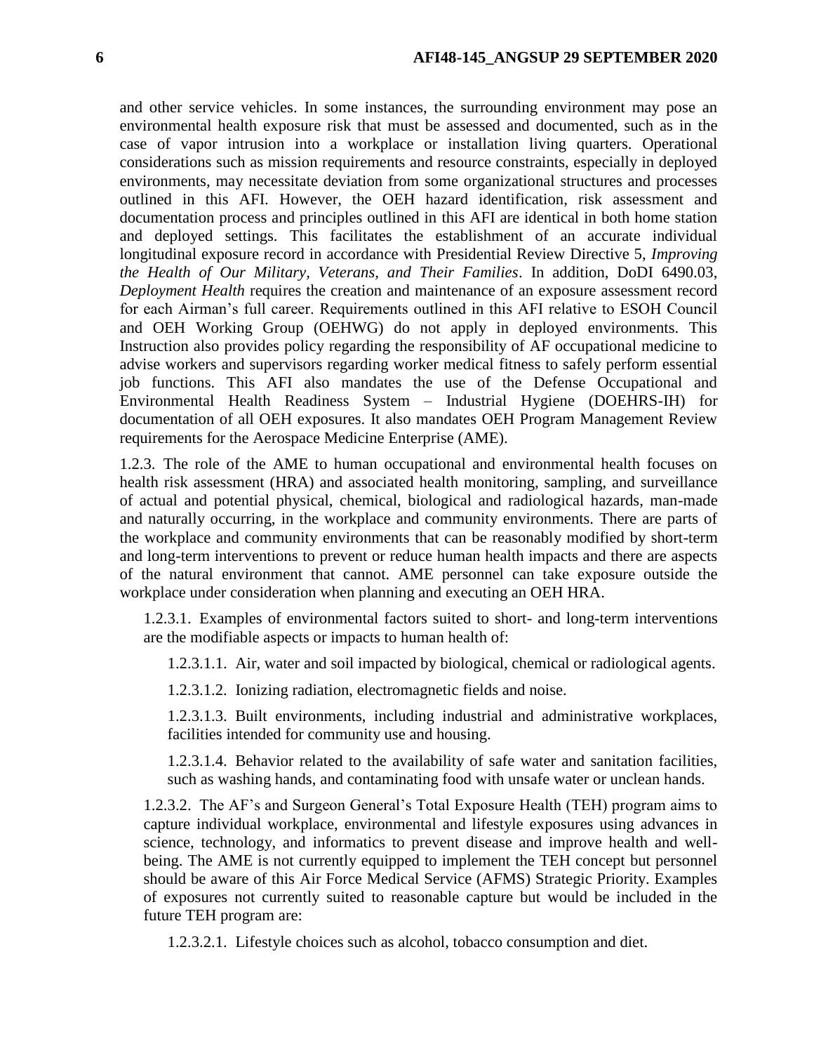and other service vehicles. In some instances, the surrounding environment may pose an environmental health exposure risk that must be assessed and documented, such as in the case of vapor intrusion into a workplace or installation living quarters. Operational considerations such as mission requirements and resource constraints, especially in deployed environments, may necessitate deviation from some organizational structures and processes outlined in this AFI. However, the OEH hazard identification, risk assessment and documentation process and principles outlined in this AFI are identical in both home station and deployed settings. This facilitates the establishment of an accurate individual longitudinal exposure record in accordance with Presidential Review Directive 5, *Improving the Health of Our Military, Veterans, and Their Families*. In addition, DoDI 6490.03, *Deployment Health* requires the creation and maintenance of an exposure assessment record for each Airman's full career. Requirements outlined in this AFI relative to ESOH Council and OEH Working Group (OEHWG) do not apply in deployed environments. This Instruction also provides policy regarding the responsibility of AF occupational medicine to advise workers and supervisors regarding worker medical fitness to safely perform essential job functions. This AFI also mandates the use of the Defense Occupational and Environmental Health Readiness System – Industrial Hygiene (DOEHRS-IH) for documentation of all OEH exposures. It also mandates OEH Program Management Review requirements for the Aerospace Medicine Enterprise (AME).

1.2.3. The role of the AME to human occupational and environmental health focuses on health risk assessment (HRA) and associated health monitoring, sampling, and surveillance of actual and potential physical, chemical, biological and radiological hazards, man-made and naturally occurring, in the workplace and community environments. There are parts of the workplace and community environments that can be reasonably modified by short-term and long-term interventions to prevent or reduce human health impacts and there are aspects of the natural environment that cannot. AME personnel can take exposure outside the workplace under consideration when planning and executing an OEH HRA.

1.2.3.1. Examples of environmental factors suited to short- and long-term interventions are the modifiable aspects or impacts to human health of:

1.2.3.1.1. Air, water and soil impacted by biological, chemical or radiological agents.

1.2.3.1.2. Ionizing radiation, electromagnetic fields and noise.

1.2.3.1.3. Built environments, including industrial and administrative workplaces, facilities intended for community use and housing.

1.2.3.1.4. Behavior related to the availability of safe water and sanitation facilities, such as washing hands, and contaminating food with unsafe water or unclean hands.

1.2.3.2. The AF's and Surgeon General's Total Exposure Health (TEH) program aims to capture individual workplace, environmental and lifestyle exposures using advances in science, technology, and informatics to prevent disease and improve health and well-being. The AME is not currently equipped to implement the TEH concept but personnel should be aware of this Air Force Medical Service (AFMS) Strategic Priority. Examples of exposures not currently suited to reasonable capture but would be included in the future TEH program are:

1.2.3.2.1. Lifestyle choices such as alcohol, tobacco consumption and diet.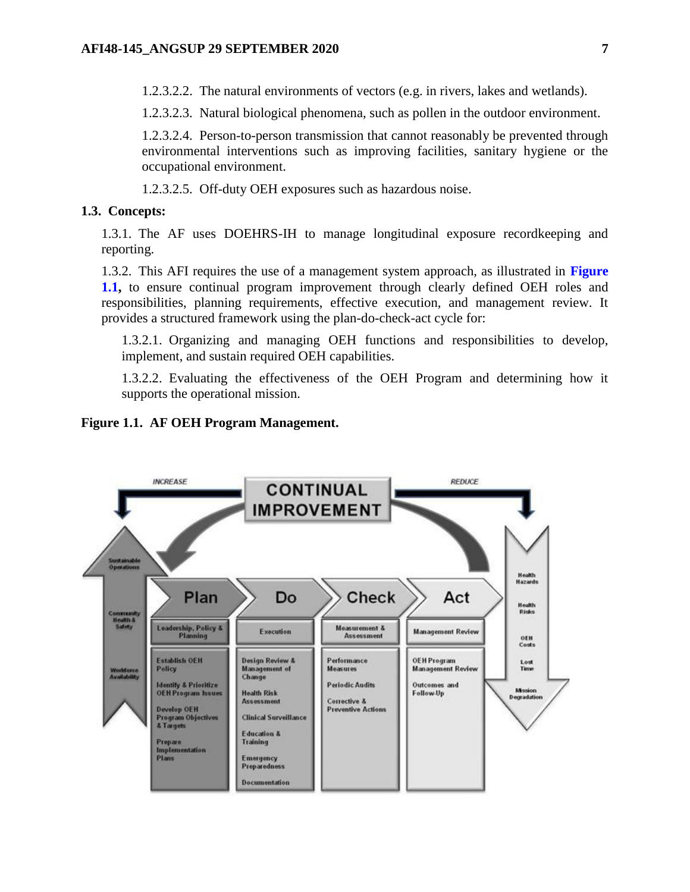1.2.3.2.2. The natural environments of vectors (e.g. in rivers, lakes and wetlands).

1.2.3.2.3. Natural biological phenomena, such as pollen in the outdoor environment.

1.2.3.2.4. Person-to-person transmission that cannot reasonably be prevented through environmental interventions such as improving facilities, sanitary hygiene or the occupational environment.

1.2.3.2.5. Off-duty OEH exposures such as hazardous noise.

**1.3. Concepts:**

1.3.1. The AF uses DOEHRS-IH to manage longitudinal exposure recordkeeping and reporting.

1.3.2. This AFI requires the use of a management system approach, as illustrated in **Figure 1.1,** to ensure continual program improvement through clearly defined OEH roles and responsibilities, planning requirements, effective execution, and management review. It provides a structured framework using the plan-do-check-act cycle for:

1.3.2.1. Organizing and managing OEH functions and responsibilities to develop, implement, and sustain required OEH capabilities.

1.3.2.2. Evaluating the effectiveness of the OEH Program and determining how it supports the operational mission.

**Figure 1.1. AF OEH Program Management.**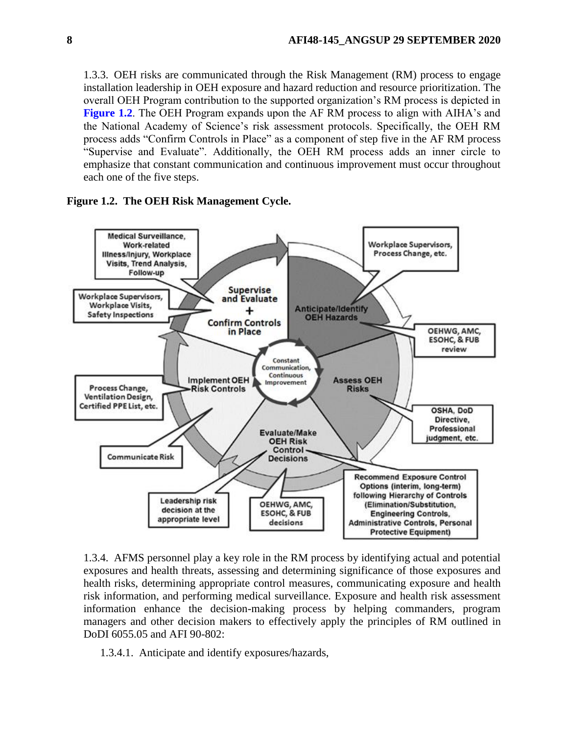1.3.3. OEH risks are communicated through the Risk Management (RM) process to engage installation leadership in OEH exposure and hazard reduction and resource prioritization. The overall OEH Program contribution to the supported organization's RM process is depicted in **Figure 1.2**. The OEH Program expands upon the AF RM process to align with AIHA's and the National Academy of Science's risk assessment protocols. Specifically, the OEH RM process adds "Confirm Controls in Place" as a component of step five in the AF RM process "Supervise and Evaluate". Additionally, the OEH RM process adds an inner circle to emphasize that constant communication and continuous improvement must occur throughout each one of the five steps.

**Figure 1.2. The OEH Risk Management Cycle.**

1.3.4. AFMS personnel play a key role in the RM process by identifying actual and potential exposures and health threats, assessing and determining significance of those exposures and health risks, determining appropriate control measures, communicating exposure and health risk information, and performing medical surveillance. Exposure and health risk assessment information enhance the decision-making process by helping commanders, program managers and other decision makers to effectively apply the principles of RM outlined in DoDI 6055.05 and AFI 90-802:

1.3.4.1. Anticipate and identify exposures/hazards,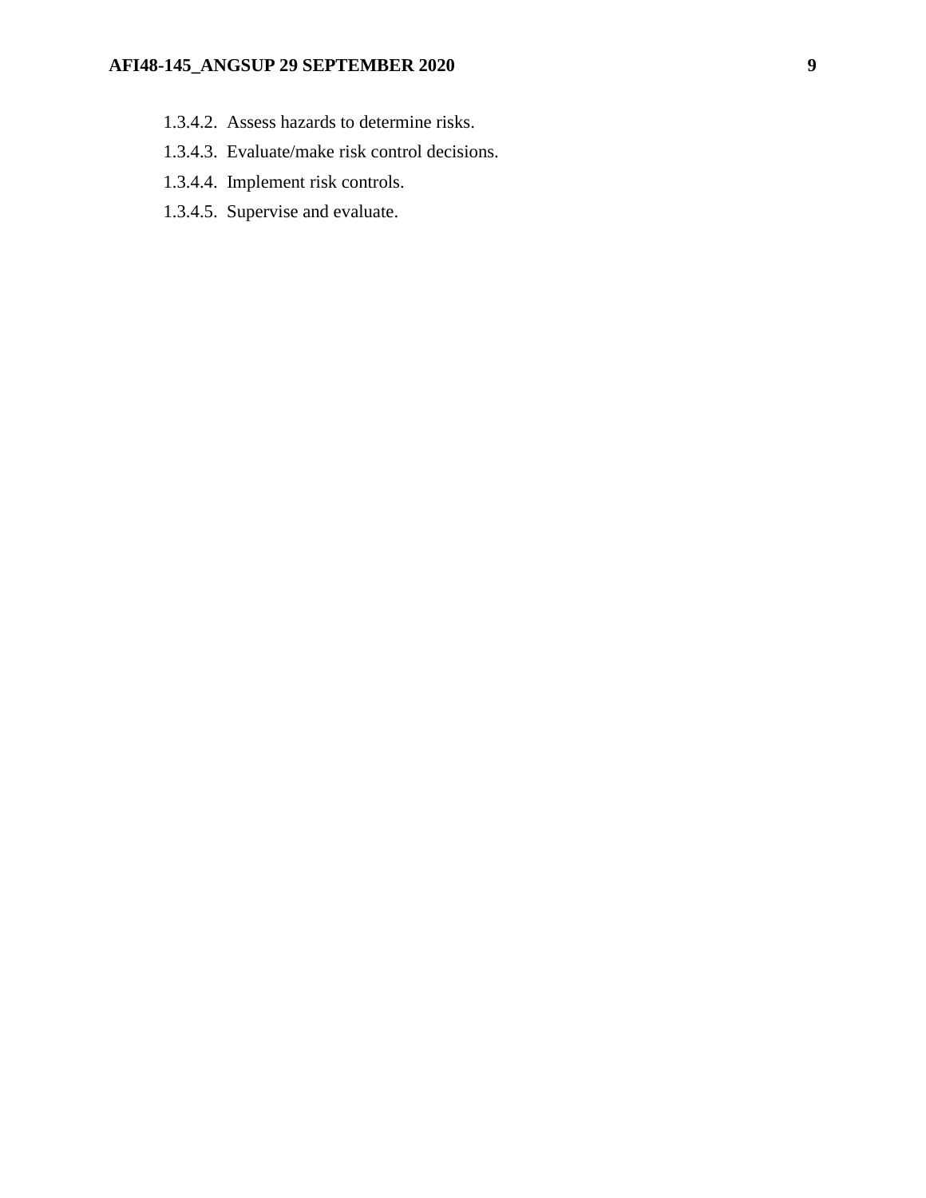1.3.4.2. Assess hazards to determine risks.

1.3.4.3. Evaluate/make risk control decisions.

1.3.4.4. Implement risk controls.

1.3.4.5. Supervise and evaluate.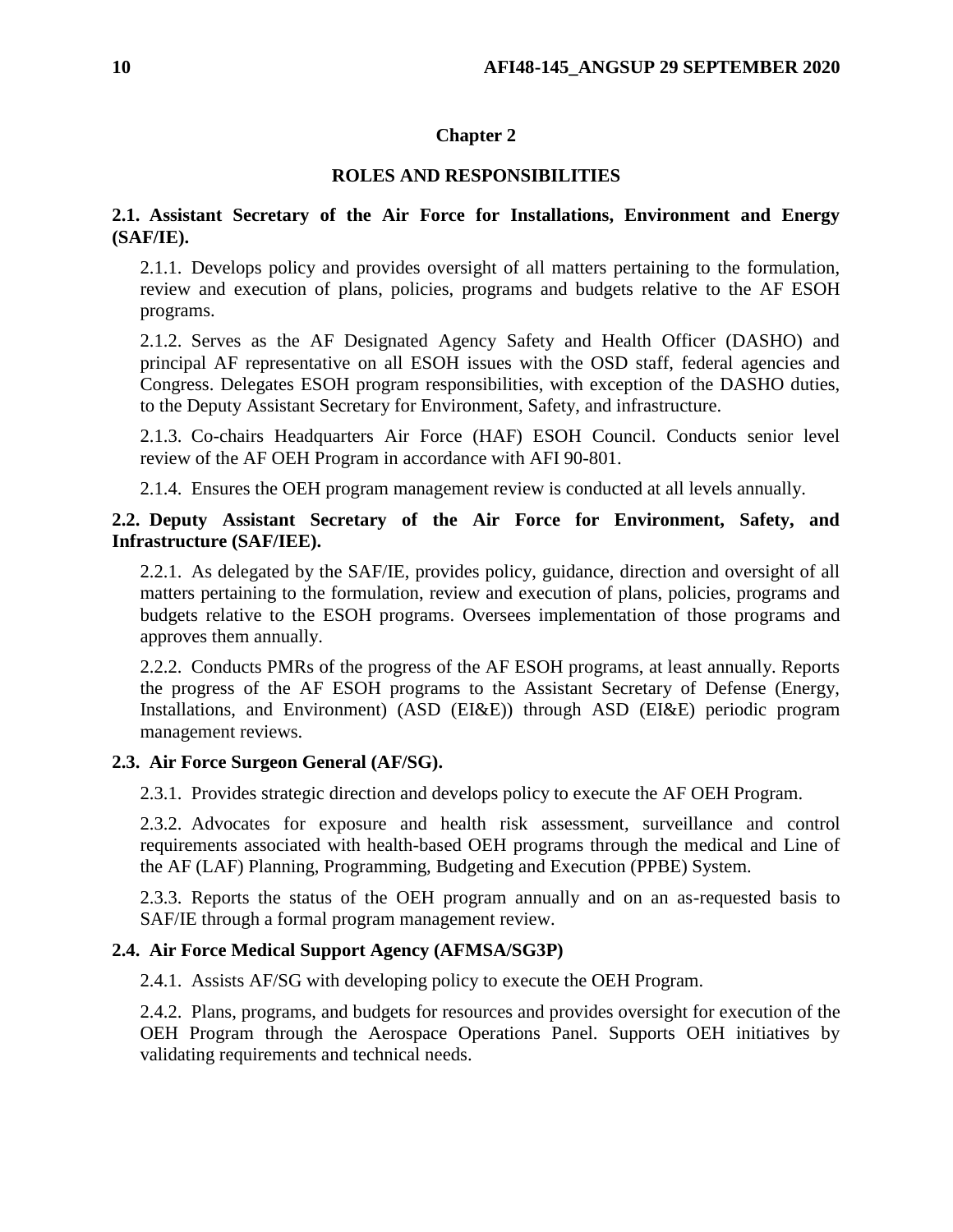# Chapter 2

# ROLES AND RESPONSIBILITIES

**2.1. Assistant Secretary of the Air Force for Installations, Environment and Energy (SAF/IE).**

2.1.1. Develops policy and provides oversight of all matters pertaining to the formulation, review and execution of plans, policies, programs and budgets relative to the AF ESOH programs.

2.1.2. Serves as the AF Designated Agency Safety and Health Officer (DASHO) and principal AF representative on all ESOH issues with the OSD staff, federal agencies and Congress. Delegates ESOH program responsibilities, with exception of the DASHO duties, to the Deputy Assistant Secretary for Environment, Safety, and infrastructure.

2.1.3. Co-chairs Headquarters Air Force (HAF) ESOH Council. Conducts senior level review of the AF OEH Program in accordance with AFI 90-801.

2.1.4. Ensures the OEH program management review is conducted at all levels annually.

**2.2. Deputy Assistant Secretary of the Air Force for Environment, Safety, and Infrastructure (SAF/IEE).**

2.2.1. As delegated by the SAF/IE, provides policy, guidance, direction and oversight of all matters pertaining to the formulation, review and execution of plans, policies, programs and budgets relative to the ESOH programs. Oversees implementation of those programs and approves them annually.

2.2.2. Conducts PMRs of the progress of the AF ESOH programs, at least annually. Reports the progress of the AF ESOH programs to the Assistant Secretary of Defense (Energy, Installations, and Environment) (ASD (EI&E)) through ASD (EI&E) periodic program management reviews.

**2.3. Air Force Surgeon General (AF/SG).**

2.3.1. Provides strategic direction and develops policy to execute the AF OEH Program.

2.3.2. Advocates for exposure and health risk assessment, surveillance and control requirements associated with health-based OEH programs through the medical and Line of the AF (LAF) Planning, Programming, Budgeting and Execution (PPBE) System.

2.3.3. Reports the status of the OEH program annually and on an as-requested basis to SAF/IE through a formal program management review.

**2.4. Air Force Medical Support Agency (AFMSA/SG3P)**

2.4.1. Assists AF/SG with developing policy to execute the OEH Program.

2.4.2. Plans, programs, and budgets for resources and provides oversight for execution of the OEH Program through the Aerospace Operations Panel. Supports OEH initiatives by validating requirements and technical needs.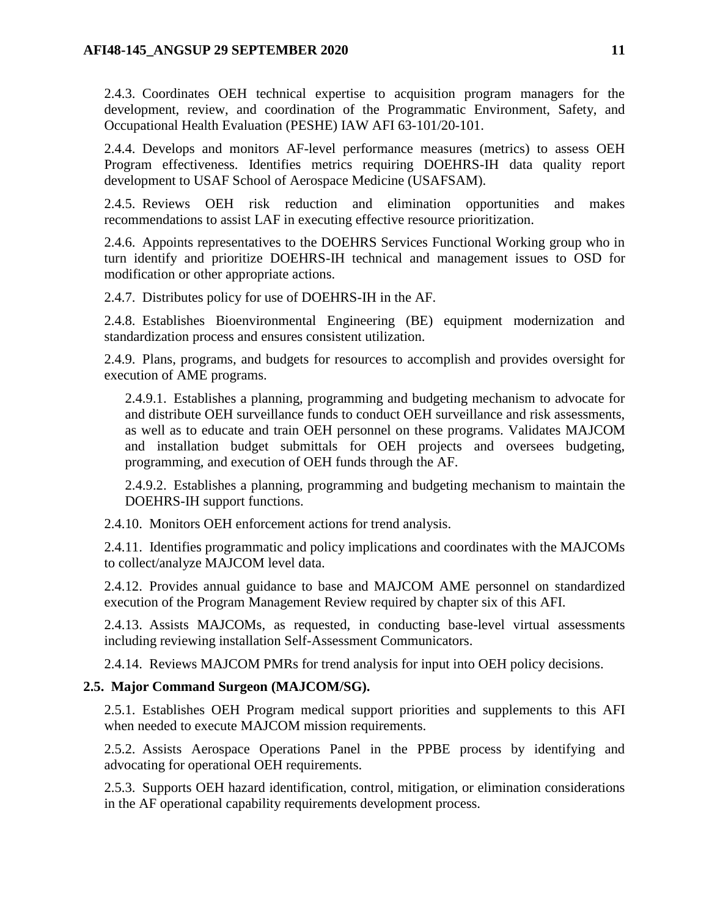2.4.3. Coordinates OEH technical expertise to acquisition program managers for the development, review, and coordination of the Programmatic Environment, Safety, and Occupational Health Evaluation (PESHE) IAW AFI 63-101/20-101.

2.4.4. Develops and monitors AF-level performance measures (metrics) to assess OEH Program effectiveness. Identifies metrics requiring DOEHRS-IH data quality report development to USAF School of Aerospace Medicine (USAFSAM).

2.4.5. Reviews OEH risk reduction and elimination opportunities and makes recommendations to assist LAF in executing effective resource prioritization.

2.4.6. Appoints representatives to the DOEHRS Services Functional Working group who in turn identify and prioritize DOEHRS-IH technical and management issues to OSD for modification or other appropriate actions.

2.4.7. Distributes policy for use of DOEHRS-IH in the AF.

2.4.8. Establishes Bioenvironmental Engineering (BE) equipment modernization and standardization process and ensures consistent utilization.

2.4.9. Plans, programs, and budgets for resources to accomplish and provides oversight for execution of AME programs.

2.4.9.1. Establishes a planning, programming and budgeting mechanism to advocate for and distribute OEH surveillance funds to conduct OEH surveillance and risk assessments, as well as to educate and train OEH personnel on these programs. Validates MAJCOM and installation budget submittals for OEH projects and oversees budgeting, programming, and execution of OEH funds through the AF.

2.4.9.2. Establishes a planning, programming and budgeting mechanism to maintain the DOEHRS-IH support functions.

2.4.10. Monitors OEH enforcement actions for trend analysis.

2.4.11. Identifies programmatic and policy implications and coordinates with the MAJCOMs to collect/analyze MAJCOM level data.

2.4.12. Provides annual guidance to base and MAJCOM AME personnel on standardized execution of the Program Management Review required by chapter six of this AFI.

2.4.13. Assists MAJCOMs, as requested, in conducting base-level virtual assessments including reviewing installation Self-Assessment Communicators.

2.4.14. Reviews MAJCOM PMRs for trend analysis for input into OEH policy decisions.

**2.5. Major Command Surgeon (MAJCOM/SG).**

2.5.1. Establishes OEH Program medical support priorities and supplements to this AFI when needed to execute MAJCOM mission requirements.

2.5.2. Assists Aerospace Operations Panel in the PPBE process by identifying and advocating for operational OEH requirements.

2.5.3. Supports OEH hazard identification, control, mitigation, or elimination considerations in the AF operational capability requirements development process.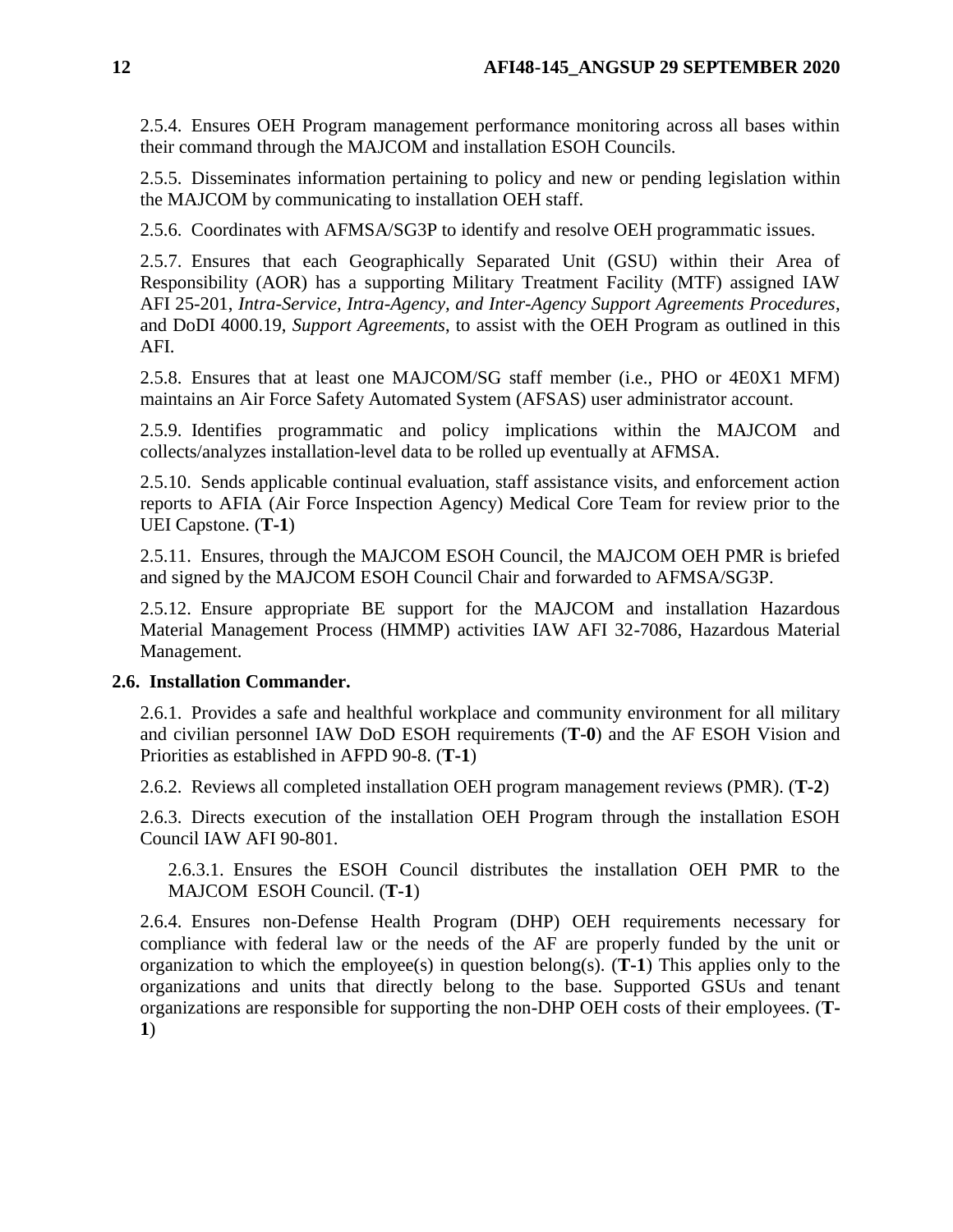2.5.4. Ensures OEH Program management performance monitoring across all bases within their command through the MAJCOM and installation ESOH Councils.

2.5.5. Disseminates information pertaining to policy and new or pending legislation within the MAJCOM by communicating to installation OEH staff.

2.5.6. Coordinates with AFMSA/SG3P to identify and resolve OEH programmatic issues.

2.5.7. Ensures that each Geographically Separated Unit (GSU) within their Area of Responsibility (AOR) has a supporting Military Treatment Facility (MTF) assigned IAW AFI 25-201, *Intra-Service, Intra-Agency, and Inter-Agency Support Agreements Procedures*, and DoDI 4000.19, *Support Agreements*, to assist with the OEH Program as outlined in this AFI.

2.5.8. Ensures that at least one MAJCOM/SG staff member (i.e., PHO or 4E0X1 MFM) maintains an Air Force Safety Automated System (AFSAS) user administrator account.

2.5.9. Identifies programmatic and policy implications within the MAJCOM and collects/analyzes installation-level data to be rolled up eventually at AFMSA.

2.5.10. Sends applicable continual evaluation, staff assistance visits, and enforcement action reports to AFIA (Air Force Inspection Agency) Medical Core Team for review prior to the UEI Capstone. (**T-1**)

2.5.11. Ensures, through the MAJCOM ESOH Council, the MAJCOM OEH PMR is briefed and signed by the MAJCOM ESOH Council Chair and forwarded to AFMSA/SG3P.

2.5.12. Ensure appropriate BE support for the MAJCOM and installation Hazardous Material Management Process (HMMP) activities IAW AFI 32-7086, Hazardous Material Management.

**2.6. Installation Commander.**

2.6.1. Provides a safe and healthful workplace and community environment for all military and civilian personnel IAW DoD ESOH requirements (**T-0**) and the AF ESOH Vision and Priorities as established in AFPD 90-8. (**T-1**)

2.6.2. Reviews all completed installation OEH program management reviews (PMR). (**T-2**)

2.6.3. Directs execution of the installation OEH Program through the installation ESOH Council IAW AFI 90-801.

2.6.3.1. Ensures the ESOH Council distributes the installation OEH PMR to the MAJCOM ESOH Council. (**T-1**)

2.6.4. Ensures non-Defense Health Program (DHP) OEH requirements necessary for compliance with federal law or the needs of the AF are properly funded by the unit or organization to which the employee(s) in question belong(s). (**T-1**) This applies only to the organizations and units that directly belong to the base. Supported GSUs and tenant organizations are responsible for supporting the non-DHP OEH costs of their employees. (**T-1**)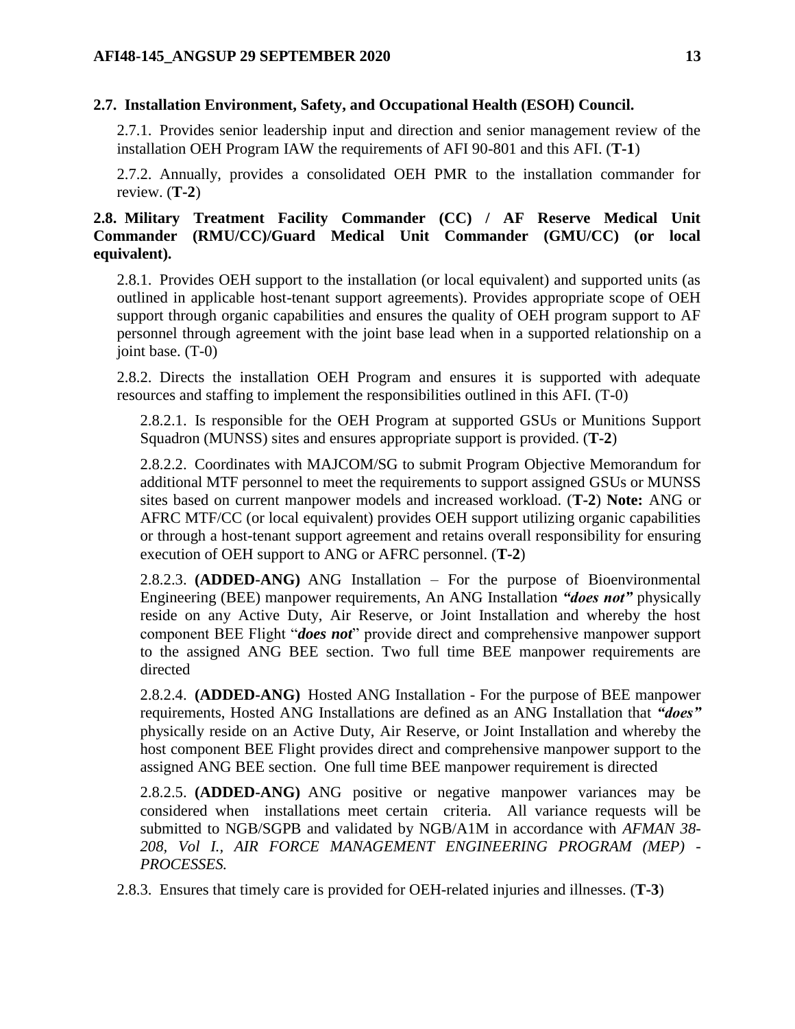**2.7. Installation Environment, Safety, and Occupational Health (ESOH) Council.**

2.7.1. Provides senior leadership input and direction and senior management review of the installation OEH Program IAW the requirements of AFI 90-801 and this AFI. (**T-1**)

2.7.2. Annually, provides a consolidated OEH PMR to the installation commander for review. (**T-2**)

**2.8. Military Treatment Facility Commander (CC) / AF Reserve Medical Unit Commander (RMU/CC)/Guard Medical Unit Commander (GMU/CC) (or local equivalent).**

2.8.1. Provides OEH support to the installation (or local equivalent) and supported units (as outlined in applicable host-tenant support agreements). Provides appropriate scope of OEH support through organic capabilities and ensures the quality of OEH program support to AF personnel through agreement with the joint base lead when in a supported relationship on a joint base. (T-0)

2.8.2. Directs the installation OEH Program and ensures it is supported with adequate resources and staffing to implement the responsibilities outlined in this AFI. (T-0)

2.8.2.1. Is responsible for the OEH Program at supported GSUs or Munitions Support Squadron (MUNSS) sites and ensures appropriate support is provided. (**T-2**)

2.8.2.2. Coordinates with MAJCOM/SG to submit Program Objective Memorandum for additional MTF personnel to meet the requirements to support assigned GSUs or MUNSS sites based on current manpower models and increased workload. (**T-2**) **Note:** ANG or AFRC MTF/CC (or local equivalent) provides OEH support utilizing organic capabilities or through a host-tenant support agreement and retains overall responsibility for ensuring execution of OEH support to ANG or AFRC personnel. (**T-2**)

2.8.2.3. **(ADDED-ANG)** ANG Installation – For the purpose of Bioenvironmental Engineering (BEE) manpower requirements, An ANG Installation ***"does not"*** physically reside on any Active Duty, Air Reserve, or Joint Installation and whereby the host component BEE Flight "***does not***" provide direct and comprehensive manpower support to the assigned ANG BEE section. Two full time BEE manpower requirements are directed

2.8.2.4. **(ADDED-ANG)** Hosted ANG Installation - For the purpose of BEE manpower requirements, Hosted ANG Installations are defined as an ANG Installation that ***"does"*** physically reside on an Active Duty, Air Reserve, or Joint Installation and whereby the host component BEE Flight provides direct and comprehensive manpower support to the assigned ANG BEE section. One full time BEE manpower requirement is directed

2.8.2.5. **(ADDED-ANG)** ANG positive or negative manpower variances may be considered when installations meet certain criteria. All variance requests will be submitted to NGB/SGPB and validated by NGB/A1M in accordance with *AFMAN 38-208, Vol I., AIR FORCE MANAGEMENT ENGINEERING PROGRAM (MEP) - PROCESSES.*

2.8.3. Ensures that timely care is provided for OEH-related injuries and illnesses. (**T-3**)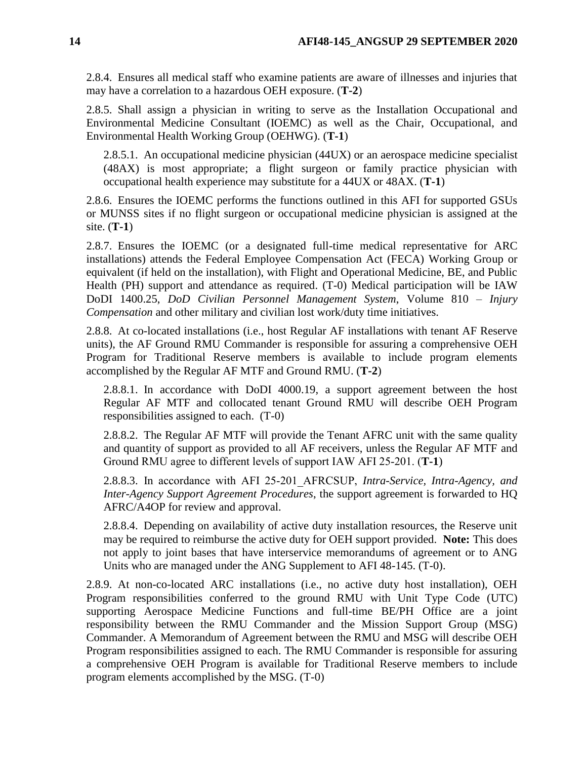2.8.4. Ensures all medical staff who examine patients are aware of illnesses and injuries that may have a correlation to a hazardous OEH exposure. (**T-2**)

2.8.5. Shall assign a physician in writing to serve as the Installation Occupational and Environmental Medicine Consultant (IOEMC) as well as the Chair, Occupational, and Environmental Health Working Group (OEHWG). (**T-1**)

2.8.5.1. An occupational medicine physician (44UX) or an aerospace medicine specialist (48AX) is most appropriate; a flight surgeon or family practice physician with occupational health experience may substitute for a 44UX or 48AX. (**T-1**)

2.8.6. Ensures the IOEMC performs the functions outlined in this AFI for supported GSUs or MUNSS sites if no flight surgeon or occupational medicine physician is assigned at the site. (**T-1**)

2.8.7. Ensures the IOEMC (or a designated full-time medical representative for ARC installations) attends the Federal Employee Compensation Act (FECA) Working Group or equivalent (if held on the installation), with Flight and Operational Medicine, BE, and Public Health (PH) support and attendance as required. (T-0) Medical participation will be IAW DoDI 1400.25, *DoD Civilian Personnel Management System*, Volume 810 – *Injury Compensation* and other military and civilian lost work/duty time initiatives.

2.8.8. At co-located installations (i.e., host Regular AF installations with tenant AF Reserve units), the AF Ground RMU Commander is responsible for assuring a comprehensive OEH Program for Traditional Reserve members is available to include program elements accomplished by the Regular AF MTF and Ground RMU. (**T-2**)

2.8.8.1. In accordance with DoDI 4000.19, a support agreement between the host Regular AF MTF and collocated tenant Ground RMU will describe OEH Program responsibilities assigned to each. (T-0)

2.8.8.2. The Regular AF MTF will provide the Tenant AFRC unit with the same quality and quantity of support as provided to all AF receivers, unless the Regular AF MTF and Ground RMU agree to different levels of support IAW AFI 25-201. (**T-1**)

2.8.8.3. In accordance with AFI 25-201_AFRCSUP, *Intra-Service, Intra-Agency, and Inter-Agency Support Agreement Procedures*, the support agreement is forwarded to HQ AFRC/A4OP for review and approval.

2.8.8.4. Depending on availability of active duty installation resources, the Reserve unit may be required to reimburse the active duty for OEH support provided. **Note:** This does not apply to joint bases that have interservice memorandums of agreement or to ANG Units who are managed under the ANG Supplement to AFI 48-145. (T-0).

2.8.9. At non-co-located ARC installations (i.e., no active duty host installation), OEH Program responsibilities conferred to the ground RMU with Unit Type Code (UTC) supporting Aerospace Medicine Functions and full-time BE/PH Office are a joint responsibility between the RMU Commander and the Mission Support Group (MSG) Commander. A Memorandum of Agreement between the RMU and MSG will describe OEH Program responsibilities assigned to each. The RMU Commander is responsible for assuring a comprehensive OEH Program is available for Traditional Reserve members to include program elements accomplished by the MSG. (T-0)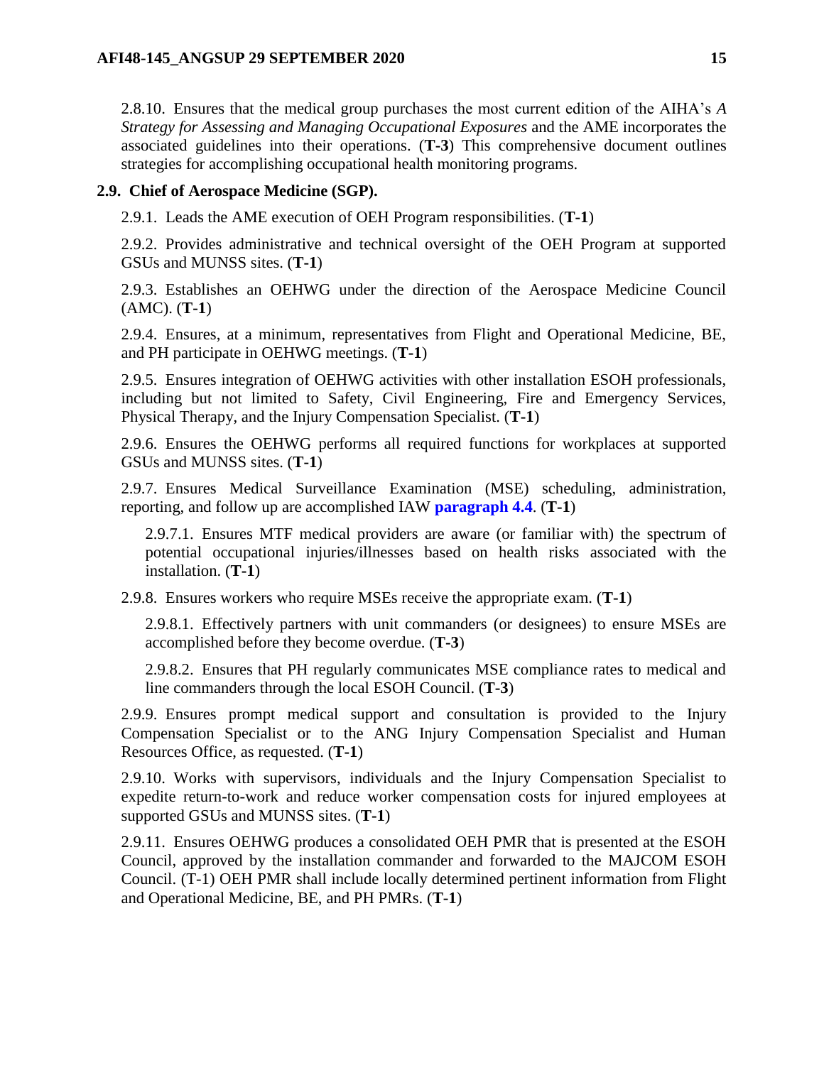2.8.10. Ensures that the medical group purchases the most current edition of the AIHA's *A Strategy for Assessing and Managing Occupational Exposures* and the AME incorporates the associated guidelines into their operations. (**T-3**) This comprehensive document outlines strategies for accomplishing occupational health monitoring programs.

**2.9. Chief of Aerospace Medicine (SGP).**

2.9.1. Leads the AME execution of OEH Program responsibilities. (**T-1**)

2.9.2. Provides administrative and technical oversight of the OEH Program at supported GSUs and MUNSS sites. (**T-1**)

2.9.3. Establishes an OEHWG under the direction of the Aerospace Medicine Council (AMC). (**T-1**)

2.9.4. Ensures, at a minimum, representatives from Flight and Operational Medicine, BE, and PH participate in OEHWG meetings. (**T-1**)

2.9.5. Ensures integration of OEHWG activities with other installation ESOH professionals, including but not limited to Safety, Civil Engineering, Fire and Emergency Services, Physical Therapy, and the Injury Compensation Specialist. (**T-1**)

2.9.6. Ensures the OEHWG performs all required functions for workplaces at supported GSUs and MUNSS sites. (**T-1**)

2.9.7. Ensures Medical Surveillance Examination (MSE) scheduling, administration, reporting, and follow up are accomplished IAW **paragraph 4.4**. (**T-1**)

2.9.7.1. Ensures MTF medical providers are aware (or familiar with) the spectrum of potential occupational injuries/illnesses based on health risks associated with the installation. (**T-1**)

2.9.8. Ensures workers who require MSEs receive the appropriate exam. (**T-1**)

2.9.8.1. Effectively partners with unit commanders (or designees) to ensure MSEs are accomplished before they become overdue. (**T-3**)

2.9.8.2. Ensures that PH regularly communicates MSE compliance rates to medical and line commanders through the local ESOH Council. (**T-3**)

2.9.9. Ensures prompt medical support and consultation is provided to the Injury Compensation Specialist or to the ANG Injury Compensation Specialist and Human Resources Office, as requested. (**T-1**)

2.9.10. Works with supervisors, individuals and the Injury Compensation Specialist to expedite return-to-work and reduce worker compensation costs for injured employees at supported GSUs and MUNSS sites. (**T-1**)

2.9.11. Ensures OEHWG produces a consolidated OEH PMR that is presented at the ESOH Council, approved by the installation commander and forwarded to the MAJCOM ESOH Council. (T-1) OEH PMR shall include locally determined pertinent information from Flight and Operational Medicine, BE, and PH PMRs. (**T-1**)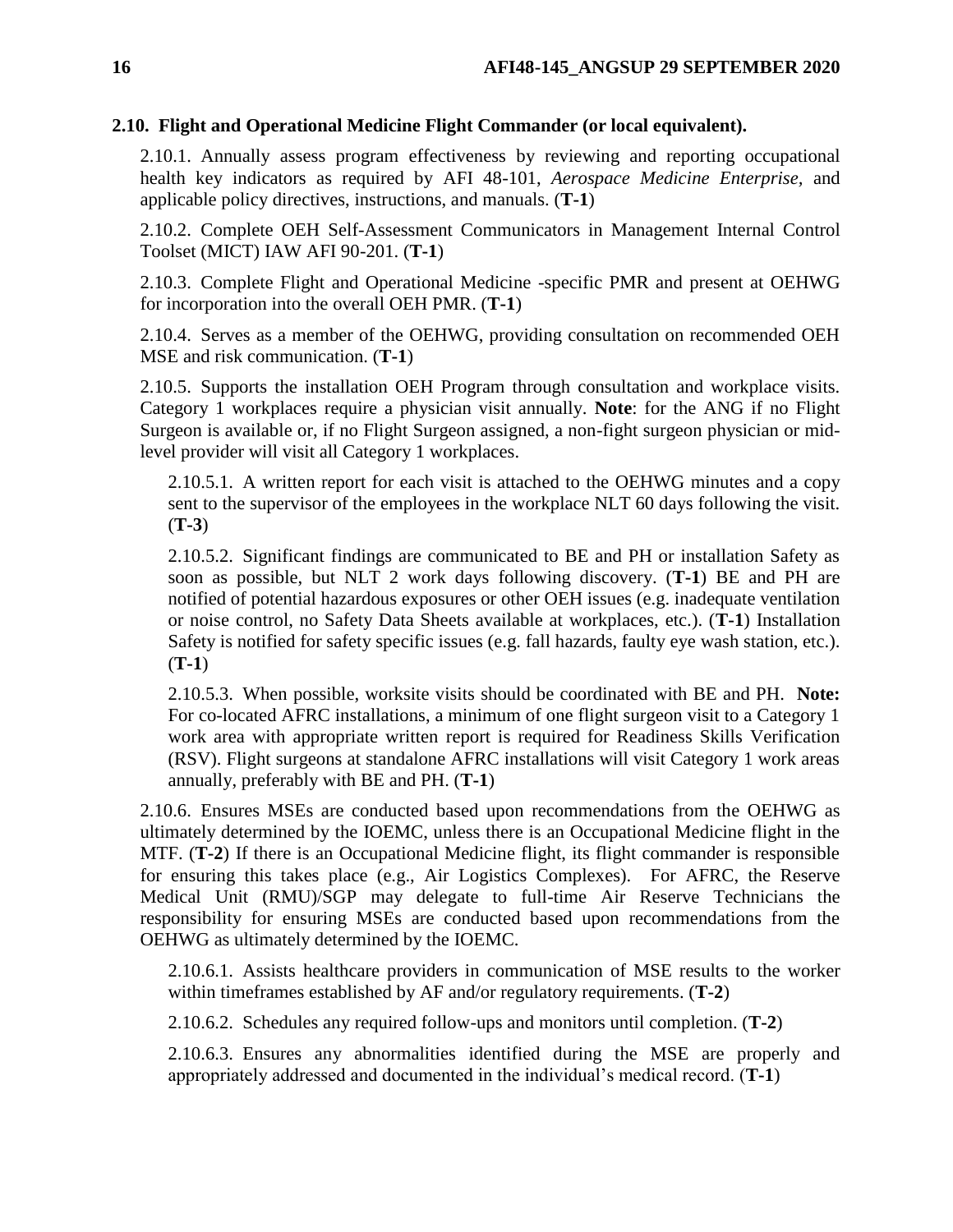## 2.10. Flight and Operational Medicine Flight Commander (or local equivalent).

2.10.1. Annually assess program effectiveness by reviewing and reporting occupational health key indicators as required by AFI 48-101, *Aerospace Medicine Enterprise,* and applicable policy directives, instructions, and manuals. (**T-1**)

2.10.2. Complete OEH Self-Assessment Communicators in Management Internal Control Toolset (MICT) IAW AFI 90-201. (**T-1**)

2.10.3. Complete Flight and Operational Medicine -specific PMR and present at OEHWG for incorporation into the overall OEH PMR. (**T-1**)

2.10.4. Serves as a member of the OEHWG, providing consultation on recommended OEH MSE and risk communication. (**T-1**)

2.10.5. Supports the installation OEH Program through consultation and workplace visits. Category 1 workplaces require a physician visit annually. **Note**: for the ANG if no Flight Surgeon is available or, if no Flight Surgeon assigned, a non-fight surgeon physician or mid-level provider will visit all Category 1 workplaces.

2.10.5.1. A written report for each visit is attached to the OEHWG minutes and a copy sent to the supervisor of the employees in the workplace NLT 60 days following the visit. (**T-3**)

2.10.5.2. Significant findings are communicated to BE and PH or installation Safety as soon as possible, but NLT 2 work days following discovery. (**T-1**) BE and PH are notified of potential hazardous exposures or other OEH issues (e.g. inadequate ventilation or noise control, no Safety Data Sheets available at workplaces, etc.). (**T-1**) Installation Safety is notified for safety specific issues (e.g. fall hazards, faulty eye wash station, etc.). (**T-1**)

2.10.5.3. When possible, worksite visits should be coordinated with BE and PH. **Note:** For co-located AFRC installations, a minimum of one flight surgeon visit to a Category 1 work area with appropriate written report is required for Readiness Skills Verification (RSV). Flight surgeons at standalone AFRC installations will visit Category 1 work areas annually, preferably with BE and PH. (**T-1**)

2.10.6. Ensures MSEs are conducted based upon recommendations from the OEHWG as ultimately determined by the IOEMC, unless there is an Occupational Medicine flight in the MTF. (**T-2**) If there is an Occupational Medicine flight, its flight commander is responsible for ensuring this takes place (e.g., Air Logistics Complexes). For AFRC, the Reserve Medical Unit (RMU)/SGP may delegate to full-time Air Reserve Technicians the responsibility for ensuring MSEs are conducted based upon recommendations from the OEHWG as ultimately determined by the IOEMC.

2.10.6.1. Assists healthcare providers in communication of MSE results to the worker within timeframes established by AF and/or regulatory requirements. (**T-2**)

2.10.6.2. Schedules any required follow-ups and monitors until completion. (**T-2**)

2.10.6.3. Ensures any abnormalities identified during the MSE are properly and appropriately addressed and documented in the individual's medical record. (**T-1**)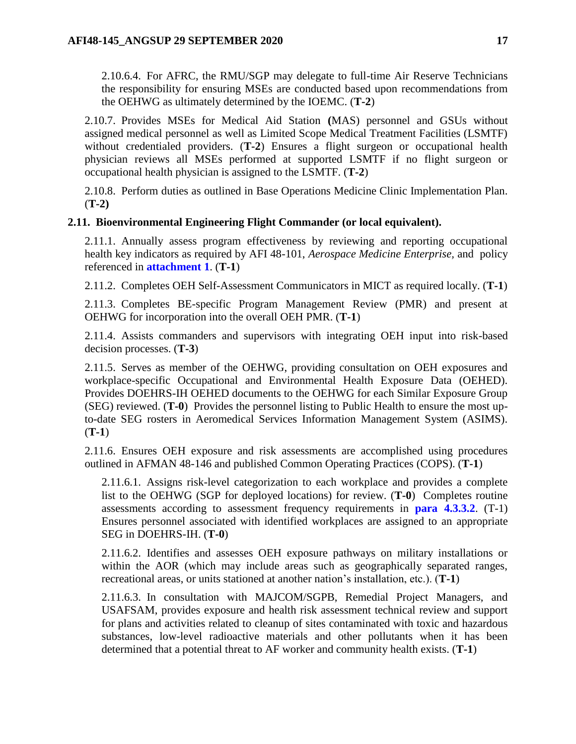2.10.6.4. For AFRC, the RMU/SGP may delegate to full-time Air Reserve Technicians the responsibility for ensuring MSEs are conducted based upon recommendations from the OEHWG as ultimately determined by the IOEMC. (**T-2**)

2.10.7. Provides MSEs for Medical Aid Station **(**MAS) personnel and GSUs without assigned medical personnel as well as Limited Scope Medical Treatment Facilities (LSMTF) without credentialed providers. (**T-2**) Ensures a flight surgeon or occupational health physician reviews all MSEs performed at supported LSMTF if no flight surgeon or occupational health physician is assigned to the LSMTF. (**T-2**)

2.10.8. Perform duties as outlined in Base Operations Medicine Clinic Implementation Plan. (**T-2)**

**2.11. Bioenvironmental Engineering Flight Commander (or local equivalent).**

2.11.1. Annually assess program effectiveness by reviewing and reporting occupational health key indicators as required by AFI 48-101, *Aerospace Medicine Enterprise,* and policy referenced in **attachment 1**. (**T-1**)

2.11.2. Completes OEH Self-Assessment Communicators in MICT as required locally. (**T-1**)

2.11.3. Completes BE-specific Program Management Review (PMR) and present at OEHWG for incorporation into the overall OEH PMR. (**T-1**)

2.11.4. Assists commanders and supervisors with integrating OEH input into risk-based decision processes. (**T-3**)

2.11.5. Serves as member of the OEHWG, providing consultation on OEH exposures and workplace-specific Occupational and Environmental Health Exposure Data (OEHED). Provides DOEHRS-IH OEHED documents to the OEHWG for each Similar Exposure Group (SEG) reviewed. (**T-0**) Provides the personnel listing to Public Health to ensure the most up-to-date SEG rosters in Aeromedical Services Information Management System (ASIMS). (**T-1**)

2.11.6. Ensures OEH exposure and risk assessments are accomplished using procedures outlined in AFMAN 48-146 and published Common Operating Practices (COPS). (**T-1**)

2.11.6.1. Assigns risk-level categorization to each workplace and provides a complete list to the OEHWG (SGP for deployed locations) for review. (**T-0**) Completes routine assessments according to assessment frequency requirements in **para 4.3.3.2**. (T-1) Ensures personnel associated with identified workplaces are assigned to an appropriate SEG in DOEHRS-IH. (**T-0**)

2.11.6.2. Identifies and assesses OEH exposure pathways on military installations or within the AOR (which may include areas such as geographically separated ranges, recreational areas, or units stationed at another nation's installation, etc.). (**T-1**)

2.11.6.3. In consultation with MAJCOM/SGPB, Remedial Project Managers, and USAFSAM, provides exposure and health risk assessment technical review and support for plans and activities related to cleanup of sites contaminated with toxic and hazardous substances, low-level radioactive materials and other pollutants when it has been determined that a potential threat to AF worker and community health exists. (**T-1**)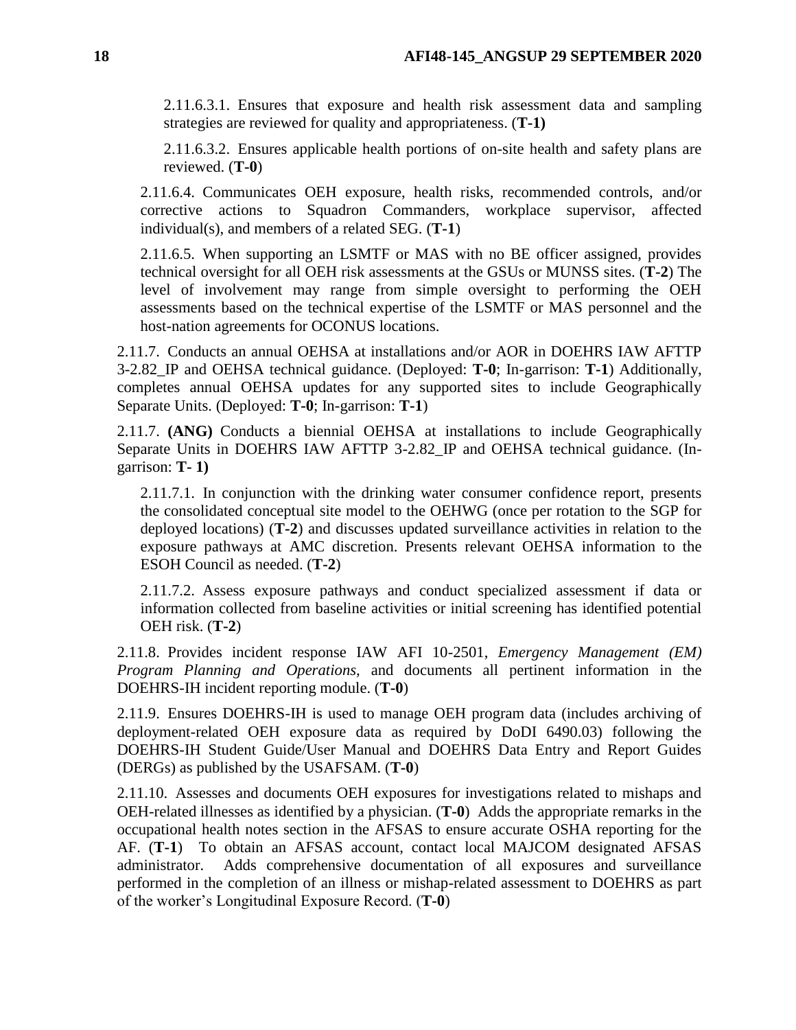2.11.6.3.1. Ensures that exposure and health risk assessment data and sampling strategies are reviewed for quality and appropriateness. (**T-1)**

2.11.6.3.2. Ensures applicable health portions of on-site health and safety plans are reviewed. (**T-0**)

2.11.6.4. Communicates OEH exposure, health risks, recommended controls, and/or corrective actions to Squadron Commanders, workplace supervisor, affected individual(s), and members of a related SEG. (**T-1**)

2.11.6.5. When supporting an LSMTF or MAS with no BE officer assigned, provides technical oversight for all OEH risk assessments at the GSUs or MUNSS sites. (**T-2**) The level of involvement may range from simple oversight to performing the OEH assessments based on the technical expertise of the LSMTF or MAS personnel and the host-nation agreements for OCONUS locations.

2.11.7. Conducts an annual OEHSA at installations and/or AOR in DOEHRS IAW AFTTP 3-2.82_IP and OEHSA technical guidance. (Deployed: **T-0**; In-garrison: **T-1**) Additionally, completes annual OEHSA updates for any supported sites to include Geographically Separate Units. (Deployed: **T-0**; In-garrison: **T-1**)

2.11.7. **(ANG)** Conducts a biennial OEHSA at installations to include Geographically Separate Units in DOEHRS IAW AFTTP 3-2.82_IP and OEHSA technical guidance. (In-garrison: **T- 1)**

2.11.7.1. In conjunction with the drinking water consumer confidence report, presents the consolidated conceptual site model to the OEHWG (once per rotation to the SGP for deployed locations) (**T-2**) and discusses updated surveillance activities in relation to the exposure pathways at AMC discretion. Presents relevant OEHSA information to the ESOH Council as needed. (**T-2**)

2.11.7.2. Assess exposure pathways and conduct specialized assessment if data or information collected from baseline activities or initial screening has identified potential OEH risk. (**T-2**)

2.11.8. Provides incident response IAW AFI 10-2501, *Emergency Management (EM) Program Planning and Operations*, and documents all pertinent information in the DOEHRS-IH incident reporting module. (**T-0**)

2.11.9. Ensures DOEHRS-IH is used to manage OEH program data (includes archiving of deployment-related OEH exposure data as required by DoDI 6490.03) following the DOEHRS-IH Student Guide/User Manual and DOEHRS Data Entry and Report Guides (DERGs) as published by the USAFSAM. (**T-0**)

2.11.10. Assesses and documents OEH exposures for investigations related to mishaps and OEH-related illnesses as identified by a physician. (**T-0**) Adds the appropriate remarks in the occupational health notes section in the AFSAS to ensure accurate OSHA reporting for the AF. (**T-1**) To obtain an AFSAS account, contact local MAJCOM designated AFSAS administrator. Adds comprehensive documentation of all exposures and surveillance performed in the completion of an illness or mishap-related assessment to DOEHRS as part of the worker's Longitudinal Exposure Record. (**T-0**)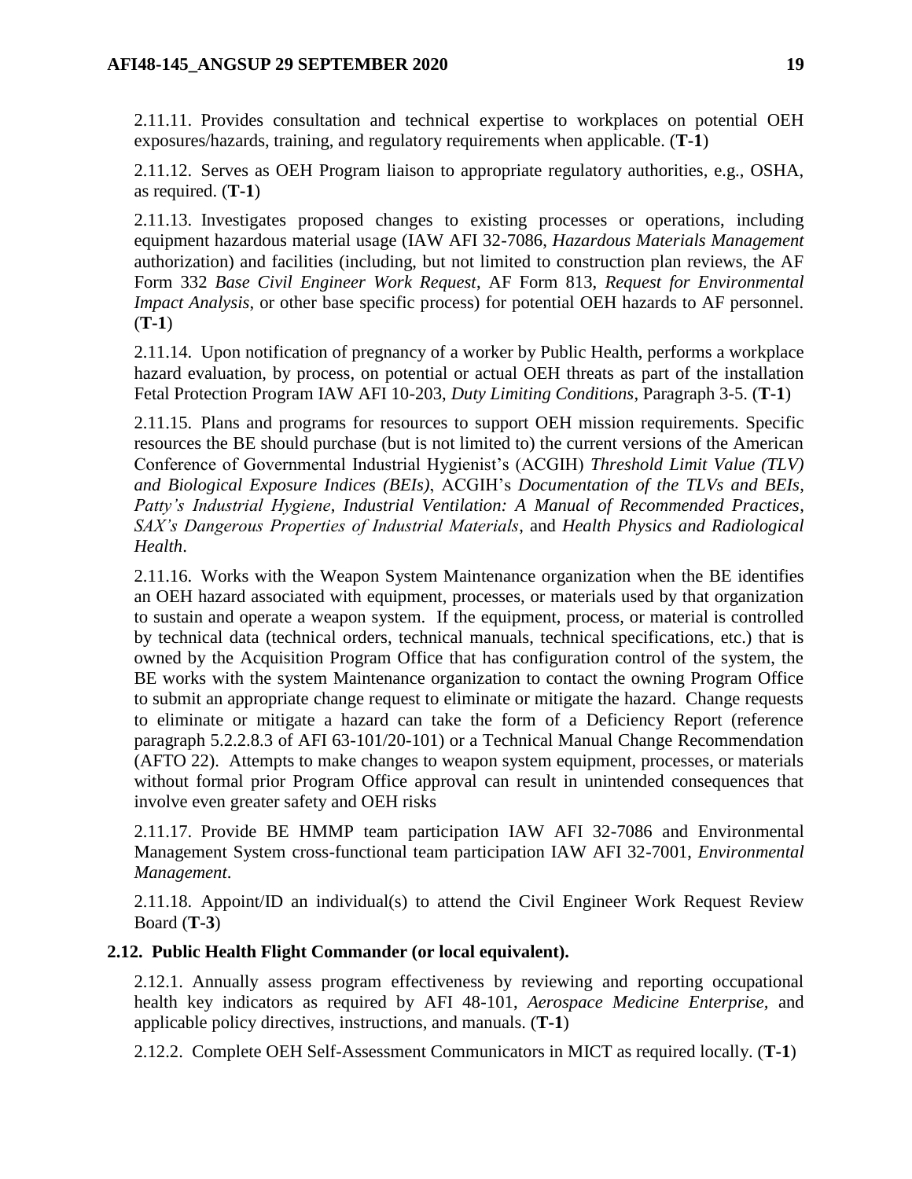2.11.11. Provides consultation and technical expertise to workplaces on potential OEH exposures/hazards, training, and regulatory requirements when applicable. (**T-1**)

2.11.12. Serves as OEH Program liaison to appropriate regulatory authorities, e.g., OSHA, as required. (**T-1**)

2.11.13. Investigates proposed changes to existing processes or operations, including equipment hazardous material usage (IAW AFI 32-7086, *Hazardous Materials Management* authorization) and facilities (including, but not limited to construction plan reviews, the AF Form 332 *Base Civil Engineer Work Request*, AF Form 813, *Request for Environmental Impact Analysis*, or other base specific process) for potential OEH hazards to AF personnel. (**T-1**)

2.11.14. Upon notification of pregnancy of a worker by Public Health, performs a workplace hazard evaluation, by process, on potential or actual OEH threats as part of the installation Fetal Protection Program IAW AFI 10-203, *Duty Limiting Conditions*, Paragraph 3-5. (**T-1**)

2.11.15. Plans and programs for resources to support OEH mission requirements. Specific resources the BE should purchase (but is not limited to) the current versions of the American Conference of Governmental Industrial Hygienist's (ACGIH) *Threshold Limit Value (TLV) and Biological Exposure Indices (BEIs)*, ACGIH's *Documentation of the TLVs and BEIs*, *Patty's Industrial Hygiene*, *Industrial Ventilation: A Manual of Recommended Practices*, *SAX's Dangerous Properties of Industrial Materials*, and *Health Physics and Radiological Health*.

2.11.16. Works with the Weapon System Maintenance organization when the BE identifies an OEH hazard associated with equipment, processes, or materials used by that organization to sustain and operate a weapon system. If the equipment, process, or material is controlled by technical data (technical orders, technical manuals, technical specifications, etc.) that is owned by the Acquisition Program Office that has configuration control of the system, the BE works with the system Maintenance organization to contact the owning Program Office to submit an appropriate change request to eliminate or mitigate the hazard. Change requests to eliminate or mitigate a hazard can take the form of a Deficiency Report (reference paragraph 5.2.2.8.3 of AFI 63-101/20-101) or a Technical Manual Change Recommendation (AFTO 22). Attempts to make changes to weapon system equipment, processes, or materials without formal prior Program Office approval can result in unintended consequences that involve even greater safety and OEH risks

2.11.17. Provide BE HMMP team participation IAW AFI 32-7086 and Environmental Management System cross-functional team participation IAW AFI 32-7001, *Environmental Management*.

2.11.18. Appoint/ID an individual(s) to attend the Civil Engineer Work Request Review Board (**T-3**)

**2.12. Public Health Flight Commander (or local equivalent).**

2.12.1. Annually assess program effectiveness by reviewing and reporting occupational health key indicators as required by AFI 48-101, *Aerospace Medicine Enterprise,* and applicable policy directives, instructions, and manuals. (**T-1**)

2.12.2. Complete OEH Self-Assessment Communicators in MICT as required locally. (**T-1**)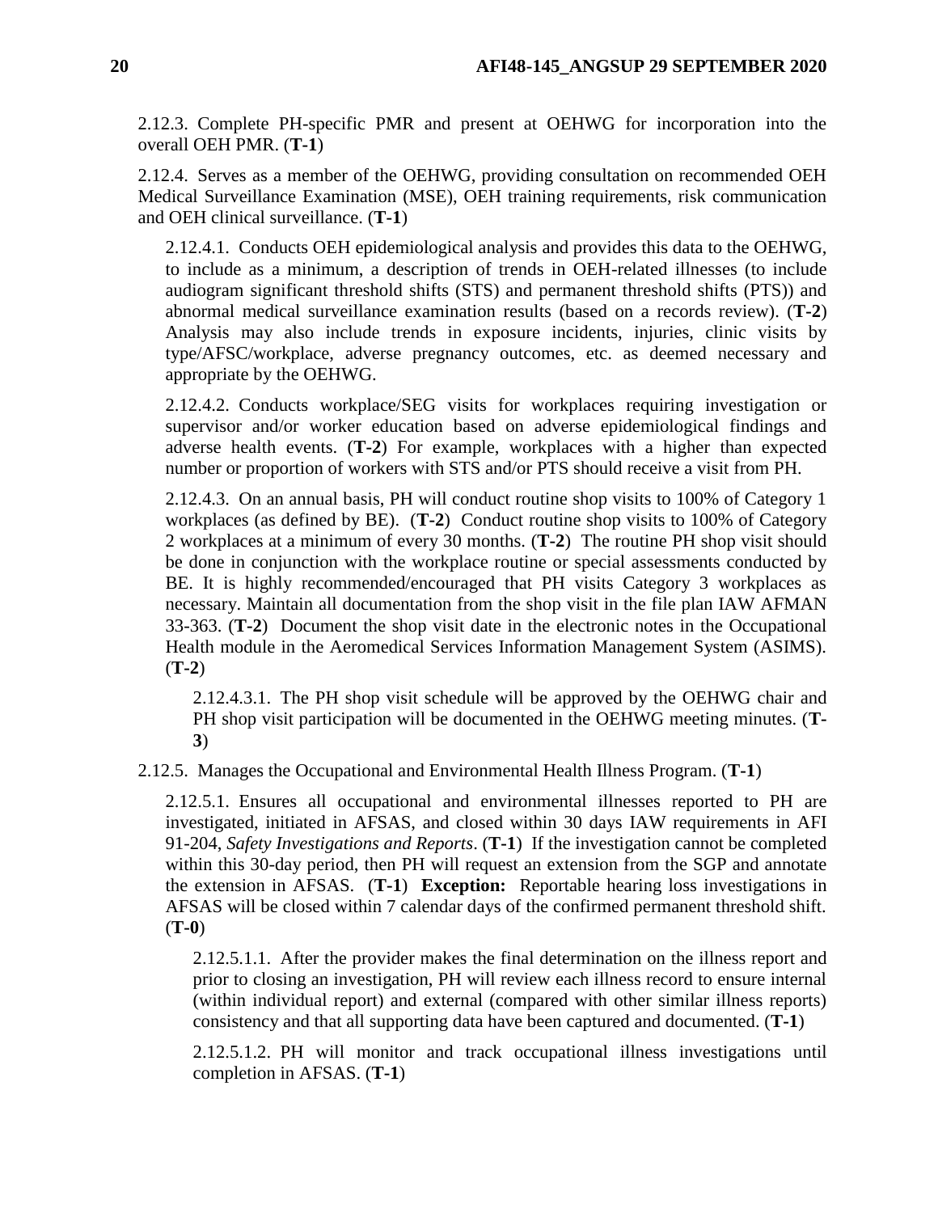2.12.3. Complete PH-specific PMR and present at OEHWG for incorporation into the overall OEH PMR. (**T-1**)

2.12.4. Serves as a member of the OEHWG, providing consultation on recommended OEH Medical Surveillance Examination (MSE), OEH training requirements, risk communication and OEH clinical surveillance. (**T-1**)

2.12.4.1. Conducts OEH epidemiological analysis and provides this data to the OEHWG, to include as a minimum, a description of trends in OEH-related illnesses (to include audiogram significant threshold shifts (STS) and permanent threshold shifts (PTS)) and abnormal medical surveillance examination results (based on a records review). (**T-2**) Analysis may also include trends in exposure incidents, injuries, clinic visits by type/AFSC/workplace, adverse pregnancy outcomes, etc. as deemed necessary and appropriate by the OEHWG.

2.12.4.2. Conducts workplace/SEG visits for workplaces requiring investigation or supervisor and/or worker education based on adverse epidemiological findings and adverse health events. (**T-2**) For example, workplaces with a higher than expected number or proportion of workers with STS and/or PTS should receive a visit from PH.

2.12.4.3. On an annual basis, PH will conduct routine shop visits to 100% of Category 1 workplaces (as defined by BE). (**T-2**) Conduct routine shop visits to 100% of Category 2 workplaces at a minimum of every 30 months. (**T-2**) The routine PH shop visit should be done in conjunction with the workplace routine or special assessments conducted by BE. It is highly recommended/encouraged that PH visits Category 3 workplaces as necessary. Maintain all documentation from the shop visit in the file plan IAW AFMAN 33-363. (**T-2**) Document the shop visit date in the electronic notes in the Occupational Health module in the Aeromedical Services Information Management System (ASIMS). (**T-2**)

2.12.4.3.1. The PH shop visit schedule will be approved by the OEHWG chair and PH shop visit participation will be documented in the OEHWG meeting minutes. (**T-3**)

2.12.5. Manages the Occupational and Environmental Health Illness Program. (**T-1**)

2.12.5.1. Ensures all occupational and environmental illnesses reported to PH are investigated, initiated in AFSAS, and closed within 30 days IAW requirements in AFI 91-204, *Safety Investigations and Reports*. (**T-1**) If the investigation cannot be completed within this 30-day period, then PH will request an extension from the SGP and annotate the extension in AFSAS. (**T-1**) **Exception:** Reportable hearing loss investigations in AFSAS will be closed within 7 calendar days of the confirmed permanent threshold shift. (**T-0**)

2.12.5.1.1. After the provider makes the final determination on the illness report and prior to closing an investigation, PH will review each illness record to ensure internal (within individual report) and external (compared with other similar illness reports) consistency and that all supporting data have been captured and documented. (**T-1**)

2.12.5.1.2. PH will monitor and track occupational illness investigations until completion in AFSAS. (**T-1**)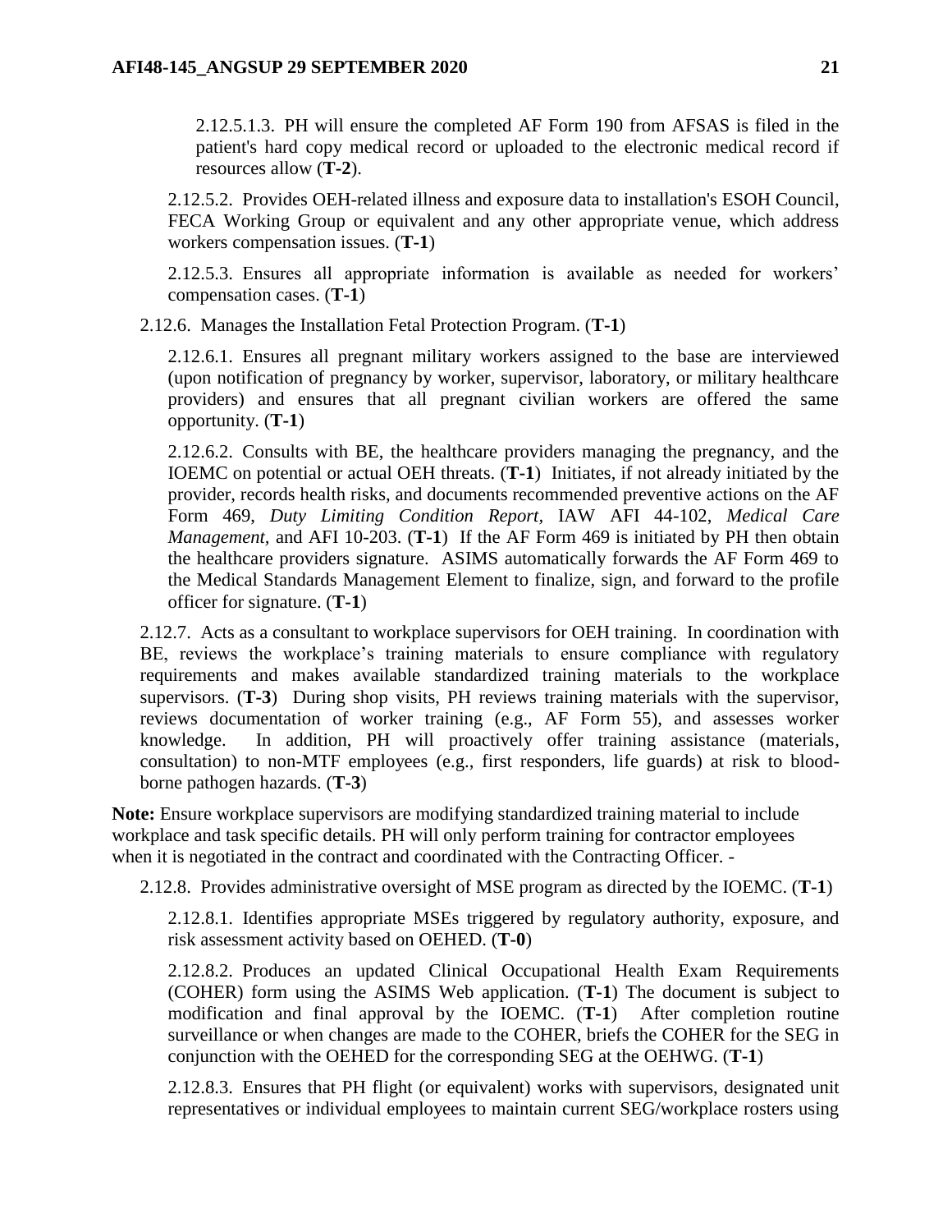2.12.5.1.3. PH will ensure the completed AF Form 190 from AFSAS is filed in the patient's hard copy medical record or uploaded to the electronic medical record if resources allow (**T-2**).

2.12.5.2. Provides OEH-related illness and exposure data to installation's ESOH Council, FECA Working Group or equivalent and any other appropriate venue, which address workers compensation issues. (**T-1**)

2.12.5.3. Ensures all appropriate information is available as needed for workers' compensation cases. (**T-1**)

2.12.6. Manages the Installation Fetal Protection Program. (**T-1**)

2.12.6.1. Ensures all pregnant military workers assigned to the base are interviewed (upon notification of pregnancy by worker, supervisor, laboratory, or military healthcare providers) and ensures that all pregnant civilian workers are offered the same opportunity. (**T-1**)

2.12.6.2. Consults with BE, the healthcare providers managing the pregnancy, and the IOEMC on potential or actual OEH threats. (**T-1**) Initiates, if not already initiated by the provider, records health risks, and documents recommended preventive actions on the AF Form 469, *Duty Limiting Condition Report,* IAW AFI 44-102, *Medical Care Management,* and AFI 10-203. (**T-1**) If the AF Form 469 is initiated by PH then obtain the healthcare providers signature. ASIMS automatically forwards the AF Form 469 to the Medical Standards Management Element to finalize, sign, and forward to the profile officer for signature. (**T-1**)

2.12.7. Acts as a consultant to workplace supervisors for OEH training. In coordination with BE, reviews the workplace's training materials to ensure compliance with regulatory requirements and makes available standardized training materials to the workplace supervisors. (**T-3**) During shop visits, PH reviews training materials with the supervisor, reviews documentation of worker training (e.g., AF Form 55), and assesses worker knowledge. In addition, PH will proactively offer training assistance (materials, consultation) to non-MTF employees (e.g., first responders, life guards) at risk to blood-borne pathogen hazards. (**T-3**)

**Note:** Ensure workplace supervisors are modifying standardized training material to include workplace and task specific details. PH will only perform training for contractor employees when it is negotiated in the contract and coordinated with the Contracting Officer. -

2.12.8. Provides administrative oversight of MSE program as directed by the IOEMC. (**T-1**)

2.12.8.1. Identifies appropriate MSEs triggered by regulatory authority, exposure, and risk assessment activity based on OEHED. (**T-0**)

2.12.8.2. Produces an updated Clinical Occupational Health Exam Requirements (COHER) form using the ASIMS Web application. (**T-1**) The document is subject to modification and final approval by the IOEMC. (**T-1**) After completion routine surveillance or when changes are made to the COHER, briefs the COHER for the SEG in conjunction with the OEHED for the corresponding SEG at the OEHWG. (**T-1**)

2.12.8.3. Ensures that PH flight (or equivalent) works with supervisors, designated unit representatives or individual employees to maintain current SEG/workplace rosters using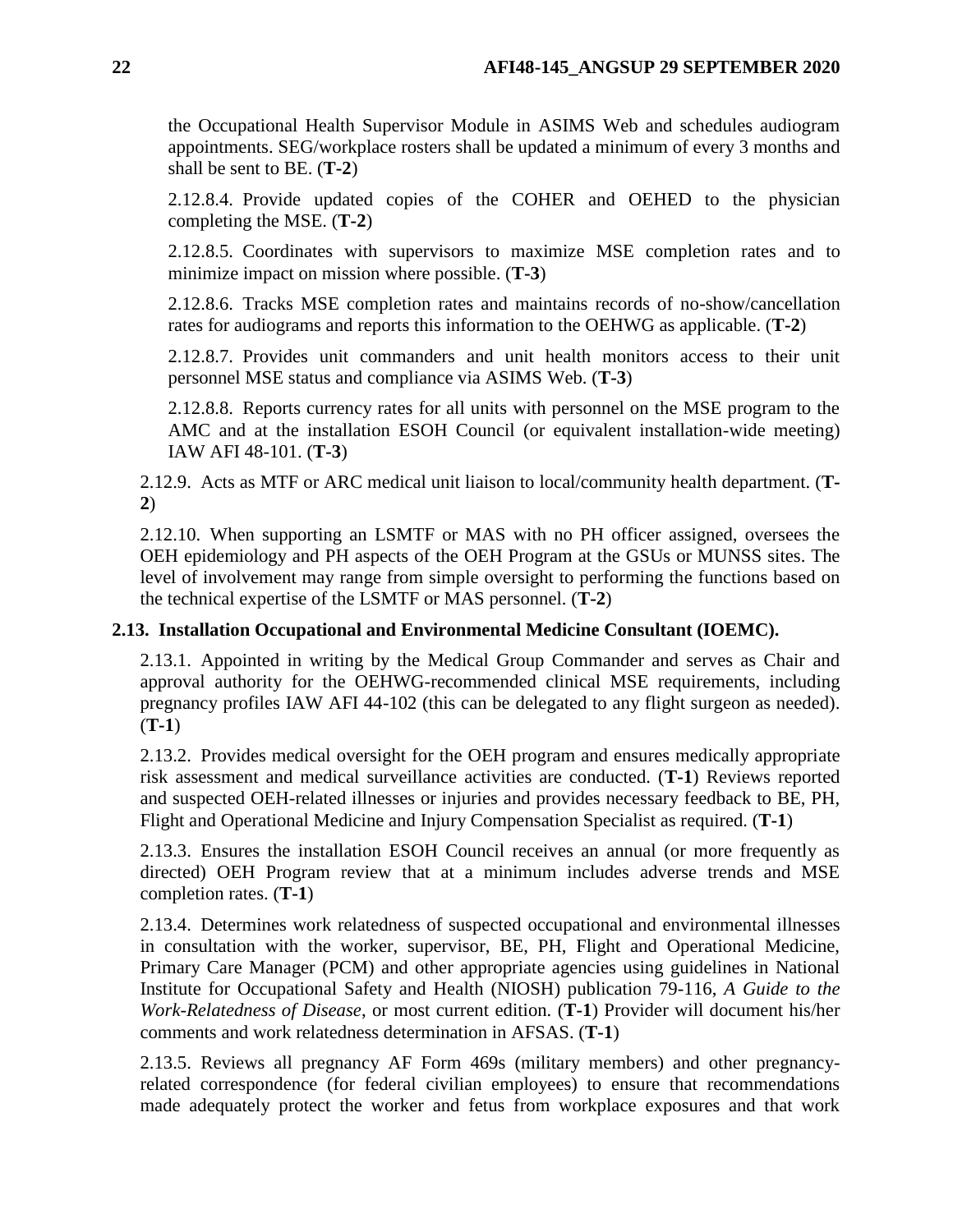the Occupational Health Supervisor Module in ASIMS Web and schedules audiogram appointments. SEG/workplace rosters shall be updated a minimum of every 3 months and shall be sent to BE. (**T-2**)

2.12.8.4. Provide updated copies of the COHER and OEHED to the physician completing the MSE. (**T-2**)

2.12.8.5. Coordinates with supervisors to maximize MSE completion rates and to minimize impact on mission where possible. (**T-3**)

2.12.8.6. Tracks MSE completion rates and maintains records of no-show/cancellation rates for audiograms and reports this information to the OEHWG as applicable. (**T-2**)

2.12.8.7. Provides unit commanders and unit health monitors access to their unit personnel MSE status and compliance via ASIMS Web. (**T-3**)

2.12.8.8. Reports currency rates for all units with personnel on the MSE program to the AMC and at the installation ESOH Council (or equivalent installation-wide meeting) IAW AFI 48-101. (**T-3**)

2.12.9. Acts as MTF or ARC medical unit liaison to local/community health department. (**T-2**)

2.12.10. When supporting an LSMTF or MAS with no PH officer assigned, oversees the OEH epidemiology and PH aspects of the OEH Program at the GSUs or MUNSS sites. The level of involvement may range from simple oversight to performing the functions based on the technical expertise of the LSMTF or MAS personnel. (**T-2**)

**2.13. Installation Occupational and Environmental Medicine Consultant (IOEMC).**

2.13.1. Appointed in writing by the Medical Group Commander and serves as Chair and approval authority for the OEHWG-recommended clinical MSE requirements, including pregnancy profiles IAW AFI 44-102 (this can be delegated to any flight surgeon as needed). (**T-1**)

2.13.2. Provides medical oversight for the OEH program and ensures medically appropriate risk assessment and medical surveillance activities are conducted. (**T-1**) Reviews reported and suspected OEH-related illnesses or injuries and provides necessary feedback to BE, PH, Flight and Operational Medicine and Injury Compensation Specialist as required. (**T-1**)

2.13.3. Ensures the installation ESOH Council receives an annual (or more frequently as directed) OEH Program review that at a minimum includes adverse trends and MSE completion rates. (**T-1**)

2.13.4. Determines work relatedness of suspected occupational and environmental illnesses in consultation with the worker, supervisor, BE, PH, Flight and Operational Medicine, Primary Care Manager (PCM) and other appropriate agencies using guidelines in National Institute for Occupational Safety and Health (NIOSH) publication 79-116, *A Guide to the Work-Relatedness of Disease*, or most current edition. (**T-1**) Provider will document his/her comments and work relatedness determination in AFSAS. (**T-1**)

2.13.5. Reviews all pregnancy AF Form 469s (military members) and other pregnancy-related correspondence (for federal civilian employees) to ensure that recommendations made adequately protect the worker and fetus from workplace exposures and that work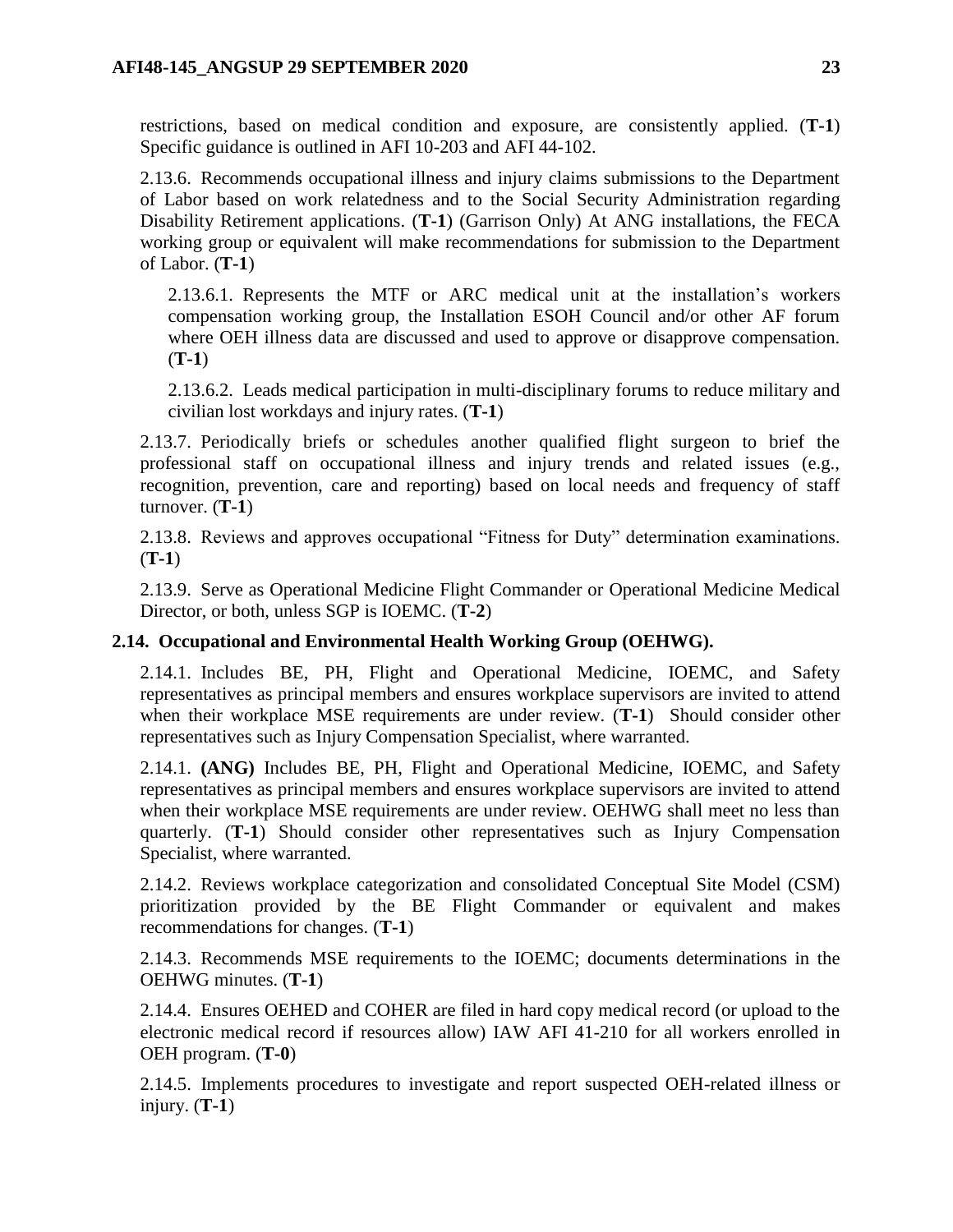restrictions, based on medical condition and exposure, are consistently applied. (**T-1**) Specific guidance is outlined in AFI 10-203 and AFI 44-102.

2.13.6. Recommends occupational illness and injury claims submissions to the Department of Labor based on work relatedness and to the Social Security Administration regarding Disability Retirement applications. (**T-1**) (Garrison Only) At ANG installations, the FECA working group or equivalent will make recommendations for submission to the Department of Labor. (**T-1**)

2.13.6.1. Represents the MTF or ARC medical unit at the installation's workers compensation working group, the Installation ESOH Council and/or other AF forum where OEH illness data are discussed and used to approve or disapprove compensation. (**T-1**)

2.13.6.2. Leads medical participation in multi-disciplinary forums to reduce military and civilian lost workdays and injury rates. (**T-1**)

2.13.7. Periodically briefs or schedules another qualified flight surgeon to brief the professional staff on occupational illness and injury trends and related issues (e.g., recognition, prevention, care and reporting) based on local needs and frequency of staff turnover. (**T-1**)

2.13.8. Reviews and approves occupational "Fitness for Duty" determination examinations. (**T-1**)

2.13.9. Serve as Operational Medicine Flight Commander or Operational Medicine Medical Director, or both, unless SGP is IOEMC. (**T-2**)

**2.14. Occupational and Environmental Health Working Group (OEHWG).**

2.14.1. Includes BE, PH, Flight and Operational Medicine, IOEMC, and Safety representatives as principal members and ensures workplace supervisors are invited to attend when their workplace MSE requirements are under review. (**T-1**) Should consider other representatives such as Injury Compensation Specialist, where warranted.

2.14.1. **(ANG)** Includes BE, PH, Flight and Operational Medicine, IOEMC, and Safety representatives as principal members and ensures workplace supervisors are invited to attend when their workplace MSE requirements are under review. OEHWG shall meet no less than quarterly. (**T-1**) Should consider other representatives such as Injury Compensation Specialist, where warranted.

2.14.2. Reviews workplace categorization and consolidated Conceptual Site Model (CSM) prioritization provided by the BE Flight Commander or equivalent and makes recommendations for changes. (**T-1**)

2.14.3. Recommends MSE requirements to the IOEMC; documents determinations in the OEHWG minutes. (**T-1**)

2.14.4. Ensures OEHED and COHER are filed in hard copy medical record (or upload to the electronic medical record if resources allow) IAW AFI 41-210 for all workers enrolled in OEH program. (**T-0**)

2.14.5. Implements procedures to investigate and report suspected OEH-related illness or injury. (**T-1**)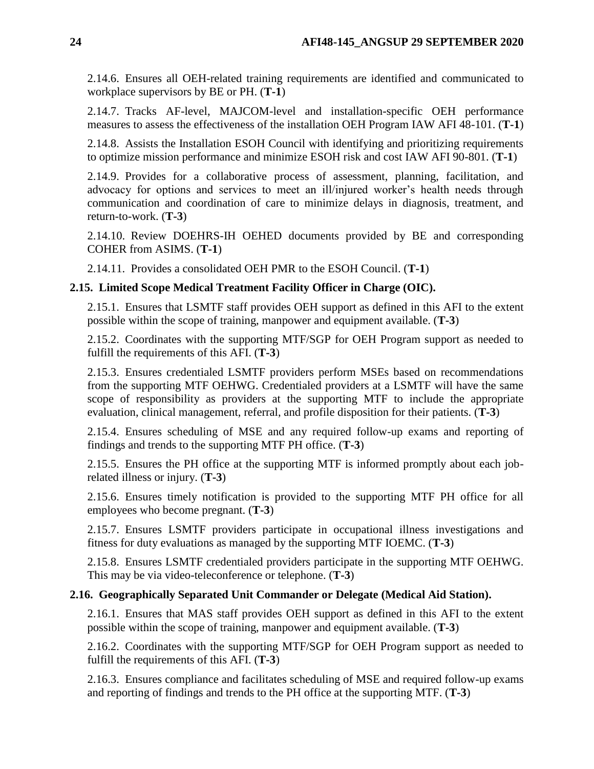2.14.6. Ensures all OEH-related training requirements are identified and communicated to workplace supervisors by BE or PH. (**T-1**)

2.14.7. Tracks AF-level, MAJCOM-level and installation-specific OEH performance measures to assess the effectiveness of the installation OEH Program IAW AFI 48-101. (**T-1**)

2.14.8. Assists the Installation ESOH Council with identifying and prioritizing requirements to optimize mission performance and minimize ESOH risk and cost IAW AFI 90-801. (**T-1**)

2.14.9. Provides for a collaborative process of assessment, planning, facilitation, and advocacy for options and services to meet an ill/injured worker's health needs through communication and coordination of care to minimize delays in diagnosis, treatment, and return-to-work. (**T-3**)

2.14.10. Review DOEHRS-IH OEHED documents provided by BE and corresponding COHER from ASIMS. (**T-1**)

2.14.11. Provides a consolidated OEH PMR to the ESOH Council. (**T-1**)

**2.15. Limited Scope Medical Treatment Facility Officer in Charge (OIC).**

2.15.1. Ensures that LSMTF staff provides OEH support as defined in this AFI to the extent possible within the scope of training, manpower and equipment available. (**T-3**)

2.15.2. Coordinates with the supporting MTF/SGP for OEH Program support as needed to fulfill the requirements of this AFI. (**T-3**)

2.15.3. Ensures credentialed LSMTF providers perform MSEs based on recommendations from the supporting MTF OEHWG. Credentialed providers at a LSMTF will have the same scope of responsibility as providers at the supporting MTF to include the appropriate evaluation, clinical management, referral, and profile disposition for their patients. (**T-3**)

2.15.4. Ensures scheduling of MSE and any required follow-up exams and reporting of findings and trends to the supporting MTF PH office. (**T-3**)

2.15.5. Ensures the PH office at the supporting MTF is informed promptly about each job-related illness or injury. (**T-3**)

2.15.6. Ensures timely notification is provided to the supporting MTF PH office for all employees who become pregnant. (**T-3**)

2.15.7. Ensures LSMTF providers participate in occupational illness investigations and fitness for duty evaluations as managed by the supporting MTF IOEMC. (**T-3**)

2.15.8. Ensures LSMTF credentialed providers participate in the supporting MTF OEHWG. This may be via video-teleconference or telephone. (**T-3**)

**2.16. Geographically Separated Unit Commander or Delegate (Medical Aid Station).**

2.16.1. Ensures that MAS staff provides OEH support as defined in this AFI to the extent possible within the scope of training, manpower and equipment available. (**T-3**)

2.16.2. Coordinates with the supporting MTF/SGP for OEH Program support as needed to fulfill the requirements of this AFI. (**T-3**)

2.16.3. Ensures compliance and facilitates scheduling of MSE and required follow-up exams and reporting of findings and trends to the PH office at the supporting MTF. (**T-3**)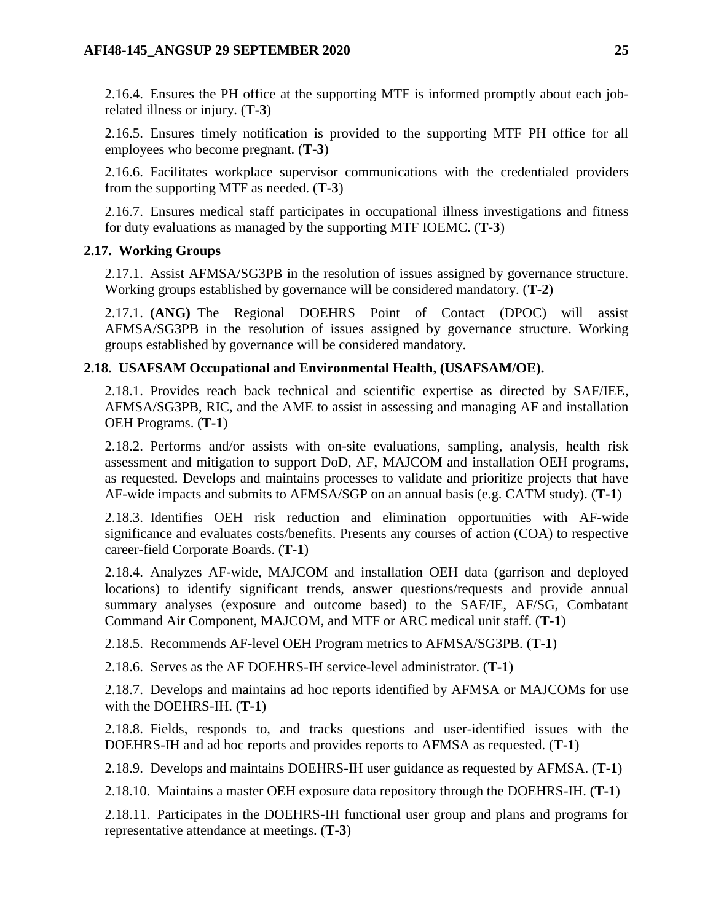2.16.4. Ensures the PH office at the supporting MTF is informed promptly about each job-related illness or injury. (**T-3**)

2.16.5. Ensures timely notification is provided to the supporting MTF PH office for all employees who become pregnant. (**T-3**)

2.16.6. Facilitates workplace supervisor communications with the credentialed providers from the supporting MTF as needed. (**T-3**)

2.16.7. Ensures medical staff participates in occupational illness investigations and fitness for duty evaluations as managed by the supporting MTF IOEMC. (**T-3**)

### 2.17. Working Groups

2.17.1. Assist AFMSA/SG3PB in the resolution of issues assigned by governance structure. Working groups established by governance will be considered mandatory. (**T-2**)

2.17.1. **(ANG)** The Regional DOEHRS Point of Contact (DPOC) will assist AFMSA/SG3PB in the resolution of issues assigned by governance structure. Working groups established by governance will be considered mandatory.

### 2.18. USAFSAM Occupational and Environmental Health, (USAFSAM/OE).

2.18.1. Provides reach back technical and scientific expertise as directed by SAF/IEE, AFMSA/SG3PB, RIC, and the AME to assist in assessing and managing AF and installation OEH Programs. (**T-1**)

2.18.2. Performs and/or assists with on-site evaluations, sampling, analysis, health risk assessment and mitigation to support DoD, AF, MAJCOM and installation OEH programs, as requested. Develops and maintains processes to validate and prioritize projects that have AF-wide impacts and submits to AFMSA/SGP on an annual basis (e.g. CATM study). (**T-1**)

2.18.3. Identifies OEH risk reduction and elimination opportunities with AF-wide significance and evaluates costs/benefits. Presents any courses of action (COA) to respective career-field Corporate Boards. (**T-1**)

2.18.4. Analyzes AF-wide, MAJCOM and installation OEH data (garrison and deployed locations) to identify significant trends, answer questions/requests and provide annual summary analyses (exposure and outcome based) to the SAF/IE, AF/SG, Combatant Command Air Component, MAJCOM, and MTF or ARC medical unit staff. (**T-1**)

2.18.5. Recommends AF-level OEH Program metrics to AFMSA/SG3PB. (**T-1**)

2.18.6. Serves as the AF DOEHRS-IH service-level administrator. (**T-1**)

2.18.7. Develops and maintains ad hoc reports identified by AFMSA or MAJCOMs for use with the DOEHRS-IH. (**T-1**)

2.18.8. Fields, responds to, and tracks questions and user-identified issues with the DOEHRS-IH and ad hoc reports and provides reports to AFMSA as requested. (**T-1**)

2.18.9. Develops and maintains DOEHRS-IH user guidance as requested by AFMSA. (**T-1**)

2.18.10. Maintains a master OEH exposure data repository through the DOEHRS-IH. (**T-1**)

2.18.11. Participates in the DOEHRS-IH functional user group and plans and programs for representative attendance at meetings. (**T-3**)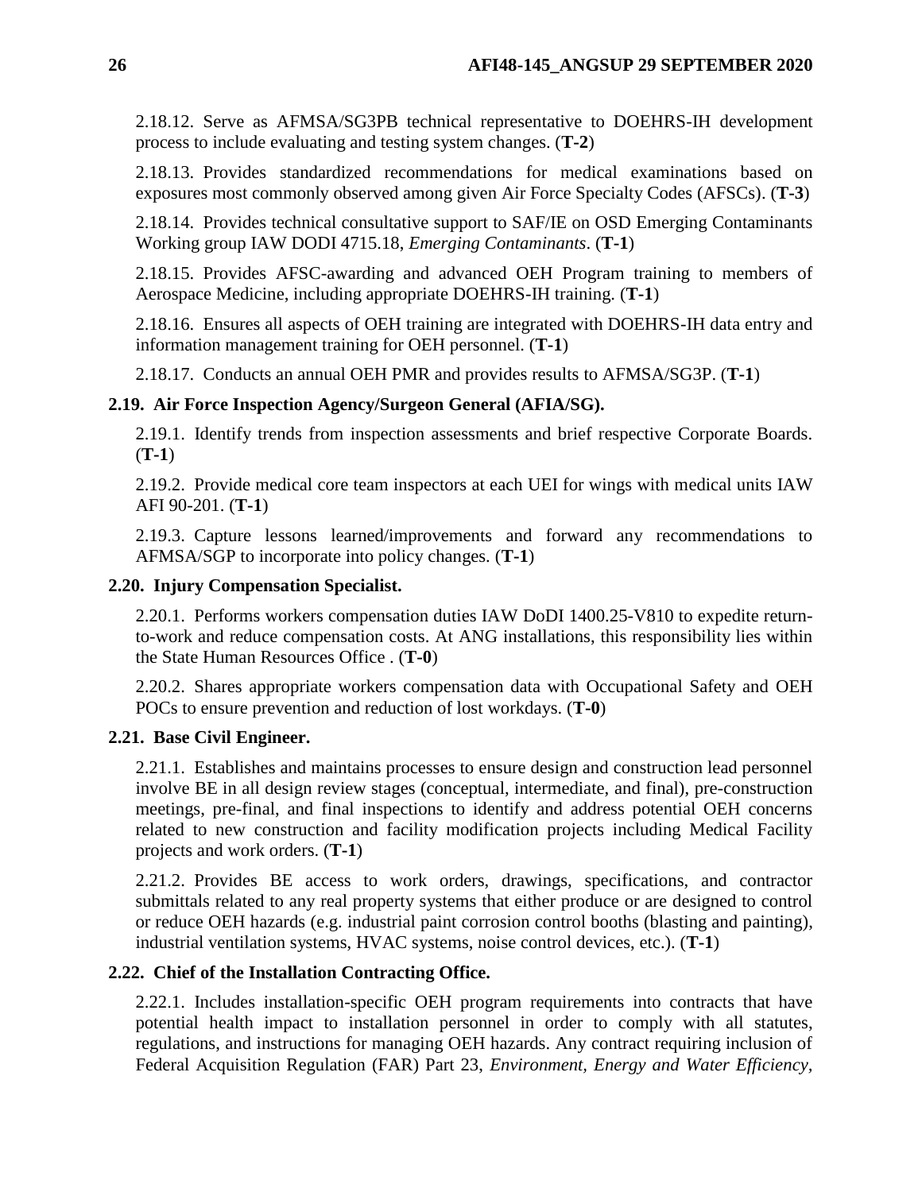2.18.12. Serve as AFMSA/SG3PB technical representative to DOEHRS-IH development process to include evaluating and testing system changes. (**T-2**)

2.18.13. Provides standardized recommendations for medical examinations based on exposures most commonly observed among given Air Force Specialty Codes (AFSCs). (**T-3**)

2.18.14. Provides technical consultative support to SAF/IE on OSD Emerging Contaminants Working group IAW DODI 4715.18, *Emerging Contaminants*. (**T-1**)

2.18.15. Provides AFSC-awarding and advanced OEH Program training to members of Aerospace Medicine, including appropriate DOEHRS-IH training. (**T-1**)

2.18.16. Ensures all aspects of OEH training are integrated with DOEHRS-IH data entry and information management training for OEH personnel. (**T-1**)

2.18.17. Conducts an annual OEH PMR and provides results to AFMSA/SG3P. (**T-1**)

**2.19. Air Force Inspection Agency/Surgeon General (AFIA/SG).**

2.19.1. Identify trends from inspection assessments and brief respective Corporate Boards. (**T-1**)

2.19.2. Provide medical core team inspectors at each UEI for wings with medical units IAW AFI 90-201. (**T-1**)

2.19.3. Capture lessons learned/improvements and forward any recommendations to AFMSA/SGP to incorporate into policy changes. (**T-1**)

**2.20. Injury Compensation Specialist.**

2.20.1. Performs workers compensation duties IAW DoDI 1400.25-V810 to expedite return-to-work and reduce compensation costs. At ANG installations, this responsibility lies within the State Human Resources Office . (**T-0**)

2.20.2. Shares appropriate workers compensation data with Occupational Safety and OEH POCs to ensure prevention and reduction of lost workdays. (**T-0**)

**2.21. Base Civil Engineer.**

2.21.1. Establishes and maintains processes to ensure design and construction lead personnel involve BE in all design review stages (conceptual, intermediate, and final), pre-construction meetings, pre-final, and final inspections to identify and address potential OEH concerns related to new construction and facility modification projects including Medical Facility projects and work orders. (**T-1**)

2.21.2. Provides BE access to work orders, drawings, specifications, and contractor submittals related to any real property systems that either produce or are designed to control or reduce OEH hazards (e.g. industrial paint corrosion control booths (blasting and painting), industrial ventilation systems, HVAC systems, noise control devices, etc.). (**T-1**)

**2.22. Chief of the Installation Contracting Office.**

2.22.1. Includes installation-specific OEH program requirements into contracts that have potential health impact to installation personnel in order to comply with all statutes, regulations, and instructions for managing OEH hazards. Any contract requiring inclusion of Federal Acquisition Regulation (FAR) Part 23, *Environment, Energy and Water Efficiency,*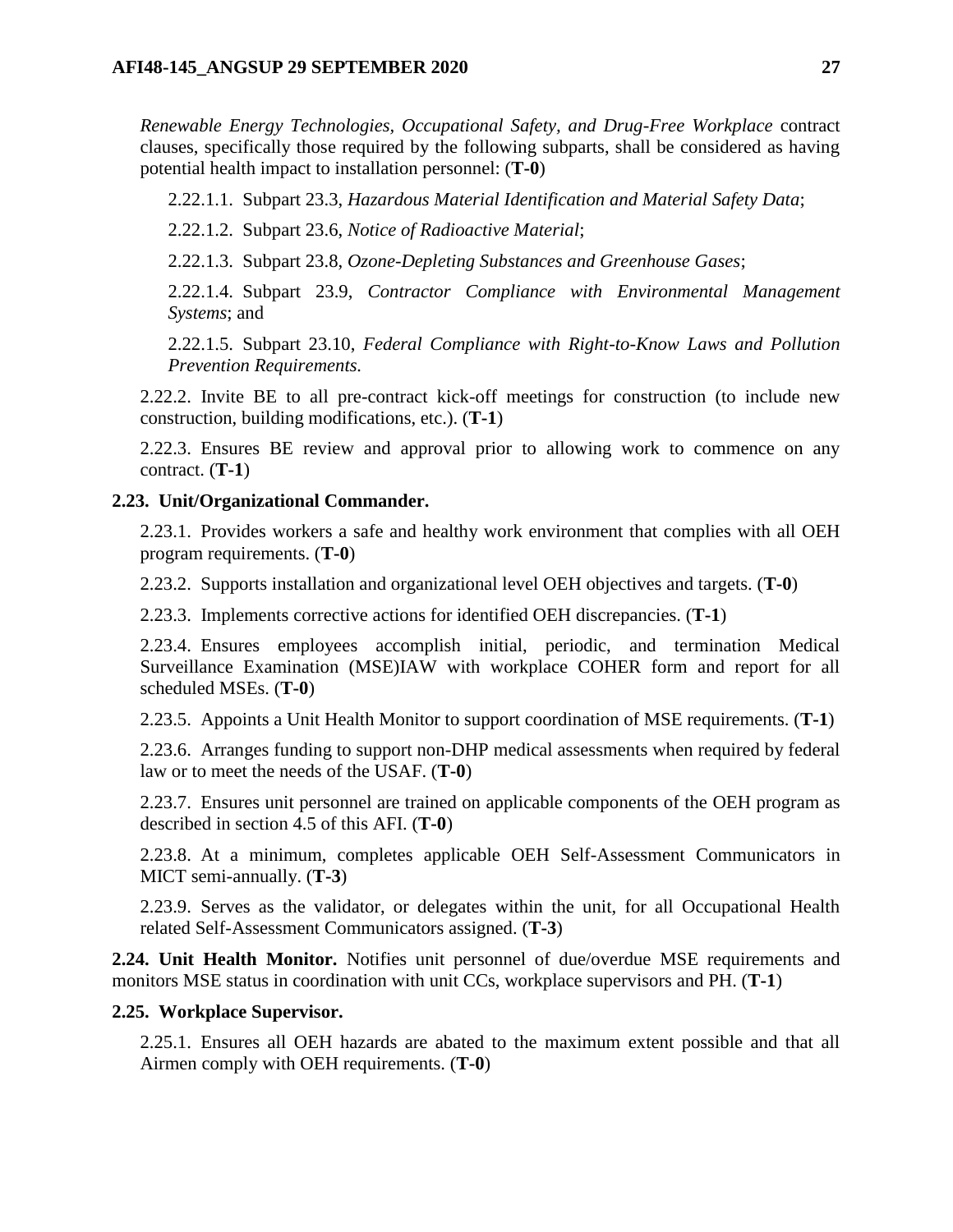*Renewable Energy Technologies, Occupational Safety, and Drug-Free Workplace* contract clauses, specifically those required by the following subparts, shall be considered as having potential health impact to installation personnel: (**T-0**)

2.22.1.1. Subpart 23.3, *Hazardous Material Identification and Material Safety Data*;

2.22.1.2. Subpart 23.6, *Notice of Radioactive Material*;

2.22.1.3. Subpart 23.8, *Ozone-Depleting Substances and Greenhouse Gases*;

2.22.1.4. Subpart 23.9, *Contractor Compliance with Environmental Management Systems*; and

2.22.1.5. Subpart 23.10, *Federal Compliance with Right-to-Know Laws and Pollution Prevention Requirements.*

2.22.2. Invite BE to all pre-contract kick-off meetings for construction (to include new construction, building modifications, etc.). (**T-1**)

2.22.3. Ensures BE review and approval prior to allowing work to commence on any contract. (**T-1**)

**2.23. Unit/Organizational Commander.**

2.23.1. Provides workers a safe and healthy work environment that complies with all OEH program requirements. (**T-0**)

2.23.2. Supports installation and organizational level OEH objectives and targets. (**T-0**)

2.23.3. Implements corrective actions for identified OEH discrepancies. (**T-1**)

2.23.4. Ensures employees accomplish initial, periodic, and termination Medical Surveillance Examination (MSE)IAW with workplace COHER form and report for all scheduled MSEs. (**T-0**)

2.23.5. Appoints a Unit Health Monitor to support coordination of MSE requirements. (**T-1**)

2.23.6. Arranges funding to support non-DHP medical assessments when required by federal law or to meet the needs of the USAF. (**T-0**)

2.23.7. Ensures unit personnel are trained on applicable components of the OEH program as described in section 4.5 of this AFI. (**T-0**)

2.23.8. At a minimum, completes applicable OEH Self-Assessment Communicators in MICT semi-annually. (**T-3**)

2.23.9. Serves as the validator, or delegates within the unit, for all Occupational Health related Self-Assessment Communicators assigned. (**T-3**)

**2.24. Unit Health Monitor.** Notifies unit personnel of due/overdue MSE requirements and monitors MSE status in coordination with unit CCs, workplace supervisors and PH. (**T-1**)

**2.25. Workplace Supervisor.**

2.25.1. Ensures all OEH hazards are abated to the maximum extent possible and that all Airmen comply with OEH requirements. (**T-0**)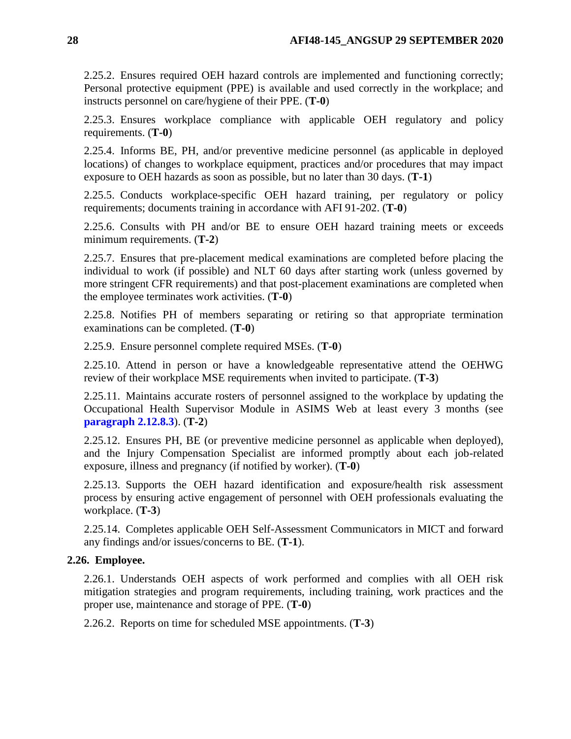2.25.2. Ensures required OEH hazard controls are implemented and functioning correctly; Personal protective equipment (PPE) is available and used correctly in the workplace; and instructs personnel on care/hygiene of their PPE. (**T-0**)

2.25.3. Ensures workplace compliance with applicable OEH regulatory and policy requirements. (**T-0**)

2.25.4. Informs BE, PH, and/or preventive medicine personnel (as applicable in deployed locations) of changes to workplace equipment, practices and/or procedures that may impact exposure to OEH hazards as soon as possible, but no later than 30 days. (**T-1**)

2.25.5. Conducts workplace-specific OEH hazard training, per regulatory or policy requirements; documents training in accordance with AFI 91-202. (**T-0**)

2.25.6. Consults with PH and/or BE to ensure OEH hazard training meets or exceeds minimum requirements. (**T-2**)

2.25.7. Ensures that pre-placement medical examinations are completed before placing the individual to work (if possible) and NLT 60 days after starting work (unless governed by more stringent CFR requirements) and that post-placement examinations are completed when the employee terminates work activities. (**T-0**)

2.25.8. Notifies PH of members separating or retiring so that appropriate termination examinations can be completed. (**T-0**)

2.25.9. Ensure personnel complete required MSEs. (**T-0**)

2.25.10. Attend in person or have a knowledgeable representative attend the OEHWG review of their workplace MSE requirements when invited to participate. (**T-3**)

2.25.11. Maintains accurate rosters of personnel assigned to the workplace by updating the Occupational Health Supervisor Module in ASIMS Web at least every 3 months (see **paragraph 2.12.8.3**). (**T-2**)

2.25.12. Ensures PH, BE (or preventive medicine personnel as applicable when deployed), and the Injury Compensation Specialist are informed promptly about each job-related exposure, illness and pregnancy (if notified by worker). (**T-0**)

2.25.13. Supports the OEH hazard identification and exposure/health risk assessment process by ensuring active engagement of personnel with OEH professionals evaluating the workplace. (**T-3**)

2.25.14. Completes applicable OEH Self-Assessment Communicators in MICT and forward any findings and/or issues/concerns to BE. (**T-1**).

**2.26. Employee.**

2.26.1. Understands OEH aspects of work performed and complies with all OEH risk mitigation strategies and program requirements, including training, work practices and the proper use, maintenance and storage of PPE. (**T-0**)

2.26.2. Reports on time for scheduled MSE appointments. (**T-3**)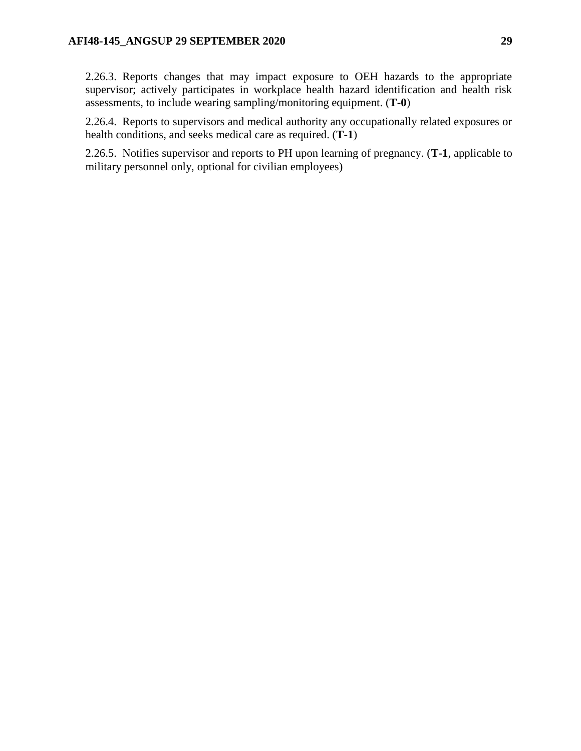2.26.3. Reports changes that may impact exposure to OEH hazards to the appropriate supervisor; actively participates in workplace health hazard identification and health risk assessments, to include wearing sampling/monitoring equipment. (**T-0**)

2.26.4. Reports to supervisors and medical authority any occupationally related exposures or health conditions, and seeks medical care as required. (**T-1**)

2.26.5. Notifies supervisor and reports to PH upon learning of pregnancy. (**T-1**, applicable to military personnel only, optional for civilian employees)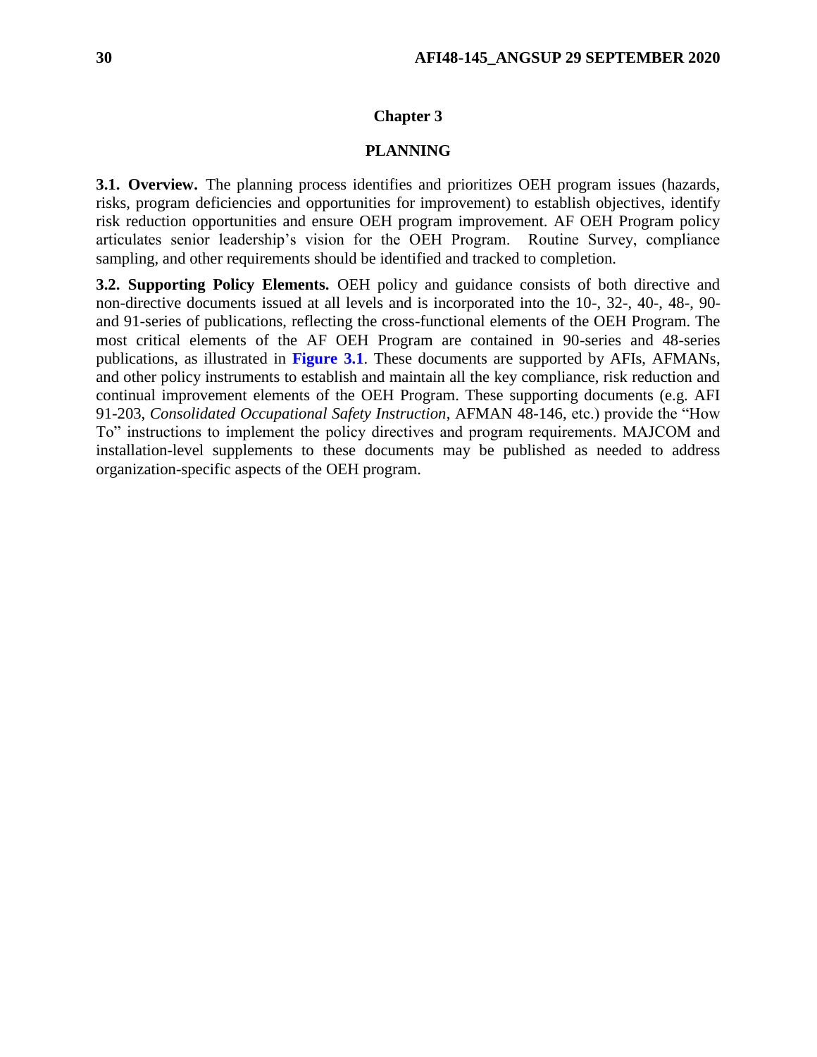# Chapter 3

# PLANNING

**3.1. Overview.** The planning process identifies and prioritizes OEH program issues (hazards, risks, program deficiencies and opportunities for improvement) to establish objectives, identify risk reduction opportunities and ensure OEH program improvement. AF OEH Program policy articulates senior leadership's vision for the OEH Program. Routine Survey, compliance sampling, and other requirements should be identified and tracked to completion.

**3.2. Supporting Policy Elements.** OEH policy and guidance consists of both directive and non-directive documents issued at all levels and is incorporated into the 10-, 32-, 40-, 48-, 90- and 91-series of publications, reflecting the cross-functional elements of the OEH Program. The most critical elements of the AF OEH Program are contained in 90-series and 48-series publications, as illustrated in **Figure 3.1**. These documents are supported by AFIs, AFMANs, and other policy instruments to establish and maintain all the key compliance, risk reduction and continual improvement elements of the OEH Program. These supporting documents (e.g. AFI 91-203, *Consolidated Occupational Safety Instruction*, AFMAN 48-146, etc.) provide the "How To" instructions to implement the policy directives and program requirements. MAJCOM and installation-level supplements to these documents may be published as needed to address organization-specific aspects of the OEH program.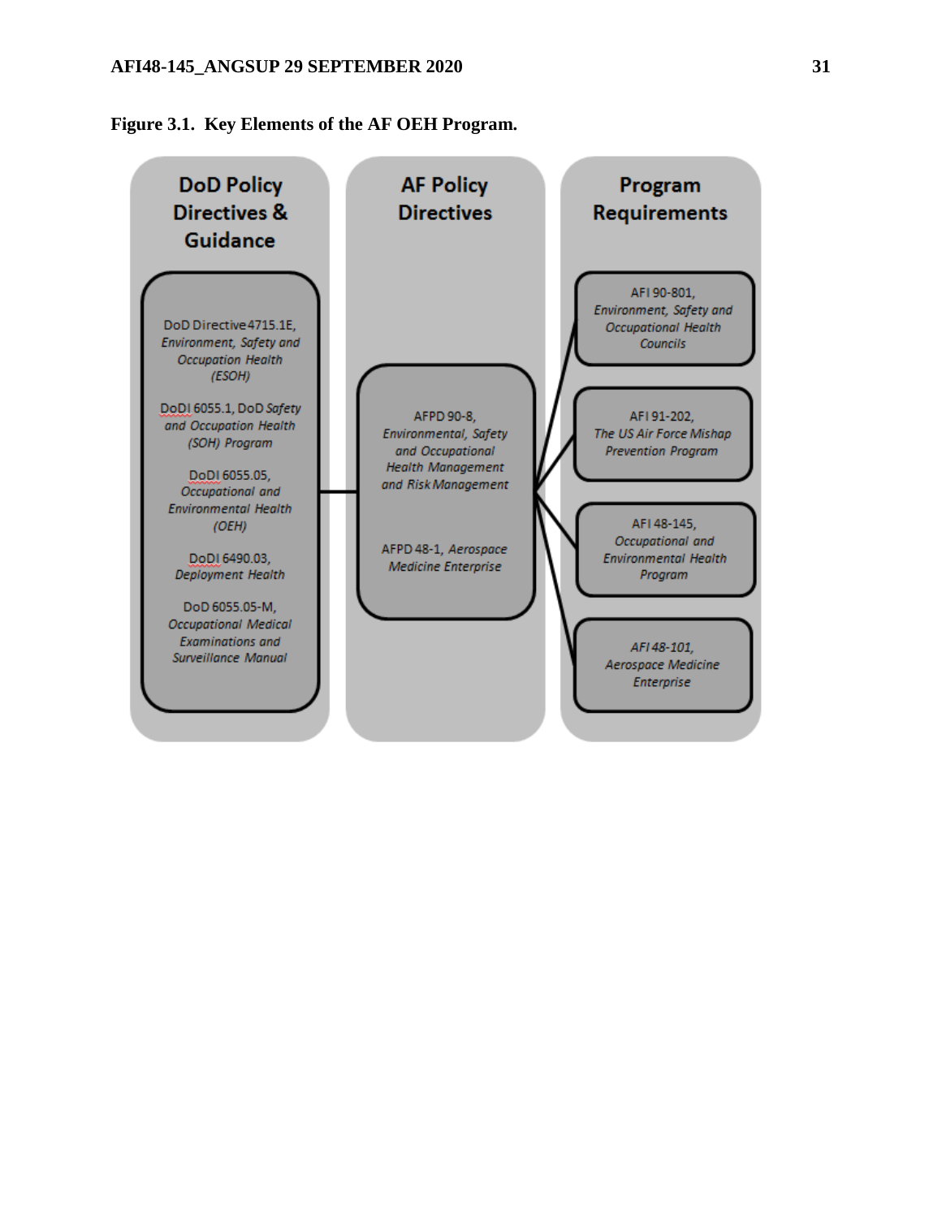**Figure 3.1. Key Elements of the AF OEH Program.**

**DoD Policy Directives & Guidance**

- DoD Directive 4715.1E, *Environment, Safety and Occupation Health (ESOH)*
- DoDI 6055.1, DoD *Safety and Occupation Health (SOH) Program*
- DoDI 6055.05, *Occupational and Environmental Health (OEH)*
- DoDI 6490.03, *Deployment Health*
- DoD 6055.05-M, *Occupational Medical Examinations and Surveillance Manual*

**AF Policy Directives**

- AFPD 90-8, *Environmental, Safety and Occupational Health Management and Risk Management*
- AFPD 48-1, *Aerospace Medicine Enterprise*

**Program Requirements**

- AFI 90-801, *Environment, Safety and Occupational Health Councils*
- AFI 91-202, *The US Air Force Mishap Prevention Program*
- AFI 48-145, *Occupational and Environmental Health Program*
- *AFI 48-101, Aerospace Medicine Enterprise*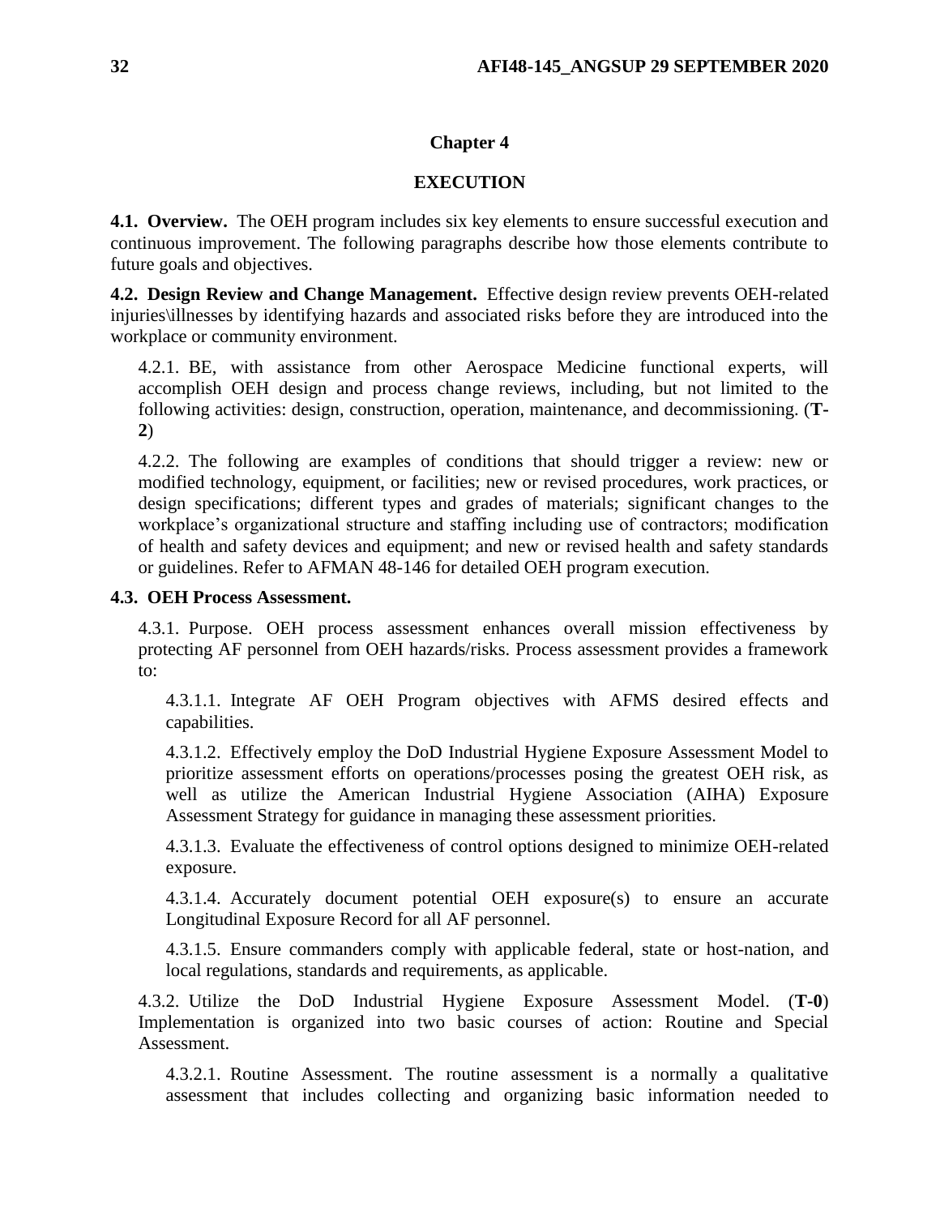## Chapter 4

## EXECUTION

**4.1. Overview.** The OEH program includes six key elements to ensure successful execution and continuous improvement. The following paragraphs describe how those elements contribute to future goals and objectives.

**4.2. Design Review and Change Management.** Effective design review prevents OEH-related injuries\illnesses by identifying hazards and associated risks before they are introduced into the workplace or community environment.

4.2.1. BE, with assistance from other Aerospace Medicine functional experts, will accomplish OEH design and process change reviews, including, but not limited to the following activities: design, construction, operation, maintenance, and decommissioning. (**T-2**)

4.2.2. The following are examples of conditions that should trigger a review: new or modified technology, equipment, or facilities; new or revised procedures, work practices, or design specifications; different types and grades of materials; significant changes to the workplace's organizational structure and staffing including use of contractors; modification of health and safety devices and equipment; and new or revised health and safety standards or guidelines. Refer to AFMAN 48-146 for detailed OEH program execution.

**4.3. OEH Process Assessment.**

4.3.1. Purpose. OEH process assessment enhances overall mission effectiveness by protecting AF personnel from OEH hazards/risks. Process assessment provides a framework to:

4.3.1.1. Integrate AF OEH Program objectives with AFMS desired effects and capabilities.

4.3.1.2. Effectively employ the DoD Industrial Hygiene Exposure Assessment Model to prioritize assessment efforts on operations/processes posing the greatest OEH risk, as well as utilize the American Industrial Hygiene Association (AIHA) Exposure Assessment Strategy for guidance in managing these assessment priorities.

4.3.1.3. Evaluate the effectiveness of control options designed to minimize OEH-related exposure.

4.3.1.4. Accurately document potential OEH exposure(s) to ensure an accurate Longitudinal Exposure Record for all AF personnel.

4.3.1.5. Ensure commanders comply with applicable federal, state or host-nation, and local regulations, standards and requirements, as applicable.

4.3.2. Utilize the DoD Industrial Hygiene Exposure Assessment Model. (**T-0**) Implementation is organized into two basic courses of action: Routine and Special Assessment.

4.3.2.1. Routine Assessment. The routine assessment is a normally a qualitative assessment that includes collecting and organizing basic information needed to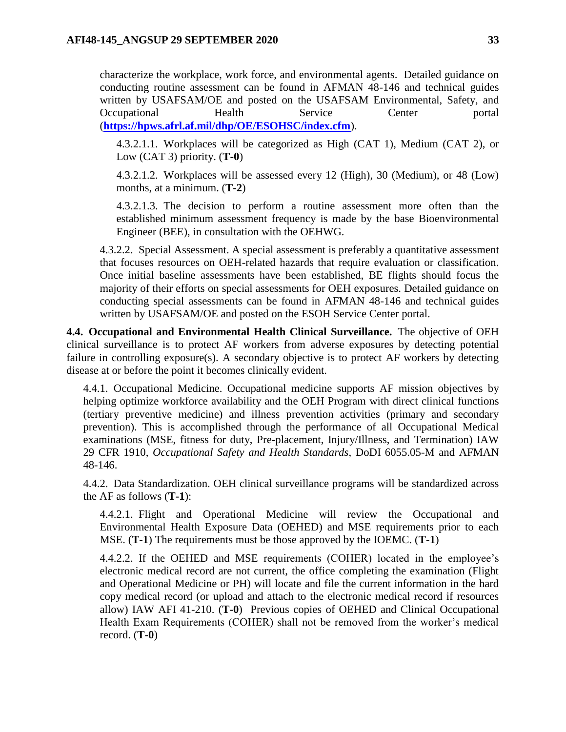characterize the workplace, work force, and environmental agents. Detailed guidance on conducting routine assessment can be found in AFMAN 48-146 and technical guides written by USAFSAM/OE and posted on the USAFSAM Environmental, Safety, and Occupational Health Service Center portal (**https://hpws.afrl.af.mil/dhp/OE/ESOHSC/index.cfm**).

4.3.2.1.1. Workplaces will be categorized as High (CAT 1), Medium (CAT 2), or Low (CAT 3) priority. (**T-0**)

4.3.2.1.2. Workplaces will be assessed every 12 (High), 30 (Medium), or 48 (Low) months, at a minimum. (**T-2**)

4.3.2.1.3. The decision to perform a routine assessment more often than the established minimum assessment frequency is made by the base Bioenvironmental Engineer (BEE), in consultation with the OEHWG.

4.3.2.2. Special Assessment. A special assessment is preferably a quantitative assessment that focuses resources on OEH-related hazards that require evaluation or classification. Once initial baseline assessments have been established, BE flights should focus the majority of their efforts on special assessments for OEH exposures. Detailed guidance on conducting special assessments can be found in AFMAN 48-146 and technical guides written by USAFSAM/OE and posted on the ESOH Service Center portal.

**4.4. Occupational and Environmental Health Clinical Surveillance.** The objective of OEH clinical surveillance is to protect AF workers from adverse exposures by detecting potential failure in controlling exposure(s). A secondary objective is to protect AF workers by detecting disease at or before the point it becomes clinically evident.

4.4.1. Occupational Medicine. Occupational medicine supports AF mission objectives by helping optimize workforce availability and the OEH Program with direct clinical functions (tertiary preventive medicine) and illness prevention activities (primary and secondary prevention). This is accomplished through the performance of all Occupational Medical examinations (MSE, fitness for duty, Pre-placement, Injury/Illness, and Termination) IAW 29 CFR 1910, *Occupational Safety and Health Standards*, DoDI 6055.05-M and AFMAN 48-146.

4.4.2. Data Standardization. OEH clinical surveillance programs will be standardized across the AF as follows (**T-1**):

4.4.2.1. Flight and Operational Medicine will review the Occupational and Environmental Health Exposure Data (OEHED) and MSE requirements prior to each MSE. (**T-1**) The requirements must be those approved by the IOEMC. (**T-1**)

4.4.2.2. If the OEHED and MSE requirements (COHER) located in the employee's electronic medical record are not current, the office completing the examination (Flight and Operational Medicine or PH) will locate and file the current information in the hard copy medical record (or upload and attach to the electronic medical record if resources allow) IAW AFI 41-210. (**T-0**) Previous copies of OEHED and Clinical Occupational Health Exam Requirements (COHER) shall not be removed from the worker's medical record. (**T-0**)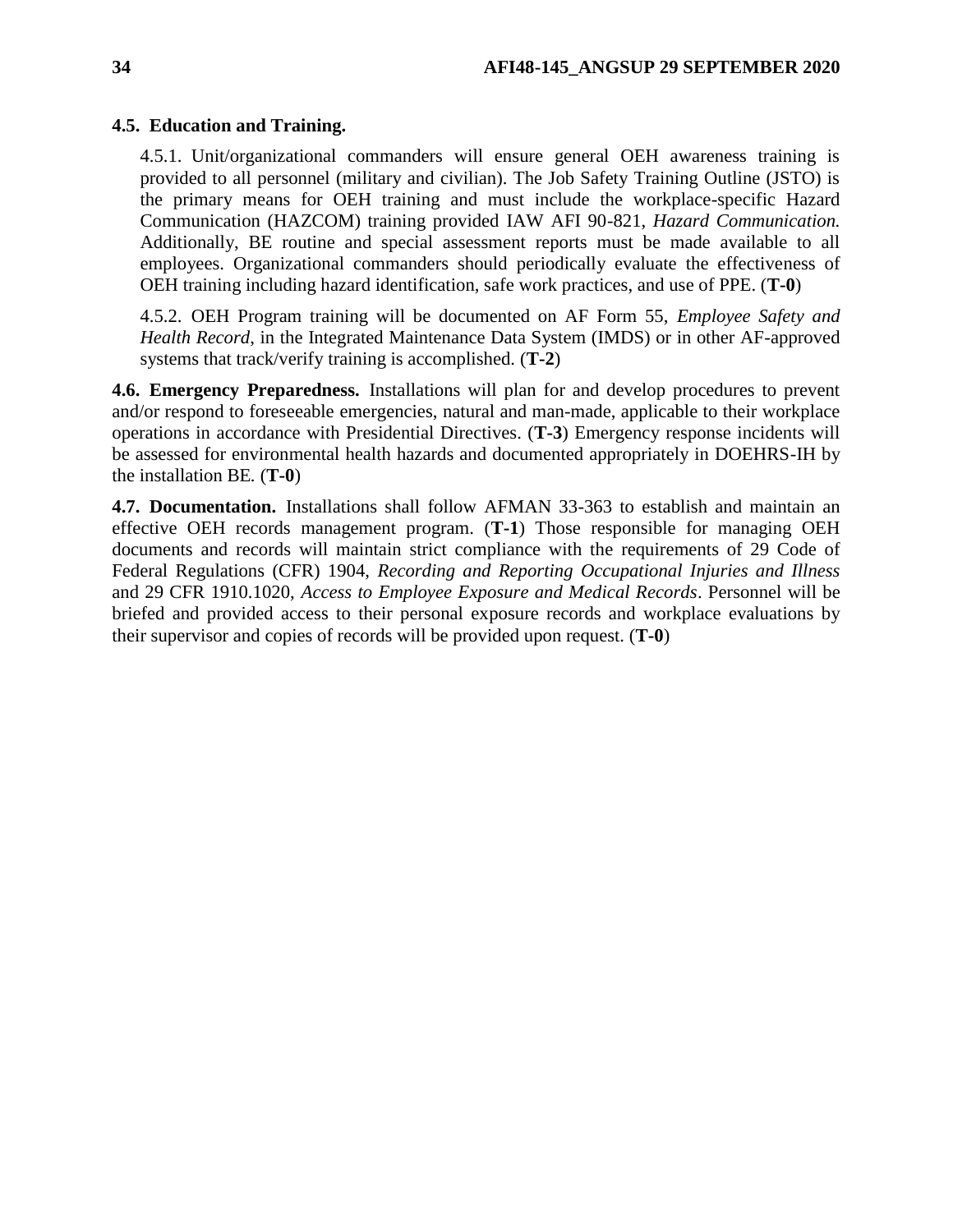**4.5. Education and Training.**

4.5.1. Unit/organizational commanders will ensure general OEH awareness training is provided to all personnel (military and civilian). The Job Safety Training Outline (JSTO) is the primary means for OEH training and must include the workplace-specific Hazard Communication (HAZCOM) training provided IAW AFI 90-821, *Hazard Communication.* Additionally, BE routine and special assessment reports must be made available to all employees. Organizational commanders should periodically evaluate the effectiveness of OEH training including hazard identification, safe work practices, and use of PPE. (**T-0**)

4.5.2. OEH Program training will be documented on AF Form 55, *Employee Safety and Health Record*, in the Integrated Maintenance Data System (IMDS) or in other AF-approved systems that track/verify training is accomplished. (**T-2**)

**4.6. Emergency Preparedness.** Installations will plan for and develop procedures to prevent and/or respond to foreseeable emergencies, natural and man-made, applicable to their workplace operations in accordance with Presidential Directives. (**T-3**) Emergency response incidents will be assessed for environmental health hazards and documented appropriately in DOEHRS-IH by the installation BE. (**T-0**)

**4.7. Documentation.** Installations shall follow AFMAN 33-363 to establish and maintain an effective OEH records management program. (**T-1**) Those responsible for managing OEH documents and records will maintain strict compliance with the requirements of 29 Code of Federal Regulations (CFR) 1904, *Recording and Reporting Occupational Injuries and Illness* and 29 CFR 1910.1020, *Access to Employee Exposure and Medical Records*. Personnel will be briefed and provided access to their personal exposure records and workplace evaluations by their supervisor and copies of records will be provided upon request. (**T-0**)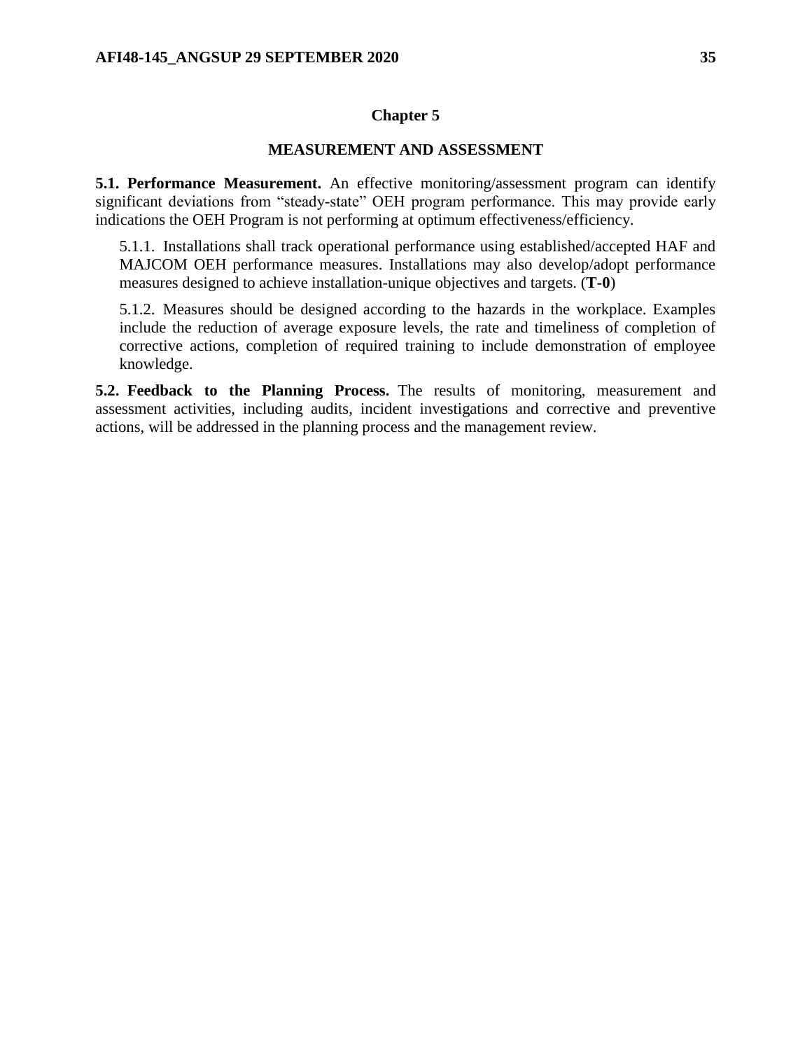# Chapter 5

## MEASUREMENT AND ASSESSMENT

**5.1. Performance Measurement.** An effective monitoring/assessment program can identify significant deviations from "steady-state" OEH program performance. This may provide early indications the OEH Program is not performing at optimum effectiveness/efficiency.

5.1.1. Installations shall track operational performance using established/accepted HAF and MAJCOM OEH performance measures. Installations may also develop/adopt performance measures designed to achieve installation-unique objectives and targets. (**T-0**)

5.1.2. Measures should be designed according to the hazards in the workplace. Examples include the reduction of average exposure levels, the rate and timeliness of completion of corrective actions, completion of required training to include demonstration of employee knowledge.

**5.2. Feedback to the Planning Process.** The results of monitoring, measurement and assessment activities, including audits, incident investigations and corrective and preventive actions, will be addressed in the planning process and the management review.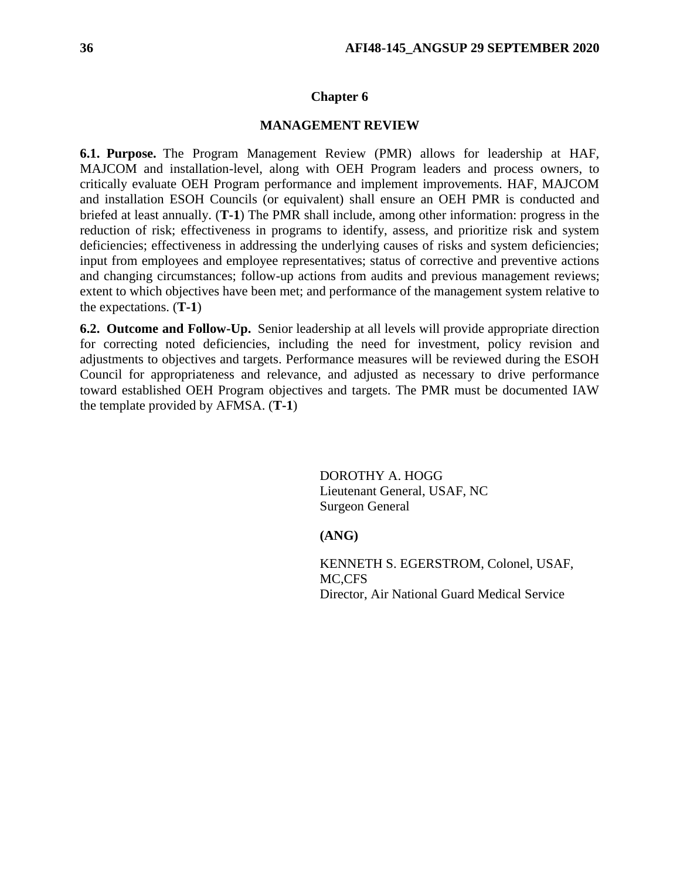# Chapter 6

## MANAGEMENT REVIEW

**6.1. Purpose.** The Program Management Review (PMR) allows for leadership at HAF, MAJCOM and installation-level, along with OEH Program leaders and process owners, to critically evaluate OEH Program performance and implement improvements. HAF, MAJCOM and installation ESOH Councils (or equivalent) shall ensure an OEH PMR is conducted and briefed at least annually. (**T-1**) The PMR shall include, among other information: progress in the reduction of risk; effectiveness in programs to identify, assess, and prioritize risk and system deficiencies; effectiveness in addressing the underlying causes of risks and system deficiencies; input from employees and employee representatives; status of corrective and preventive actions and changing circumstances; follow-up actions from audits and previous management reviews; extent to which objectives have been met; and performance of the management system relative to the expectations. (**T-1**)

**6.2. Outcome and Follow-Up.** Senior leadership at all levels will provide appropriate direction for correcting noted deficiencies, including the need for investment, policy revision and adjustments to objectives and targets. Performance measures will be reviewed during the ESOH Council for appropriateness and relevance, and adjusted as necessary to drive performance toward established OEH Program objectives and targets. The PMR must be documented IAW the template provided by AFMSA. (**T-1**)

DOROTHY A. HOGG
Lieutenant General, USAF, NC
Surgeon General

**(ANG)**

KENNETH S. EGERSTROM, Colonel, USAF, MC,CFS
Director, Air National Guard Medical Service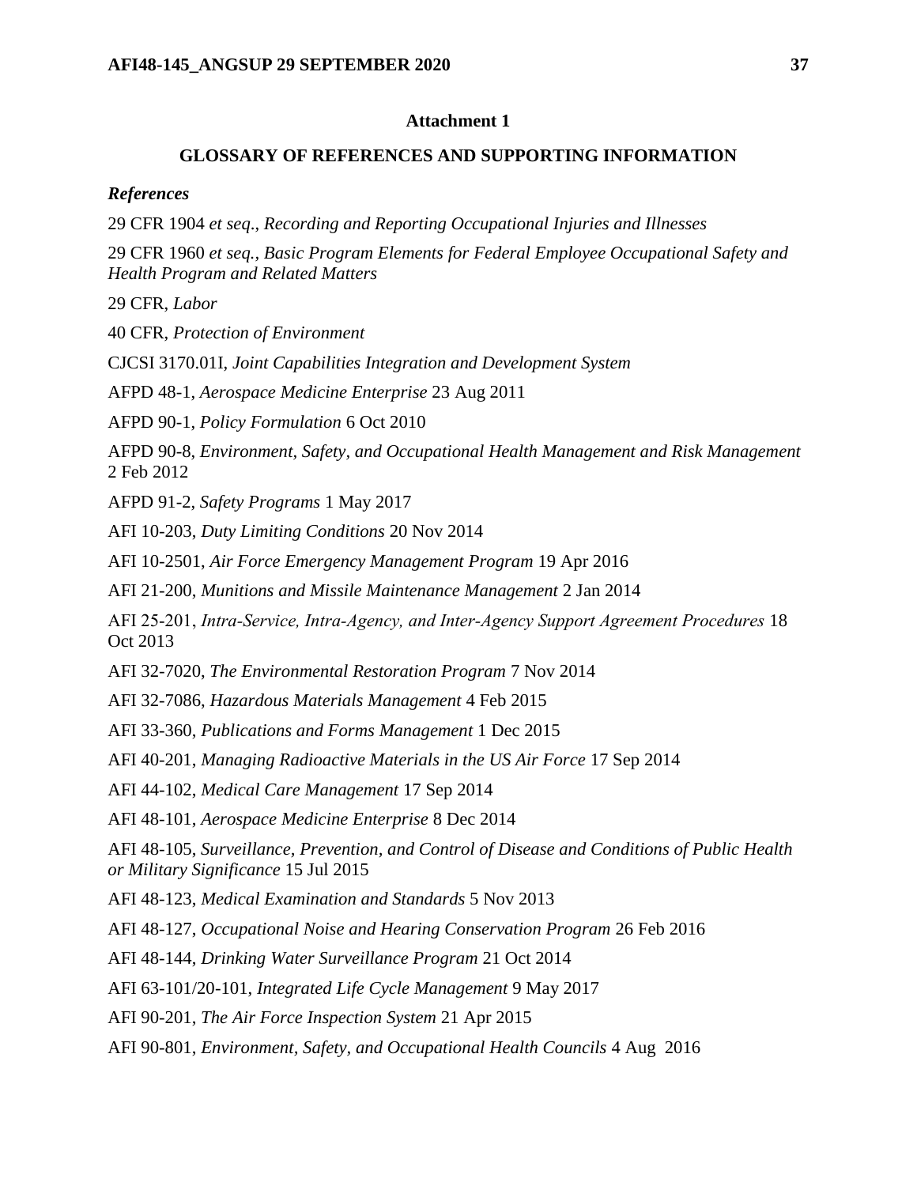**Attachment 1**

**GLOSSARY OF REFERENCES AND SUPPORTING INFORMATION**

***References***

29 CFR 1904 *et seq*., *Recording and Reporting Occupational Injuries and Illnesses*

29 CFR 1960 *et seq., Basic Program Elements for Federal Employee Occupational Safety and Health Program and Related Matters*

29 CFR, *Labor*

40 CFR, *Protection of Environment*

CJCSI 3170.01I, *Joint Capabilities Integration and Development System*

AFPD 48-1, *Aerospace Medicine Enterprise* 23 Aug 2011

AFPD 90-1, *Policy Formulation* 6 Oct 2010

AFPD 90-8, *Environment, Safety, and Occupational Health Management and Risk Management* 2 Feb 2012

AFPD 91-2, *Safety Programs* 1 May 2017

AFI 10-203, *Duty Limiting Conditions* 20 Nov 2014

AFI 10-2501, *Air Force Emergency Management Program* 19 Apr 2016

AFI 21-200, *Munitions and Missile Maintenance Management* 2 Jan 2014

AFI 25-201, *Intra-Service, Intra-Agency, and Inter-Agency Support Agreement Procedures* 18 Oct 2013

AFI 32-7020, *The Environmental Restoration Program* 7 Nov 2014

AFI 32-7086, *Hazardous Materials Management* 4 Feb 2015

AFI 33-360, *Publications and Forms Management* 1 Dec 2015

AFI 40-201, *Managing Radioactive Materials in the US Air Force* 17 Sep 2014

AFI 44-102, *Medical Care Management* 17 Sep 2014

AFI 48-101, *Aerospace Medicine Enterprise* 8 Dec 2014

AFI 48-105, *Surveillance, Prevention, and Control of Disease and Conditions of Public Health or Military Significance* 15 Jul 2015

AFI 48-123, *Medical Examination and Standards* 5 Nov 2013

AFI 48-127, *Occupational Noise and Hearing Conservation Program* 26 Feb 2016

AFI 48-144, *Drinking Water Surveillance Program* 21 Oct 2014

AFI 63-101/20-101, *Integrated Life Cycle Management* 9 May 2017

AFI 90-201, *The Air Force Inspection System* 21 Apr 2015

AFI 90-801, *Environment, Safety, and Occupational Health Councils* 4 Aug 2016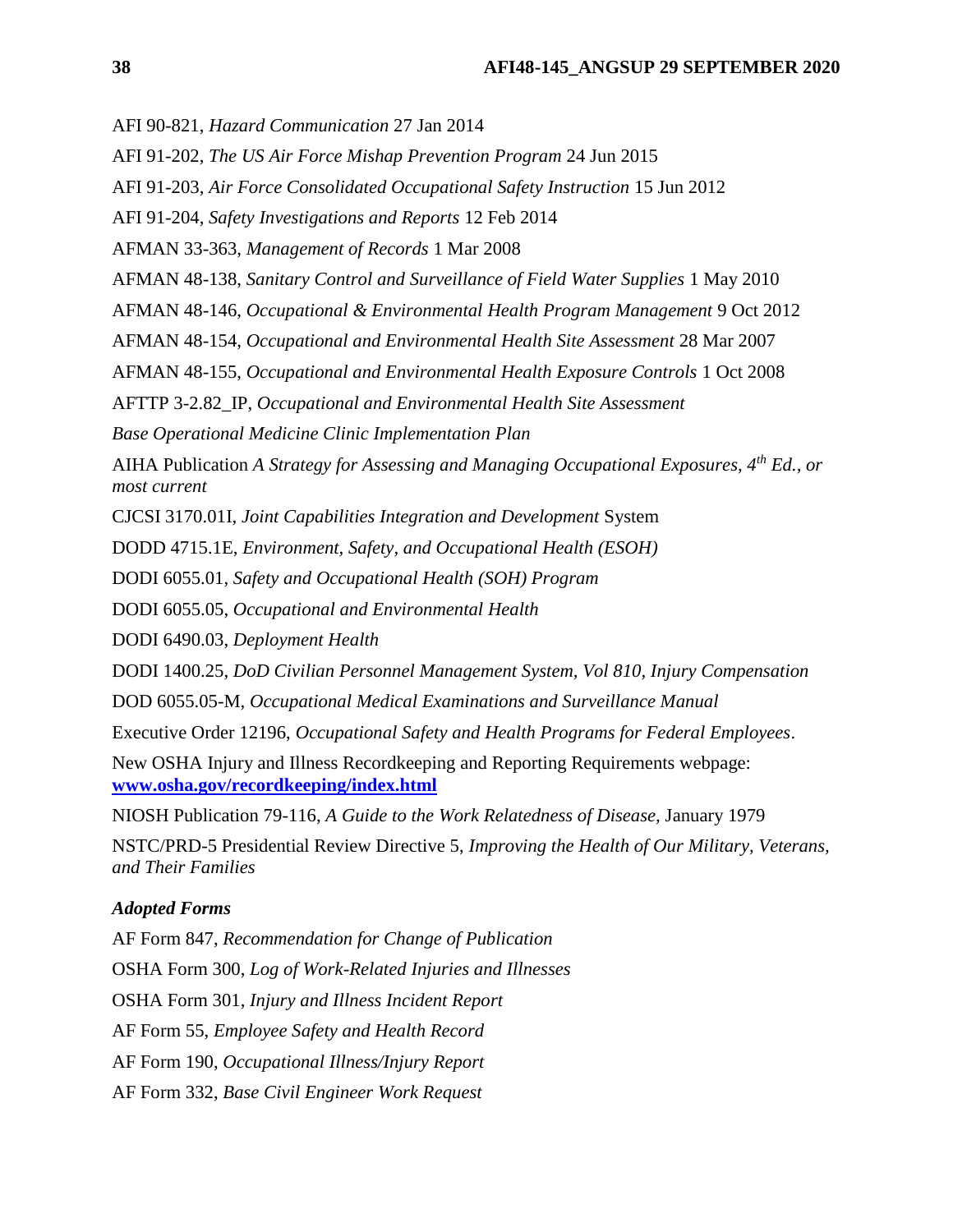AFI 90-821, *Hazard Communication* 27 Jan 2014

AFI 91-202, *The US Air Force Mishap Prevention Program* 24 Jun 2015

AFI 91-203, *Air Force Consolidated Occupational Safety Instruction* 15 Jun 2012

AFI 91-204, *Safety Investigations and Reports* 12 Feb 2014

AFMAN 33-363, *Management of Records* 1 Mar 2008

AFMAN 48-138, *Sanitary Control and Surveillance of Field Water Supplies* 1 May 2010

AFMAN 48-146, *Occupational & Environmental Health Program Management* 9 Oct 2012

AFMAN 48-154, *Occupational and Environmental Health Site Assessment* 28 Mar 2007

AFMAN 48-155, *Occupational and Environmental Health Exposure Controls* 1 Oct 2008

AFTTP 3-2.82_IP, *Occupational and Environmental Health Site Assessment*

*Base Operational Medicine Clinic Implementation Plan*

AIHA Publication *A Strategy for Assessing and Managing Occupational Exposures, 4th Ed., or most current*

CJCSI 3170.01I, *Joint Capabilities Integration and Development* System

DODD 4715.1E, *Environment, Safety, and Occupational Health (ESOH)*

DODI 6055.01, *Safety and Occupational Health (SOH) Program*

DODI 6055.05, *Occupational and Environmental Health*

DODI 6490.03, *Deployment Health*

DODI 1400.25, *DoD Civilian Personnel Management System, Vol 810, Injury Compensation*

DOD 6055.05-M, *Occupational Medical Examinations and Surveillance Manual*

Executive Order 12196, *Occupational Safety and Health Programs for Federal Employees*.

New OSHA Injury and Illness Recordkeeping and Reporting Requirements webpage: **www.osha.gov/recordkeeping/index.html**

NIOSH Publication 79-116, *A Guide to the Work Relatedness of Disease*, January 1979

NSTC/PRD-5 Presidential Review Directive 5, *Improving the Health of Our Military, Veterans, and Their Families*

***Adopted Forms***

AF Form 847, *Recommendation for Change of Publication*

OSHA Form 300, *Log of Work-Related Injuries and Illnesses*

OSHA Form 301, *Injury and Illness Incident Report*

AF Form 55, *Employee Safety and Health Record*

AF Form 190, *Occupational Illness/Injury Report*

AF Form 332, *Base Civil Engineer Work Request*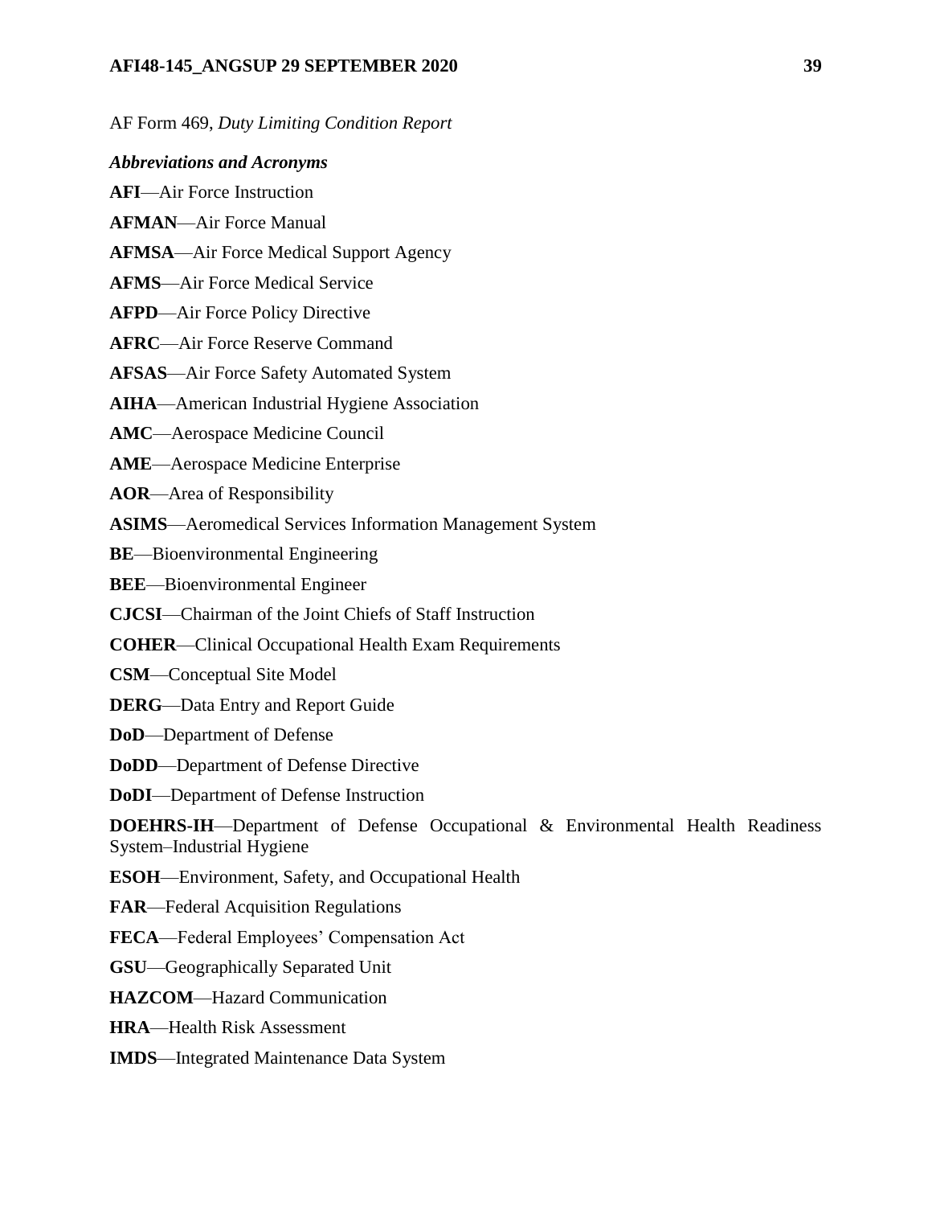AF Form 469, *Duty Limiting Condition Report*

***Abbreviations and Acronyms***

**AFI**—Air Force Instruction

**AFMAN**—Air Force Manual

**AFMSA**—Air Force Medical Support Agency

**AFMS**—Air Force Medical Service

**AFPD**—Air Force Policy Directive

**AFRC**—Air Force Reserve Command

**AFSAS**—Air Force Safety Automated System

**AIHA**—American Industrial Hygiene Association

**AMC**—Aerospace Medicine Council

**AME**—Aerospace Medicine Enterprise

**AOR**—Area of Responsibility

**ASIMS**—Aeromedical Services Information Management System

**BE**—Bioenvironmental Engineering

**BEE**—Bioenvironmental Engineer

**CJCSI**—Chairman of the Joint Chiefs of Staff Instruction

**COHER**—Clinical Occupational Health Exam Requirements

**CSM**—Conceptual Site Model

**DERG**—Data Entry and Report Guide

**DoD**—Department of Defense

**DoDD**—Department of Defense Directive

**DoDI**—Department of Defense Instruction

**DOEHRS-IH**—Department of Defense Occupational & Environmental Health Readiness System–Industrial Hygiene

**ESOH**—Environment, Safety, and Occupational Health

**FAR**—Federal Acquisition Regulations

**FECA**—Federal Employees' Compensation Act

**GSU**—Geographically Separated Unit

**HAZCOM**—Hazard Communication

**HRA**—Health Risk Assessment

**IMDS**—Integrated Maintenance Data System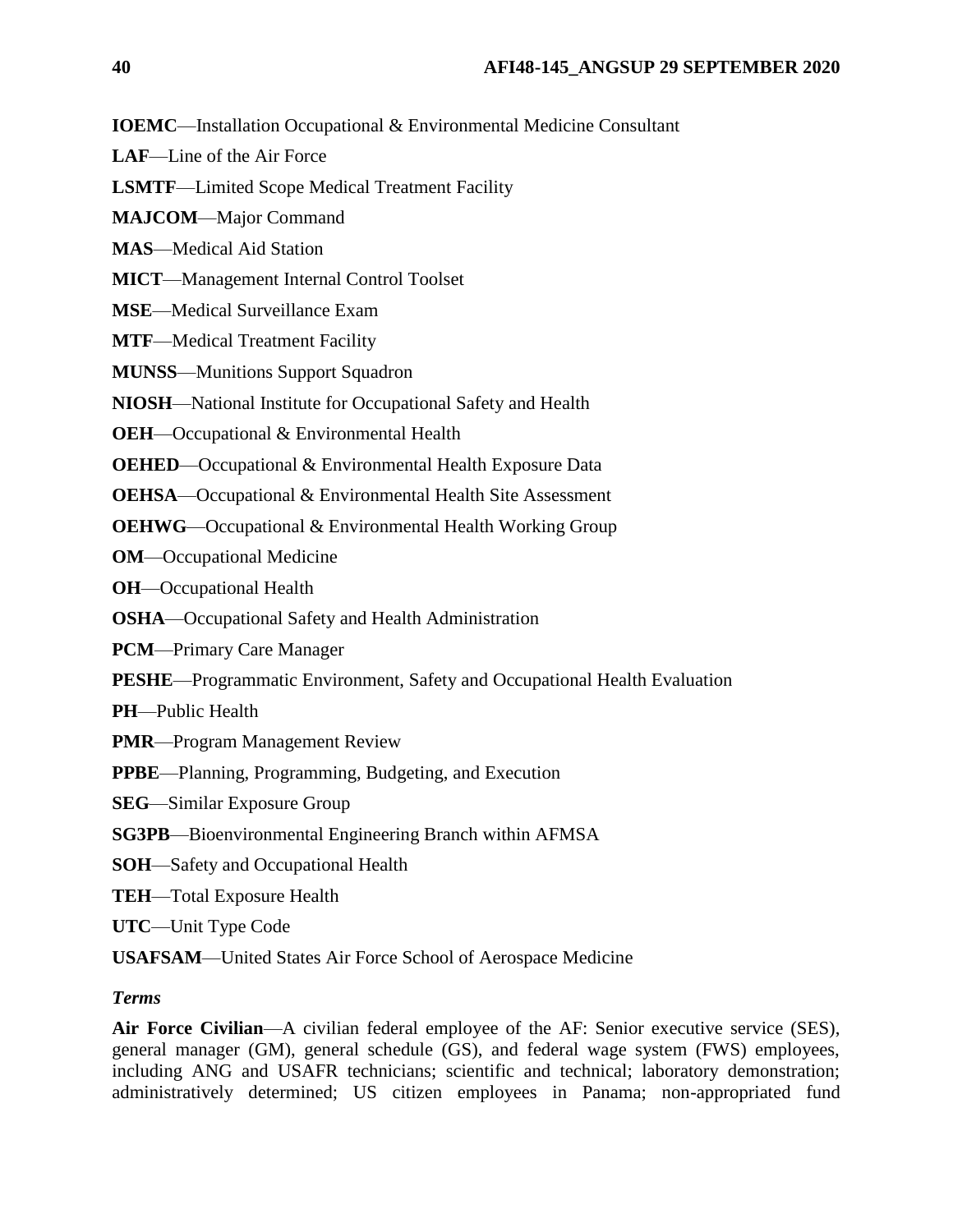**IOEMC**—Installation Occupational & Environmental Medicine Consultant

**LAF**—Line of the Air Force

**LSMTF**—Limited Scope Medical Treatment Facility

**MAJCOM**—Major Command

**MAS**—Medical Aid Station

**MICT**—Management Internal Control Toolset

**MSE**—Medical Surveillance Exam

**MTF**—Medical Treatment Facility

**MUNSS**—Munitions Support Squadron

**NIOSH**—National Institute for Occupational Safety and Health

**OEH**—Occupational & Environmental Health

**OEHED**—Occupational & Environmental Health Exposure Data

**OEHSA**—Occupational & Environmental Health Site Assessment

**OEHWG**—Occupational & Environmental Health Working Group

**OM**—Occupational Medicine

**OH**—Occupational Health

**OSHA**—Occupational Safety and Health Administration

**PCM**—Primary Care Manager

**PESHE**—Programmatic Environment, Safety and Occupational Health Evaluation

**PH**—Public Health

**PMR**—Program Management Review

**PPBE**—Planning, Programming, Budgeting, and Execution

**SEG**—Similar Exposure Group

**SG3PB**—Bioenvironmental Engineering Branch within AFMSA

**SOH**—Safety and Occupational Health

**TEH**—Total Exposure Health

**UTC**—Unit Type Code

**USAFSAM**—United States Air Force School of Aerospace Medicine

***Terms***

**Air Force Civilian**—A civilian federal employee of the AF: Senior executive service (SES), general manager (GM), general schedule (GS), and federal wage system (FWS) employees, including ANG and USAFR technicians; scientific and technical; laboratory demonstration; administratively determined; US citizen employees in Panama; non-appropriated fund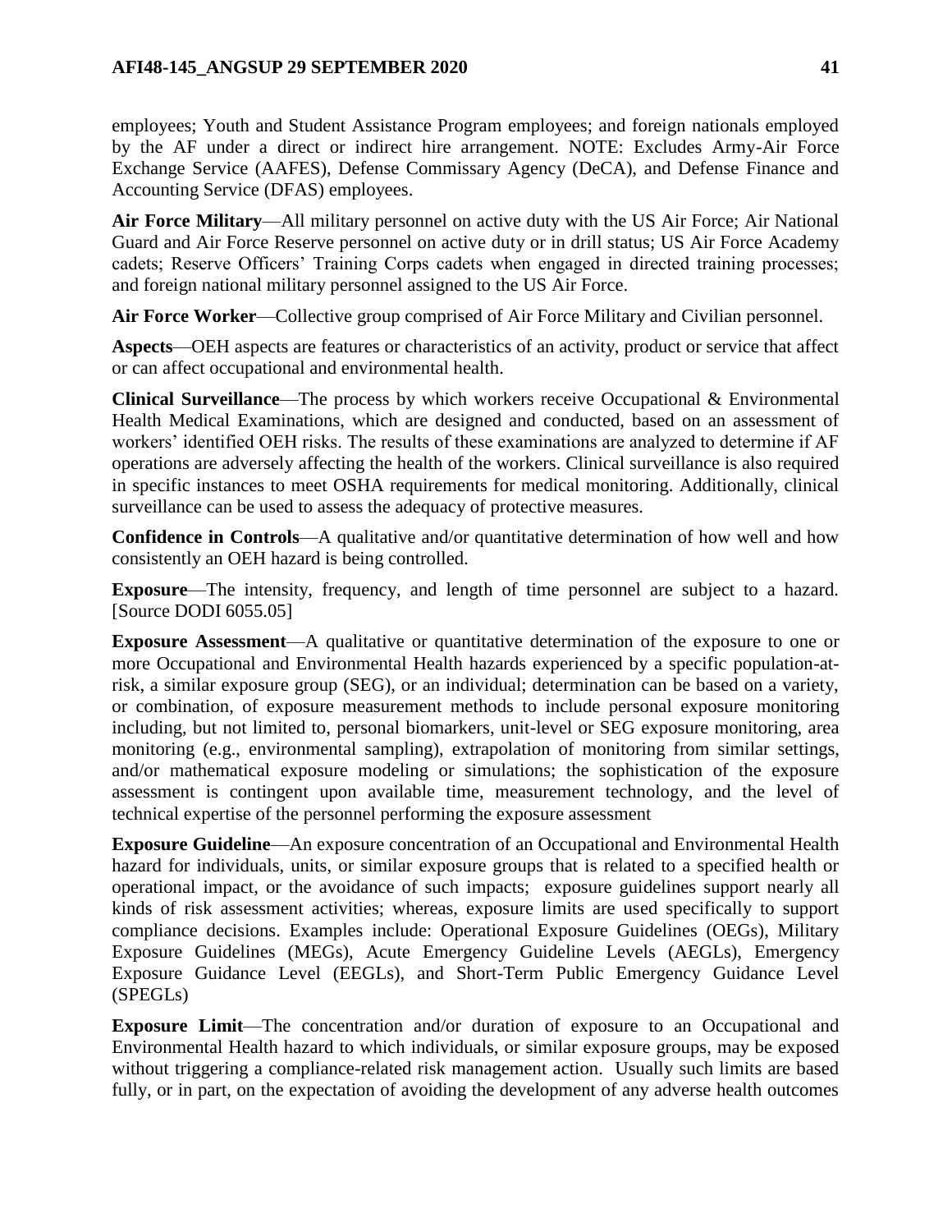employees; Youth and Student Assistance Program employees; and foreign nationals employed by the AF under a direct or indirect hire arrangement. NOTE: Excludes Army-Air Force Exchange Service (AAFES), Defense Commissary Agency (DeCA), and Defense Finance and Accounting Service (DFAS) employees.

**Air Force Military**—All military personnel on active duty with the US Air Force; Air National Guard and Air Force Reserve personnel on active duty or in drill status; US Air Force Academy cadets; Reserve Officers' Training Corps cadets when engaged in directed training processes; and foreign national military personnel assigned to the US Air Force.

**Air Force Worker**—Collective group comprised of Air Force Military and Civilian personnel.

**Aspects**—OEH aspects are features or characteristics of an activity, product or service that affect or can affect occupational and environmental health.

**Clinical Surveillance**—The process by which workers receive Occupational & Environmental Health Medical Examinations, which are designed and conducted, based on an assessment of workers' identified OEH risks. The results of these examinations are analyzed to determine if AF operations are adversely affecting the health of the workers. Clinical surveillance is also required in specific instances to meet OSHA requirements for medical monitoring. Additionally, clinical surveillance can be used to assess the adequacy of protective measures.

**Confidence in Controls**—A qualitative and/or quantitative determination of how well and how consistently an OEH hazard is being controlled.

**Exposure**—The intensity, frequency, and length of time personnel are subject to a hazard. [Source DODI 6055.05]

**Exposure Assessment**—A qualitative or quantitative determination of the exposure to one or more Occupational and Environmental Health hazards experienced by a specific population-at-risk, a similar exposure group (SEG), or an individual; determination can be based on a variety, or combination, of exposure measurement methods to include personal exposure monitoring including, but not limited to, personal biomarkers, unit-level or SEG exposure monitoring, area monitoring (e.g., environmental sampling), extrapolation of monitoring from similar settings, and/or mathematical exposure modeling or simulations; the sophistication of the exposure assessment is contingent upon available time, measurement technology, and the level of technical expertise of the personnel performing the exposure assessment

**Exposure Guideline**—An exposure concentration of an Occupational and Environmental Health hazard for individuals, units, or similar exposure groups that is related to a specified health or operational impact, or the avoidance of such impacts; exposure guidelines support nearly all kinds of risk assessment activities; whereas, exposure limits are used specifically to support compliance decisions. Examples include: Operational Exposure Guidelines (OEGs), Military Exposure Guidelines (MEGs), Acute Emergency Guideline Levels (AEGLs), Emergency Exposure Guidance Level (EEGLs), and Short-Term Public Emergency Guidance Level (SPEGLs)

**Exposure Limit**—The concentration and/or duration of exposure to an Occupational and Environmental Health hazard to which individuals, or similar exposure groups, may be exposed without triggering a compliance-related risk management action. Usually such limits are based fully, or in part, on the expectation of avoiding the development of any adverse health outcomes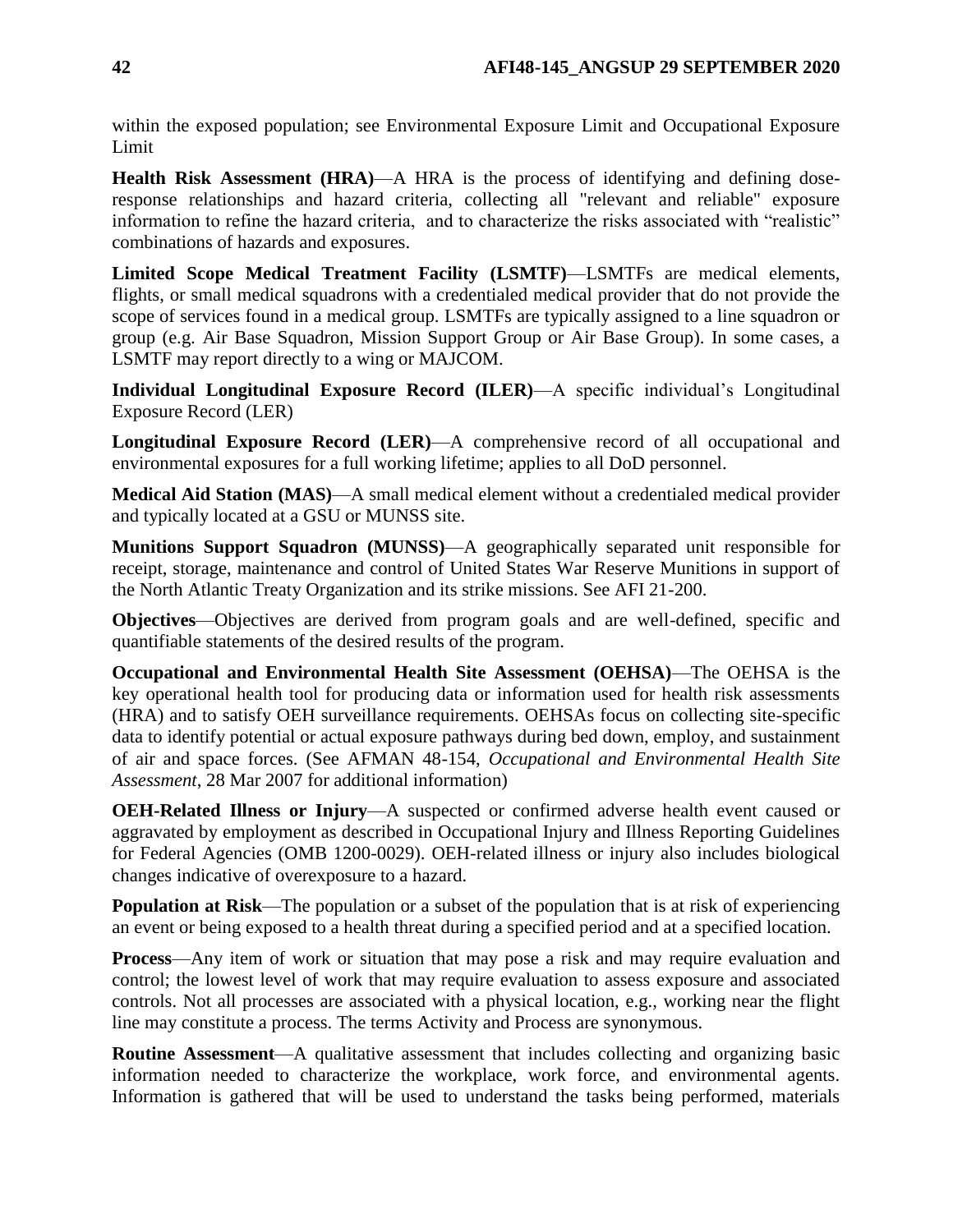within the exposed population; see Environmental Exposure Limit and Occupational Exposure Limit

**Health Risk Assessment (HRA)**—A HRA is the process of identifying and defining dose-response relationships and hazard criteria, collecting all "relevant and reliable" exposure information to refine the hazard criteria, and to characterize the risks associated with "realistic" combinations of hazards and exposures.

**Limited Scope Medical Treatment Facility (LSMTF)**—LSMTFs are medical elements, flights, or small medical squadrons with a credentialed medical provider that do not provide the scope of services found in a medical group. LSMTFs are typically assigned to a line squadron or group (e.g. Air Base Squadron, Mission Support Group or Air Base Group). In some cases, a LSMTF may report directly to a wing or MAJCOM.

**Individual Longitudinal Exposure Record (ILER)**—A specific individual's Longitudinal Exposure Record (LER)

**Longitudinal Exposure Record (LER)**—A comprehensive record of all occupational and environmental exposures for a full working lifetime; applies to all DoD personnel.

**Medical Aid Station (MAS)**—A small medical element without a credentialed medical provider and typically located at a GSU or MUNSS site.

**Munitions Support Squadron (MUNSS)**—A geographically separated unit responsible for receipt, storage, maintenance and control of United States War Reserve Munitions in support of the North Atlantic Treaty Organization and its strike missions. See AFI 21-200.

**Objectives**—Objectives are derived from program goals and are well-defined, specific and quantifiable statements of the desired results of the program.

**Occupational and Environmental Health Site Assessment (OEHSA)**—The OEHSA is the key operational health tool for producing data or information used for health risk assessments (HRA) and to satisfy OEH surveillance requirements. OEHSAs focus on collecting site-specific data to identify potential or actual exposure pathways during bed down, employ, and sustainment of air and space forces. (See AFMAN 48-154, *Occupational and Environmental Health Site Assessment*, 28 Mar 2007 for additional information)

**OEH-Related Illness or Injury**—A suspected or confirmed adverse health event caused or aggravated by employment as described in Occupational Injury and Illness Reporting Guidelines for Federal Agencies (OMB 1200-0029). OEH-related illness or injury also includes biological changes indicative of overexposure to a hazard.

**Population at Risk**—The population or a subset of the population that is at risk of experiencing an event or being exposed to a health threat during a specified period and at a specified location.

**Process**—Any item of work or situation that may pose a risk and may require evaluation and control; the lowest level of work that may require evaluation to assess exposure and associated controls. Not all processes are associated with a physical location, e.g., working near the flight line may constitute a process. The terms Activity and Process are synonymous.

**Routine Assessment**—A qualitative assessment that includes collecting and organizing basic information needed to characterize the workplace, work force, and environmental agents. Information is gathered that will be used to understand the tasks being performed, materials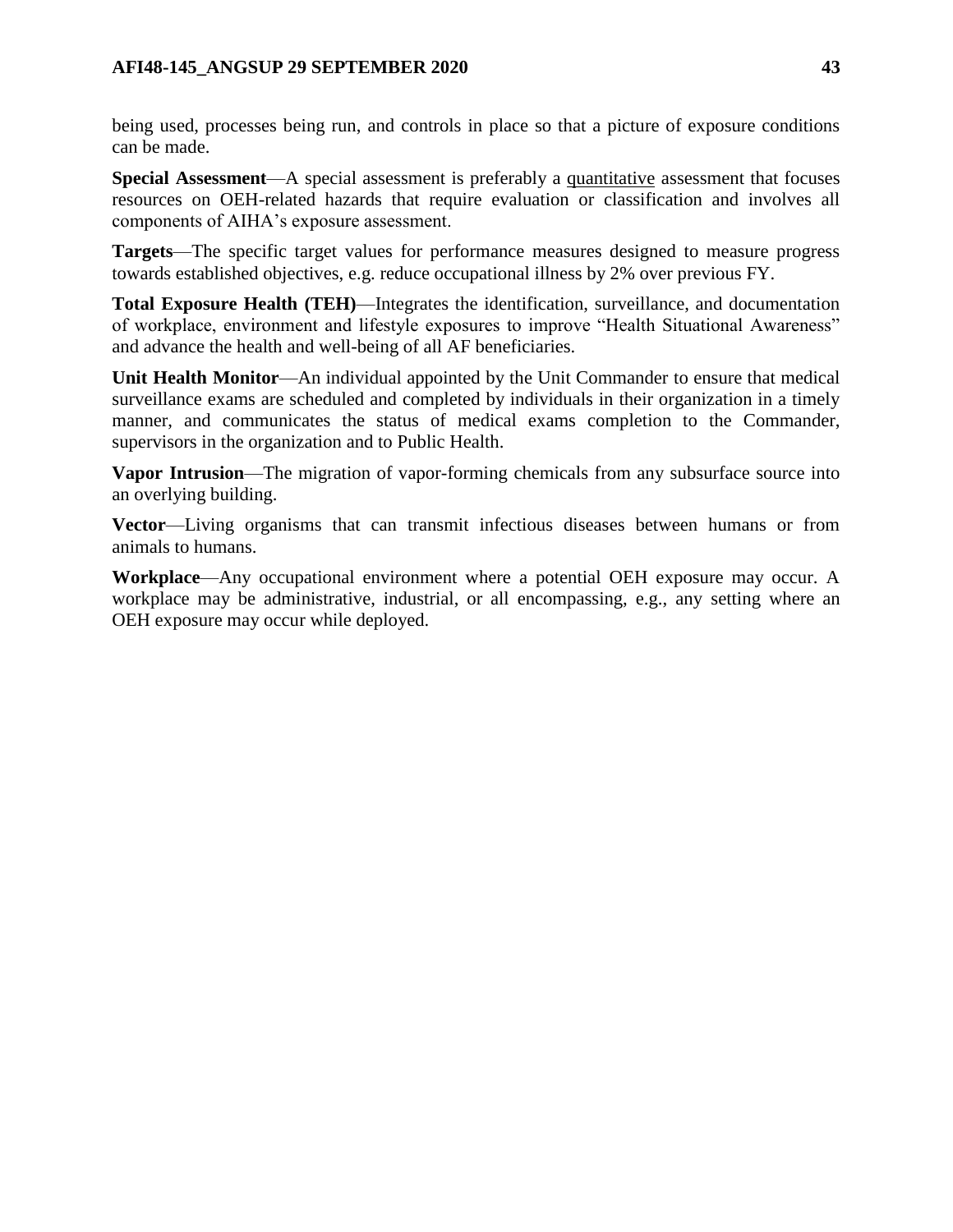being used, processes being run, and controls in place so that a picture of exposure conditions can be made.

**Special Assessment**—A special assessment is preferably a quantitative assessment that focuses resources on OEH-related hazards that require evaluation or classification and involves all components of AIHA's exposure assessment.

**Targets**—The specific target values for performance measures designed to measure progress towards established objectives, e.g. reduce occupational illness by 2% over previous FY.

**Total Exposure Health (TEH)**—Integrates the identification, surveillance, and documentation of workplace, environment and lifestyle exposures to improve "Health Situational Awareness" and advance the health and well-being of all AF beneficiaries.

**Unit Health Monitor**—An individual appointed by the Unit Commander to ensure that medical surveillance exams are scheduled and completed by individuals in their organization in a timely manner, and communicates the status of medical exams completion to the Commander, supervisors in the organization and to Public Health.

**Vapor Intrusion**—The migration of vapor-forming chemicals from any subsurface source into an overlying building.

**Vector**—Living organisms that can transmit infectious diseases between humans or from animals to humans.

**Workplace**—Any occupational environment where a potential OEH exposure may occur. A workplace may be administrative, industrial, or all encompassing, e.g., any setting where an OEH exposure may occur while deployed.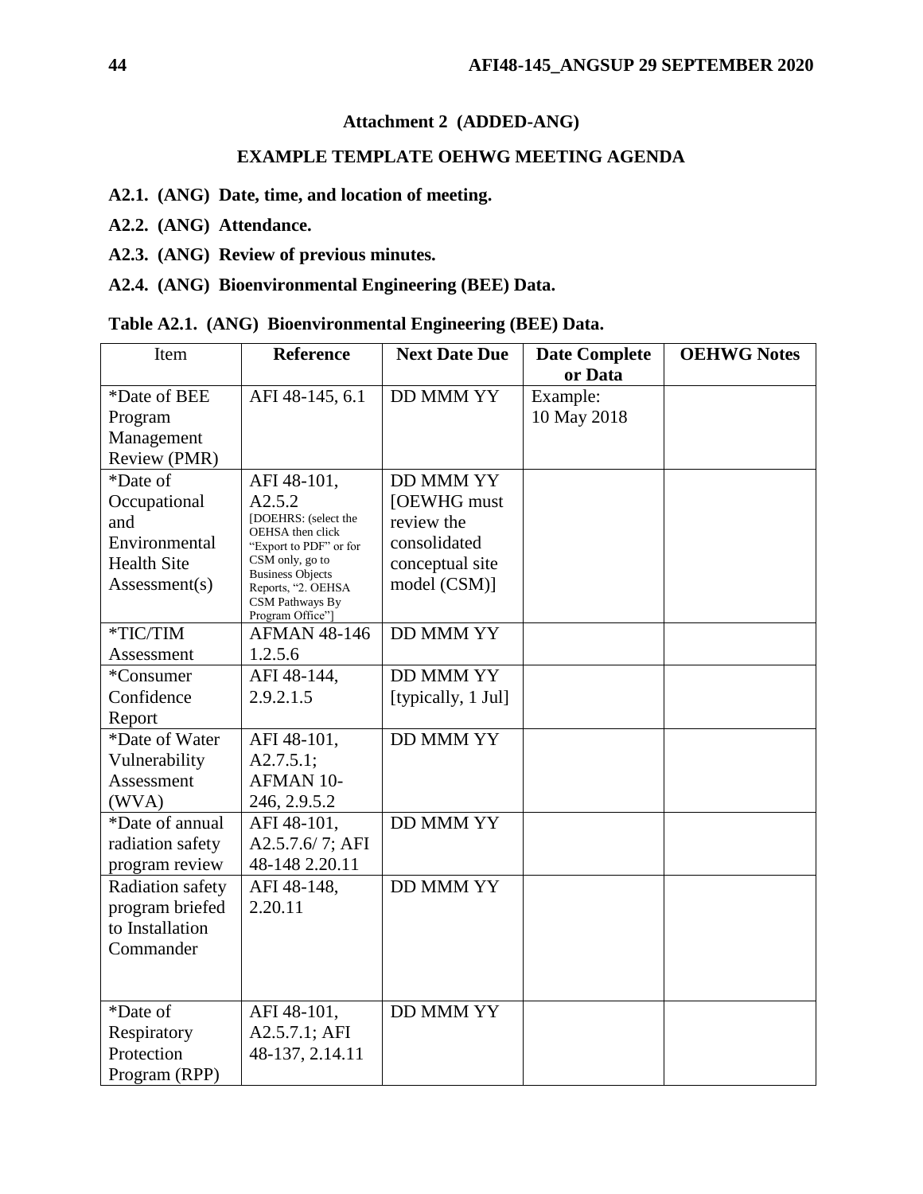## Attachment 2 (ADDED-ANG)

## EXAMPLE TEMPLATE OEHWG MEETING AGENDA

**A2.1. (ANG) Date, time, and location of meeting.**

**A2.2. (ANG) Attendance.**

**A2.3. (ANG) Review of previous minutes.**

**A2.4. (ANG) Bioenvironmental Engineering (BEE) Data.**

**Table A2.1. (ANG) Bioenvironmental Engineering (BEE) Data.**

| Item | **Reference** | **Next Date Due** | **Date Complete or Data** | **OEHWG Notes** |
|---|---|---|---|---|
| *Date of BEE Program Management Review (PMR) | AFI 48-145, 6.1 | DD MMM YY | Example: 10 May 2018 | |
| *Date of Occupational and Environmental Health Site Assessment(s) | AFI 48-101, A2.5.2 [DOEHRS: (select the OEHSA then click "Export to PDF" or for CSM only, go to Business Objects Reports, "2. OEHSA CSM Pathways By Program Office"] | DD MMM YY [OEWHG must review the consolidated conceptual site model (CSM)] | | |
| *TIC/TIM Assessment | AFMAN 48-146 1.2.5.6 | DD MMM YY | | |
| *Consumer Confidence Report | AFI 48-144, 2.9.2.1.5 | DD MMM YY [typically, 1 Jul] | | |
| *Date of Water Vulnerability Assessment (WVA) | AFI 48-101, A2.7.5.1; AFMAN 10-246, 2.9.5.2 | DD MMM YY | | |
| *Date of annual radiation safety program review | AFI 48-101, A2.5.7.6/ 7; AFI 48-148 2.20.11 | DD MMM YY | | |
| Radiation safety program briefed to Installation Commander | AFI 48-148, 2.20.11 | DD MMM YY | | |
| *Date of Respiratory Protection Program (RPP) | AFI 48-101, A2.5.7.1; AFI 48-137, 2.14.11 | DD MMM YY | | |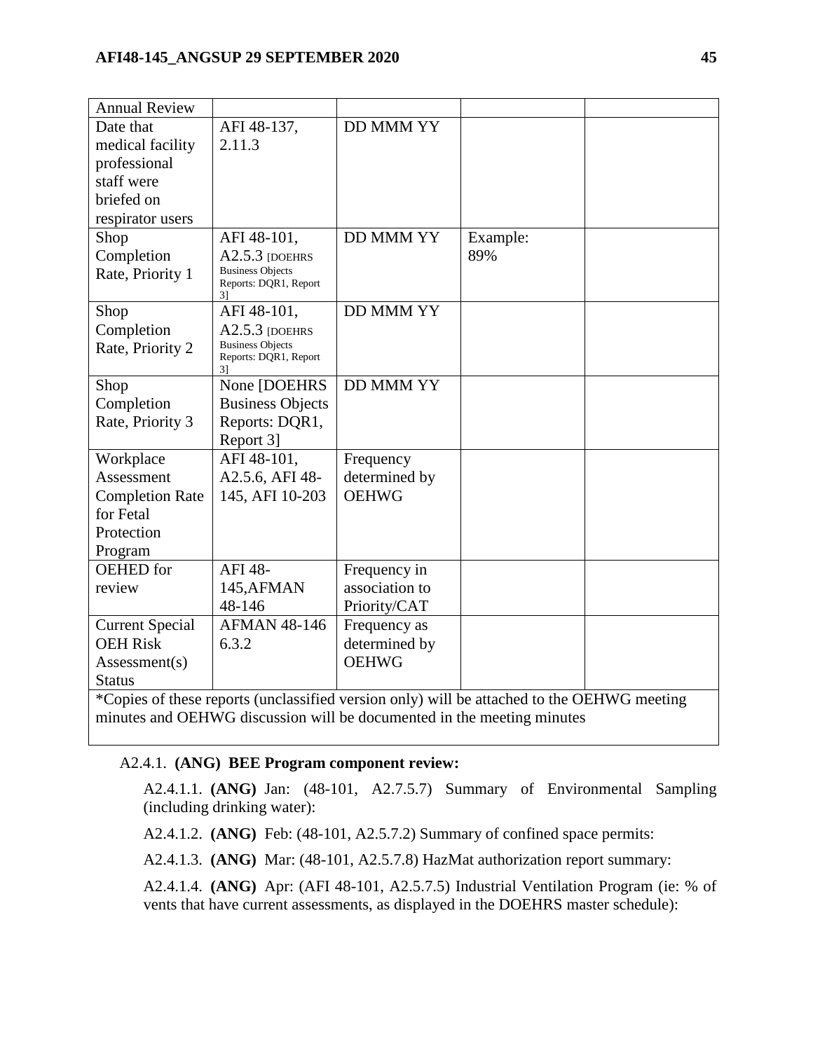| Annual Review | | | | |
|---|---|---|---|---|
| Date that medical facility professional staff were briefed on respirator users | AFI 48-137, 2.11.3 | DD MMM YY | | |
| Shop Completion Rate, Priority 1 | AFI 48-101, A2.5.3 [DOEHRS Business Objects Reports: DQR1, Report 3] | DD MMM YY | Example: 89% | |
| Shop Completion Rate, Priority 2 | AFI 48-101, A2.5.3 [DOEHRS Business Objects Reports: DQR1, Report 3] | DD MMM YY | | |
| Shop Completion Rate, Priority 3 | None [DOEHRS Business Objects Reports: DQR1, Report 3] | DD MMM YY | | |
| Workplace Assessment Completion Rate for Fetal Protection Program | AFI 48-101, A2.5.6, AFI 48-145, AFI 10-203 | Frequency determined by OEHWG | | |
| OEHED for review | AFI 48-145,AFMAN 48-146 | Frequency in association to Priority/CAT | | |
| Current Special OEH Risk Assessment(s) Status | AFMAN 48-146 6.3.2 | Frequency as determined by OEHWG | | |
| *Copies of these reports (unclassified version only) will be attached to the OEHWG meeting minutes and OEHWG discussion will be documented in the meeting minutes | | | | |

A2.4.1. **(ANG) BEE Program component review:**

A2.4.1.1. **(ANG)** Jan: (48-101, A2.7.5.7) Summary of Environmental Sampling (including drinking water):

A2.4.1.2. **(ANG)** Feb: (48-101, A2.5.7.2) Summary of confined space permits:

A2.4.1.3. **(ANG)** Mar: (48-101, A2.5.7.8) HazMat authorization report summary:

A2.4.1.4. **(ANG)** Apr: (AFI 48-101, A2.5.7.5) Industrial Ventilation Program (ie: % of vents that have current assessments, as displayed in the DOEHRS master schedule):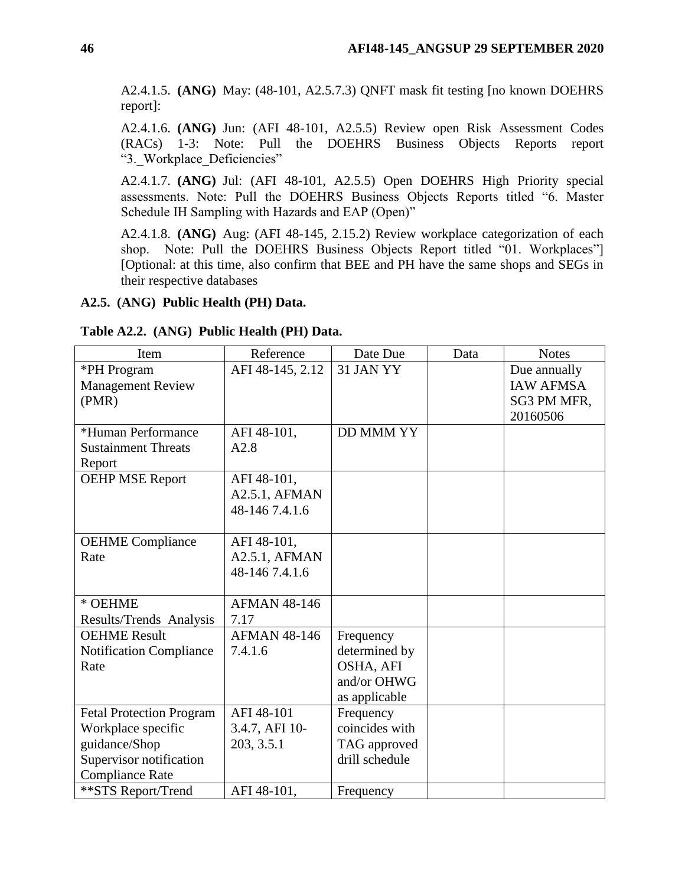A2.4.1.5. **(ANG)** May: (48-101, A2.5.7.3) QNFT mask fit testing [no known DOEHRS report]:

A2.4.1.6. **(ANG)** Jun: (AFI 48-101, A2.5.5) Review open Risk Assessment Codes (RACs) 1-3: Note: Pull the DOEHRS Business Objects Reports report "3._Workplace_Deficiencies"

A2.4.1.7. **(ANG)** Jul: (AFI 48-101, A2.5.5) Open DOEHRS High Priority special assessments. Note: Pull the DOEHRS Business Objects Reports titled "6. Master Schedule IH Sampling with Hazards and EAP (Open)"

A2.4.1.8. **(ANG)** Aug: (AFI 48-145, 2.15.2) Review workplace categorization of each shop. Note: Pull the DOEHRS Business Objects Report titled "01. Workplaces"] [Optional: at this time, also confirm that BEE and PH have the same shops and SEGs in their respective databases

**A2.5. (ANG) Public Health (PH) Data.**

**Table A2.2. (ANG) Public Health (PH) Data.**

| Item | Reference | Date Due | Data | Notes |
|---|---|---|---|---|
| *PH Program Management Review (PMR) | AFI 48-145, 2.12 | 31 JAN YY | | Due annually IAW AFMSA SG3 PM MFR, 20160506 |
| *Human Performance Sustainment Threats Report | AFI 48-101, A2.8 | DD MMM YY | | |
| OEHP MSE Report | AFI 48-101, A2.5.1, AFMAN 48-146 7.4.1.6 | | | |
| OEHME Compliance Rate | AFI 48-101, A2.5.1, AFMAN 48-146 7.4.1.6 | | | |
| * OEHME Results/Trends Analysis | AFMAN 48-146 7.17 | | | |
| OEHME Result Notification Compliance Rate | AFMAN 48-146 7.4.1.6 | Frequency determined by OSHA, AFI and/or OHWG as applicable | | |
| Fetal Protection Program Workplace specific guidance/Shop Supervisor notification Compliance Rate | AFI 48-101 3.4.7, AFI 10-203, 3.5.1 | Frequency coincides with TAG approved drill schedule | | |
| **STS Report/Trend | AFI 48-101, | Frequency | | |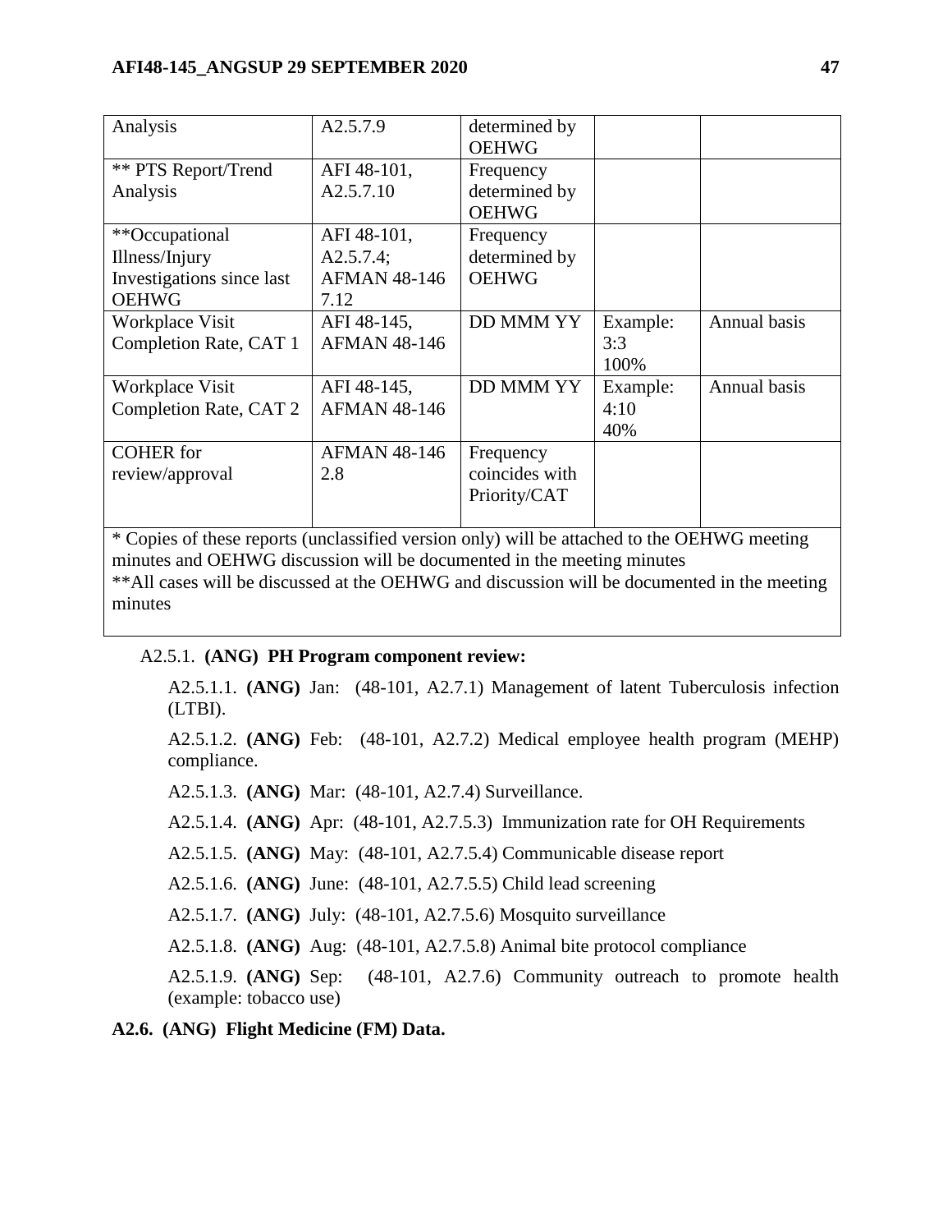| | | | | |
|---|---|---|---|---|
| Analysis | A2.5.7.9 | determined by OEHWG | | |
| ** PTS Report/Trend Analysis | AFI 48-101, A2.5.7.10 | Frequency determined by OEHWG | | |
| **Occupational Illness/Injury Investigations since last OEHWG | AFI 48-101, A2.5.7.4; AFMAN 48-146 7.12 | Frequency determined by OEHWG | | |
| Workplace Visit Completion Rate, CAT 1 | AFI 48-145, AFMAN 48-146 | DD MMM YY | Example: 3:3 100% | Annual basis |
| Workplace Visit Completion Rate, CAT 2 | AFI 48-145, AFMAN 48-146 | DD MMM YY | Example: 4:10 40% | Annual basis |
| COHER for review/approval | AFMAN 48-146 2.8 | Frequency coincides with Priority/CAT | | |

* Copies of these reports (unclassified version only) will be attached to the OEHWG meeting minutes and OEHWG discussion will be documented in the meeting minutes

**All cases will be discussed at the OEHWG and discussion will be documented in the meeting minutes

A2.5.1. **(ANG) PH Program component review:**

A2.5.1.1. **(ANG)** Jan: (48-101, A2.7.1) Management of latent Tuberculosis infection (LTBI).

A2.5.1.2. **(ANG)** Feb: (48-101, A2.7.2) Medical employee health program (MEHP) compliance.

A2.5.1.3. **(ANG)** Mar: (48-101, A2.7.4) Surveillance.

A2.5.1.4. **(ANG)** Apr: (48-101, A2.7.5.3) Immunization rate for OH Requirements

A2.5.1.5. **(ANG)** May: (48-101, A2.7.5.4) Communicable disease report

A2.5.1.6. **(ANG)** June: (48-101, A2.7.5.5) Child lead screening

A2.5.1.7. **(ANG)** July: (48-101, A2.7.5.6) Mosquito surveillance

A2.5.1.8. **(ANG)** Aug: (48-101, A2.7.5.8) Animal bite protocol compliance

A2.5.1.9. **(ANG)** Sep: (48-101, A2.7.6) Community outreach to promote health (example: tobacco use)

**A2.6. (ANG) Flight Medicine (FM) Data.**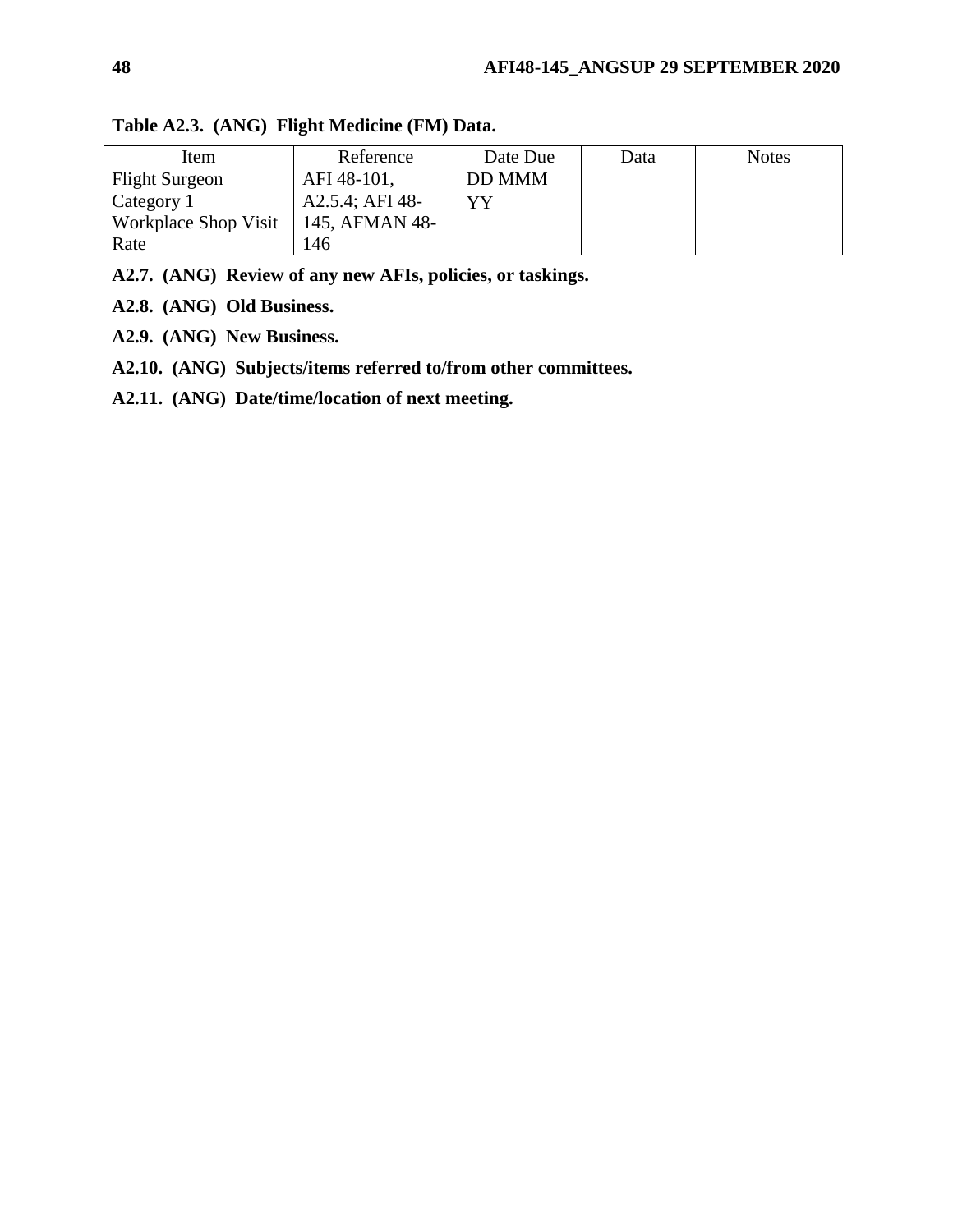**Table A2.3. (ANG) Flight Medicine (FM) Data.**

| Item | Reference | Date Due | Data | Notes |
|---|---|---|---|---|
| Flight Surgeon Category 1 Workplace Shop Visit Rate | AFI 48-101, A2.5.4; AFI 48-145, AFMAN 48-146 | DD MMM YY | | |

**A2.7. (ANG) Review of any new AFIs, policies, or taskings.**

**A2.8. (ANG) Old Business.**

**A2.9. (ANG) New Business.**

**A2.10. (ANG) Subjects/items referred to/from other committees.**

**A2.11. (ANG) Date/time/location of next meeting.**